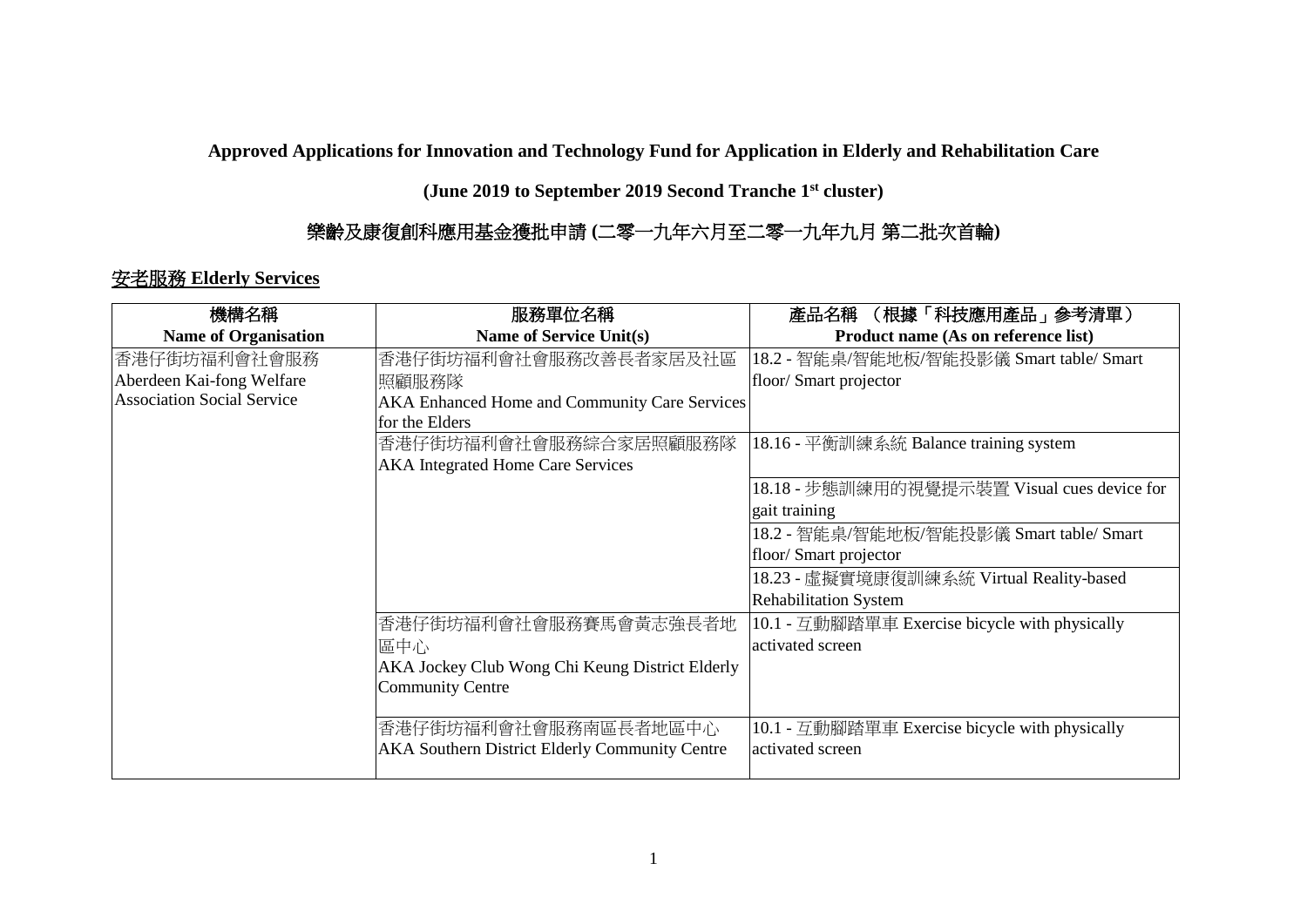**Approved Applications for Innovation and Technology Fund for Application in Elderly and Rehabilitation Care**

**(June 2019 to September 2019 Second Tranche 1st cluster)**

**樂齡及康復創科應用基金獲批申請 (二零一九年六月至二零一九年九月 第二批次首輪)**

## 安老服務 Elderly Services

| 機構名稱<br>Name of Organisation | 服務單位名稱<br>Name of Service Unit(s) | 產品名稱 （根據「科技應用產品」參考清單）<br>Product name (As on reference list) |
|---|---|---|
| 香港仔街坊福利會社會服務<br>Aberdeen Kai-fong Welfare Association Social Service | 香港仔街坊福利會社會服務改善長者家居及社區照顧服務隊<br>AKA Enhanced Home and Community Care Services for the Elders | 18.2 - 智能桌/智能地板/智能投影儀 Smart table/ Smart floor/ Smart projector |
| | 香港仔街坊福利會社會服務綜合家居照顧服務隊<br>AKA Integrated Home Care Services | 18.16 - 平衡訓練系統 Balance training system |
| | | 18.18 - 步態訓練用的視覺提示裝置 Visual cues device for gait training |
| | | 18.2 - 智能桌/智能地板/智能投影儀 Smart table/ Smart floor/ Smart projector |
| | | 18.23 - 虛擬實境康復訓練系統 Virtual Reality-based Rehabilitation System |
| | 香港仔街坊福利會社會服務賽馬會黃志強長者地區中心<br>AKA Jockey Club Wong Chi Keung District Elderly Community Centre | 10.1 - 互動腳踏單車 Exercise bicycle with physically activated screen |
| | 香港仔街坊福利會社會服務南區長者地區中心<br>AKA Southern District Elderly Community Centre | 10.1 - 互動腳踏單車 Exercise bicycle with physically activated screen |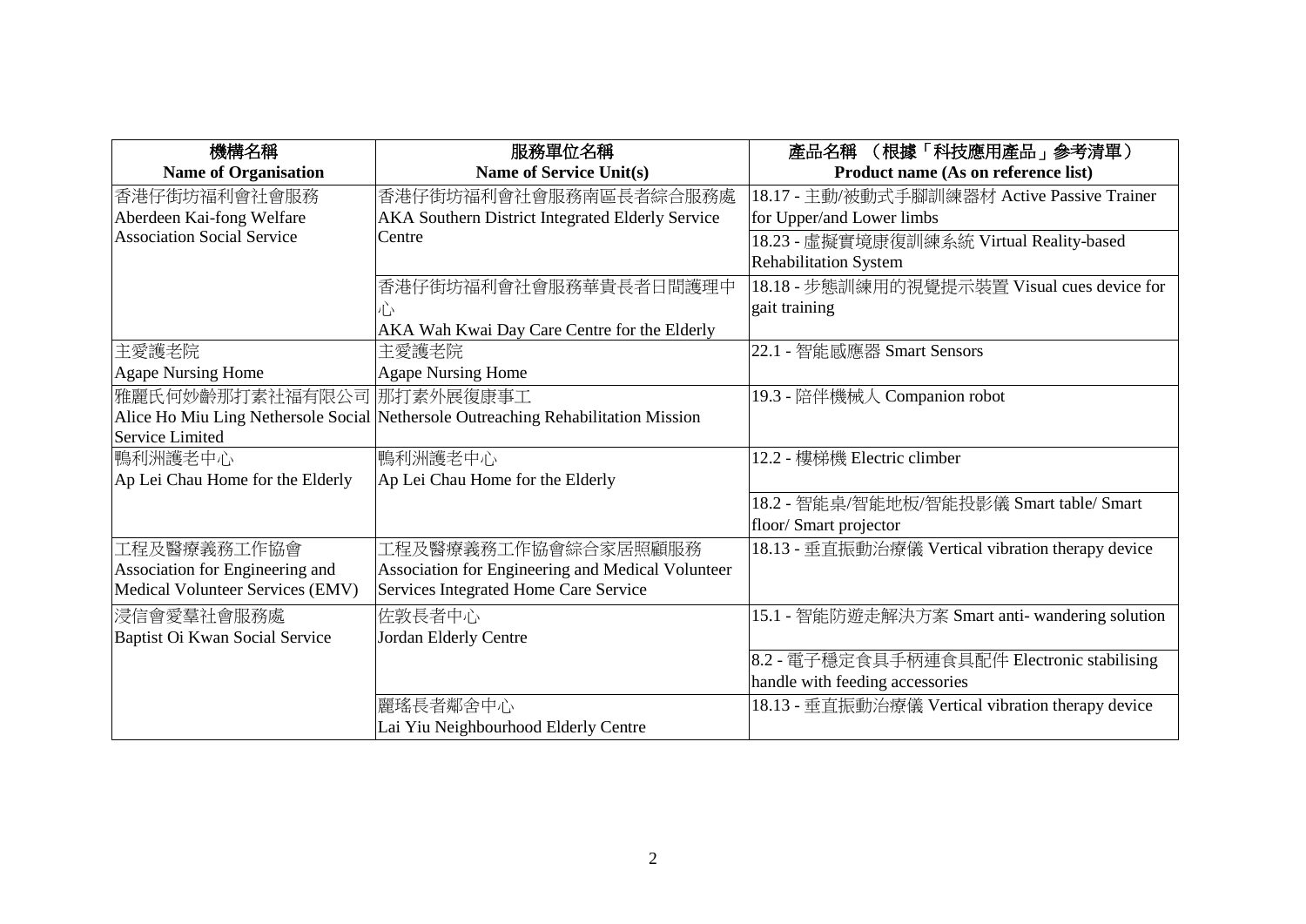| 機構名稱<br>Name of Organisation | 服務單位名稱<br>Name of Service Unit(s) | 產品名稱 （根據「科技應用產品」參考清單）<br>Product name (As on reference list) |
|---|---|---|
| 香港仔街坊福利會社會服務<br>Aberdeen Kai-fong Welfare Association Social Service | 香港仔街坊福利會社會服務南區長者綜合服務處<br>AKA Southern District Integrated Elderly Service Centre | 18.17 - 主動/被動式手腳訓練器材 Active Passive Trainer for Upper/and Lower limbs |
| | | 18.23 - 虛擬實境康復訓練系統 Virtual Reality-based Rehabilitation System |
| | 香港仔街坊福利會社會服務華貴長者日間護理中心<br>AKA Wah Kwai Day Care Centre for the Elderly | 18.18 - 步態訓練用的視覺提示裝置 Visual cues device for gait training |
| 主愛護老院<br>Agape Nursing Home | 主愛護老院<br>Agape Nursing Home | 22.1 - 智能感應器 Smart Sensors |
| 雅麗氏何妙齡那打素社福有限公司<br>Alice Ho Miu Ling Nethersole Social Service Limited | 那打素外展復康事工<br>Nethersole Outreaching Rehabilitation Mission | 19.3 - 陪伴機械人 Companion robot |
| 鴨利洲護老中心<br>Ap Lei Chau Home for the Elderly | 鴨利洲護老中心<br>Ap Lei Chau Home for the Elderly | 12.2 - 樓梯機 Electric climber |
| | | 18.2 - 智能桌/智能地板/智能投影儀 Smart table/ Smart floor/ Smart projector |
| 工程及醫療義務工作協會<br>Association for Engineering and Medical Volunteer Services (EMV) | 工程及醫療義務工作協會綜合家居照顧服務<br>Association for Engineering and Medical Volunteer Services Integrated Home Care Service | 18.13 - 垂直振動治療儀 Vertical vibration therapy device |
| 浸信會愛羣社會服務處<br>Baptist Oi Kwan Social Service | 佐敦長者中心<br>Jordan Elderly Centre | 15.1 - 智能防遊走解決方案 Smart anti- wandering solution |
| | | 8.2 - 電子穩定食具手柄連食具配件 Electronic stabilising handle with feeding accessories |
| | 麗瑤長者鄰舍中心<br>Lai Yiu Neighbourhood Elderly Centre | 18.13 - 垂直振動治療儀 Vertical vibration therapy device |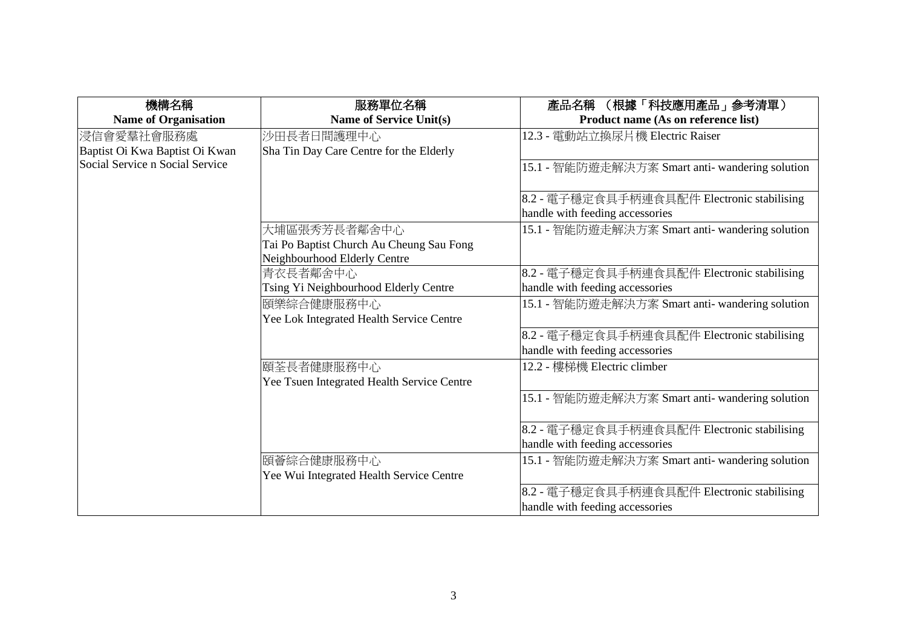| 機構名稱<br>**Name of Organisation** | 服務單位名稱<br>**Name of Service Unit(s)** | 產品名稱 （根據「科技應用產品」參考清單）<br>**Product name (As on reference list)** |
|---|---|---|
| 浸信會愛羣社會服務處<br>Baptist Oi Kwa Baptist Oi Kwan Social Service n Social Service | 沙田長者日間護理中心<br>Sha Tin Day Care Centre for the Elderly | 12.3 - 電動站立換尿片機 Electric Raiser |
| | | 15.1 - 智能防遊走解決方案 Smart anti- wandering solution |
| | | 8.2 - 電子穩定食具手柄連食具配件 Electronic stabilising handle with feeding accessories |
| | 大埔區張秀芳長者鄰舍中心<br>Tai Po Baptist Church Au Cheung Sau Fong Neighbourhood Elderly Centre | 15.1 - 智能防遊走解決方案 Smart anti- wandering solution |
| | 青衣長者鄰舍中心<br>Tsing Yi Neighbourhood Elderly Centre | 8.2 - 電子穩定食具手柄連食具配件 Electronic stabilising handle with feeding accessories |
| | 頤樂綜合健康服務中心<br>Yee Lok Integrated Health Service Centre | 15.1 - 智能防遊走解決方案 Smart anti- wandering solution |
| | | 8.2 - 電子穩定食具手柄連食具配件 Electronic stabilising handle with feeding accessories |
| | 頤荃長者健康服務中心<br>Yee Tsuen Integrated Health Service Centre | 12.2 - 樓梯機 Electric climber |
| | | 15.1 - 智能防遊走解決方案 Smart anti- wandering solution |
| | | 8.2 - 電子穩定食具手柄連食具配件 Electronic stabilising handle with feeding accessories |
| | 頤薈綜合健康服務中心<br>Yee Wui Integrated Health Service Centre | 15.1 - 智能防遊走解決方案 Smart anti- wandering solution |
| | | 8.2 - 電子穩定食具手柄連食具配件 Electronic stabilising handle with feeding accessories |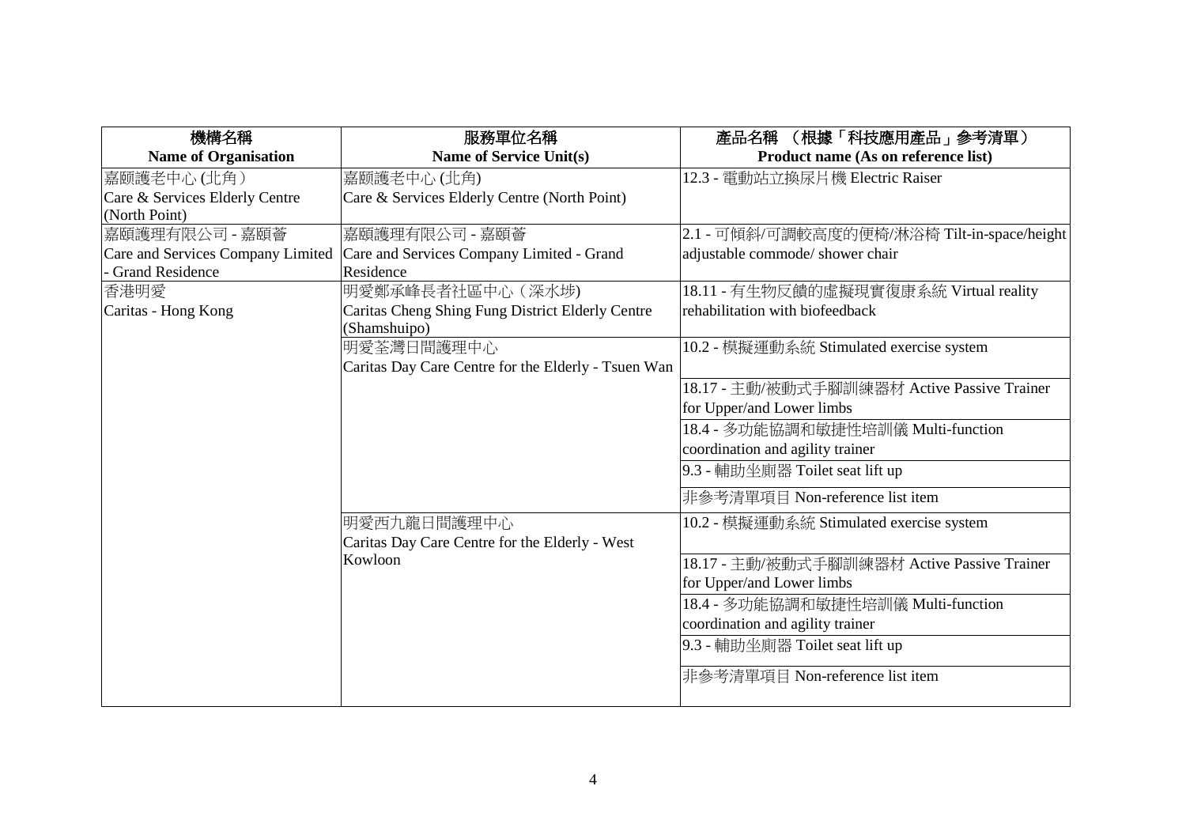| 機構名稱<br>**Name of Organisation** | 服務單位名稱<br>**Name of Service Unit(s)** | 產品名稱 （根據「科技應用產品」參考清單）<br>**Product name (As on reference list)** |
|---|---|---|
| 嘉頤護老中心 (北角）<br>Care & Services Elderly Centre (North Point) | 嘉頤護老中心 (北角)<br>Care & Services Elderly Centre (North Point) | 12.3 - 電動站立換尿片機 Electric Raiser |
| 嘉頤護理有限公司 - 嘉頤薈<br>Care and Services Company Limited - Grand Residence | 嘉頤護理有限公司 - 嘉頤薈<br>Care and Services Company Limited - Grand Residence | 2.1 - 可傾斜/可調較高度的便椅/淋浴椅 Tilt-in-space/height adjustable commode/ shower chair |
| 香港明愛<br>Caritas - Hong Kong | 明愛鄭承峰長者社區中心（深水埗)<br>Caritas Cheng Shing Fung District Elderly Centre (Shamshuipo) | 18.11 - 有生物反饋的虛擬現實復康系統 Virtual reality rehabilitation with biofeedback |
| | 明愛荃灣日間護理中心<br>Caritas Day Care Centre for the Elderly - Tsuen Wan | 10.2 - 模擬運動系統 Stimulated exercise system |
| | | 18.17 - 主動/被動式手腳訓練器材 Active Passive Trainer for Upper/and Lower limbs |
| | | 18.4 - 多功能協調和敏捷性培訓儀 Multi-function coordination and agility trainer |
| | | 9.3 - 輔助坐廁器 Toilet seat lift up |
| | | 非參考清單項目 Non-reference list item |
| | 明愛西九龍日間護理中心<br>Caritas Day Care Centre for the Elderly - West Kowloon | 10.2 - 模擬運動系統 Stimulated exercise system |
| | | 18.17 - 主動/被動式手腳訓練器材 Active Passive Trainer for Upper/and Lower limbs |
| | | 18.4 - 多功能協調和敏捷性培訓儀 Multi-function coordination and agility trainer |
| | | 9.3 - 輔助坐廁器 Toilet seat lift up |
| | | 非參考清單項目 Non-reference list item |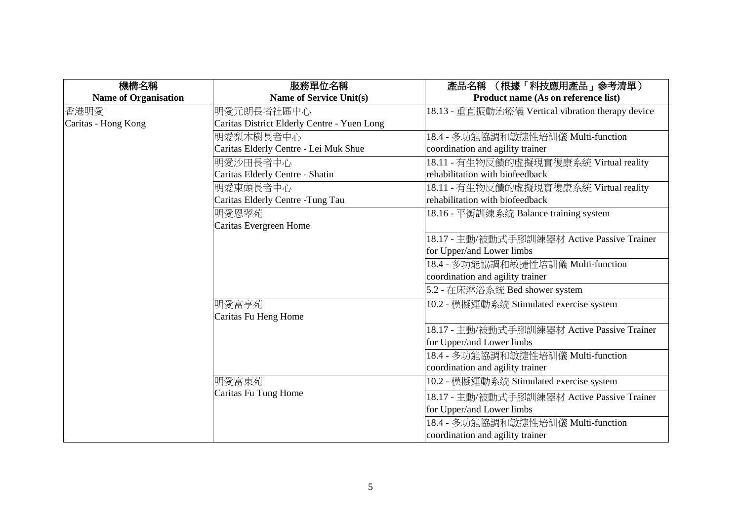| 機構名稱<br>Name of Organisation | 服務單位名稱<br>Name of Service Unit(s) | 產品名稱 （根據「科技應用產品」參考清單）<br>Product name (As on reference list) |
|---|---|---|
| 香港明愛<br>Caritas - Hong Kong | 明愛元朗長者社區中心<br>Caritas District Elderly Centre - Yuen Long | 18.13 - 垂直振動治療儀 Vertical vibration therapy device |
| | 明愛梨木樹長者中心<br>Caritas Elderly Centre - Lei Muk Shue | 18.4 - 多功能協調和敏捷性培訓儀 Multi-function coordination and agility trainer |
| | 明愛沙田長者中心<br>Caritas Elderly Centre - Shatin | 18.11 - 有生物反饋的虛擬現實復康系統 Virtual reality rehabilitation with biofeedback |
| | 明愛東頭長者中心<br>Caritas Elderly Centre -Tung Tau | 18.11 - 有生物反饋的虛擬現實復康系統 Virtual reality rehabilitation with biofeedback |
| | 明愛恩翠苑<br>Caritas Evergreen Home | 18.16 - 平衡訓練系統 Balance training system |
| | | 18.17 - 主動/被動式手腳訓練器材 Active Passive Trainer for Upper/and Lower limbs |
| | | 18.4 - 多功能協調和敏捷性培訓儀 Multi-function coordination and agility trainer |
| | | 5.2 - 在床淋浴系统 Bed shower system |
| | 明愛富亨苑<br>Caritas Fu Heng Home | 10.2 - 模擬運動系統 Stimulated exercise system |
| | | 18.17 - 主動/被動式手腳訓練器材 Active Passive Trainer for Upper/and Lower limbs |
| | | 18.4 - 多功能協調和敏捷性培訓儀 Multi-function coordination and agility trainer |
| | 明愛富東苑<br>Caritas Fu Tung Home | 10.2 - 模擬運動系統 Stimulated exercise system |
| | | 18.17 - 主動/被動式手腳訓練器材 Active Passive Trainer for Upper/and Lower limbs |
| | | 18.4 - 多功能協調和敏捷性培訓儀 Multi-function coordination and agility trainer |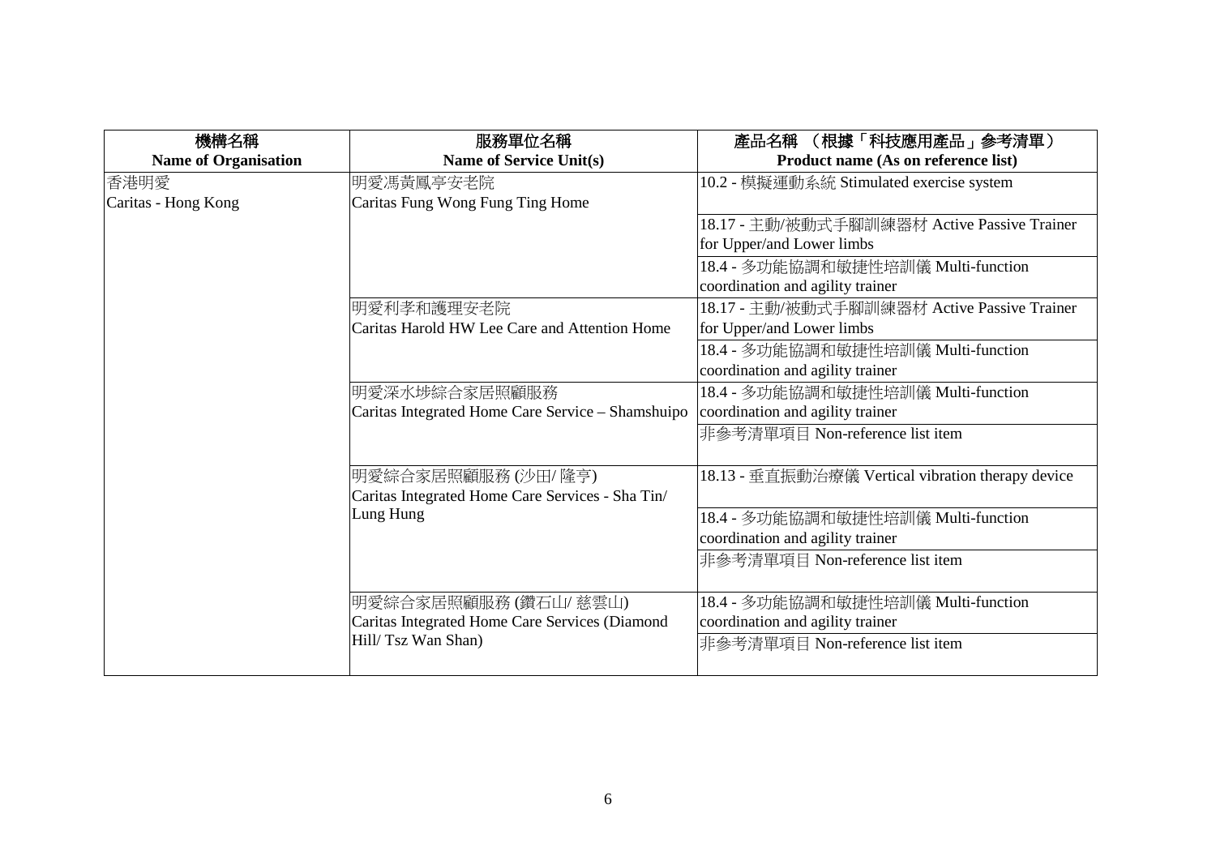| 機構名稱<br>**Name of Organisation** | 服務單位名稱<br>**Name of Service Unit(s)** | 產品名稱 （根據「科技應用產品」參考清單）<br>**Product name (As on reference list)** |
|---|---|---|
| 香港明愛<br>Caritas - Hong Kong | 明愛馮黃鳳亭安老院<br>Caritas Fung Wong Fung Ting Home | 10.2 - 模擬運動系統 Stimulated exercise system |
| | | 18.17 - 主動/被動式手腳訓練器材 Active Passive Trainer for Upper/and Lower limbs |
| | | 18.4 - 多功能協調和敏捷性培訓儀 Multi-function coordination and agility trainer |
| | 明愛利孝和護理安老院<br>Caritas Harold HW Lee Care and Attention Home | 18.17 - 主動/被動式手腳訓練器材 Active Passive Trainer for Upper/and Lower limbs |
| | | 18.4 - 多功能協調和敏捷性培訓儀 Multi-function coordination and agility trainer |
| | 明愛深水埗綜合家居照顧服務<br>Caritas Integrated Home Care Service – Shamshuipo | 18.4 - 多功能協調和敏捷性培訓儀 Multi-function coordination and agility trainer |
| | | 非參考清單項目 Non-reference list item |
| | 明愛綜合家居照顧服務 (沙田/ 隆亨)<br>Caritas Integrated Home Care Services - Sha Tin/ Lung Hung | 18.13 - 垂直振動治療儀 Vertical vibration therapy device |
| | | 18.4 - 多功能協調和敏捷性培訓儀 Multi-function coordination and agility trainer |
| | | 非參考清單項目 Non-reference list item |
| | 明愛綜合家居照顧服務 (鑽石山/ 慈雲山)<br>Caritas Integrated Home Care Services (Diamond Hill/ Tsz Wan Shan) | 18.4 - 多功能協調和敏捷性培訓儀 Multi-function coordination and agility trainer |
| | | 非參考清單項目 Non-reference list item |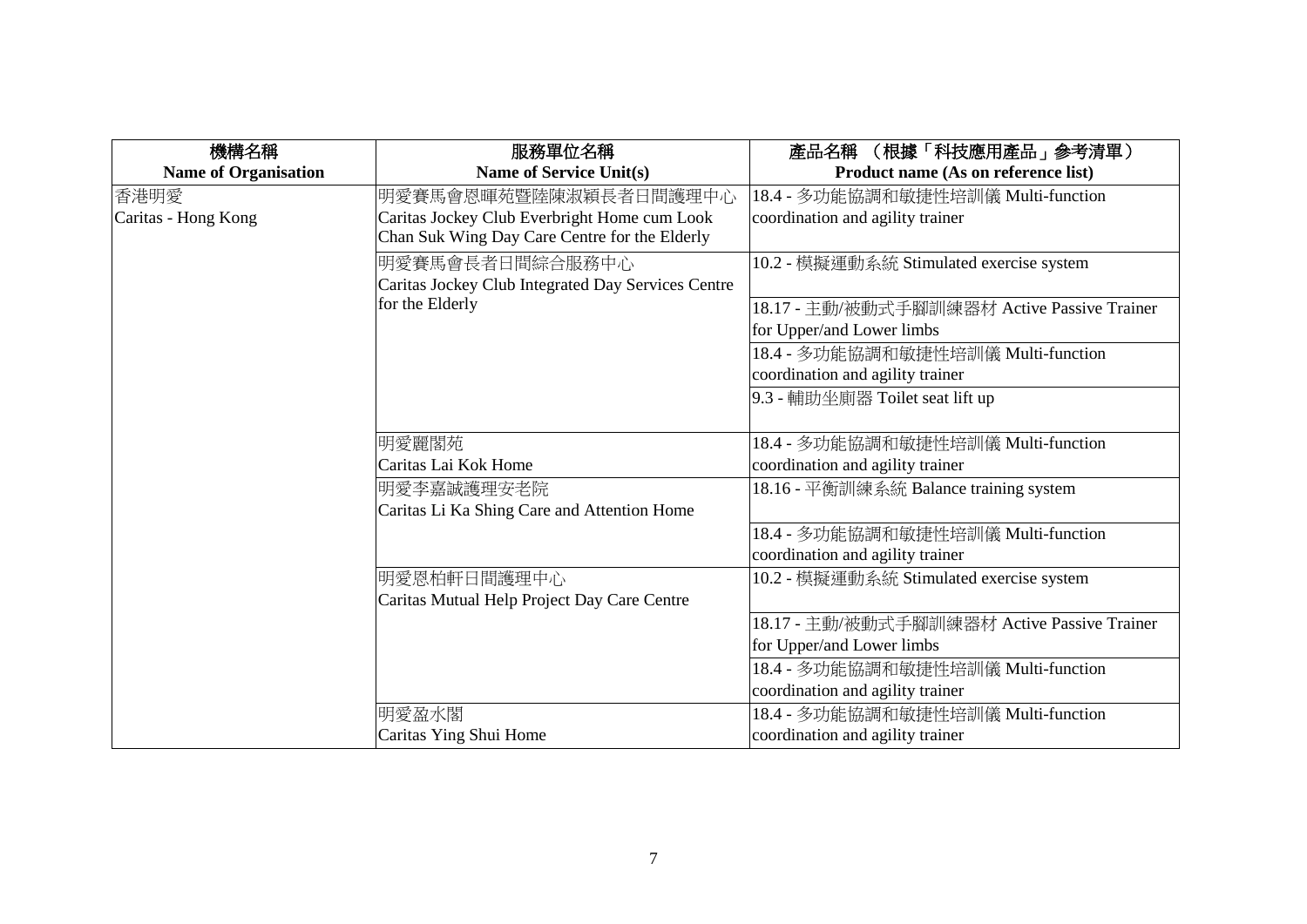| 機構名稱<br>**Name of Organisation** | 服務單位名稱<br>**Name of Service Unit(s)** | 產品名稱 （根據「科技應用產品」參考清單）<br>**Product name (As on reference list)** |
|---|---|---|
| 香港明愛<br>Caritas - Hong Kong | 明愛賽馬會恩暉苑暨陸陳淑穎長者日間護理中心<br>Caritas Jockey Club Everbright Home cum Look Chan Suk Wing Day Care Centre for the Elderly | 18.4 - 多功能協調和敏捷性培訓儀 Multi-function coordination and agility trainer |
| | 明愛賽馬會長者日間綜合服務中心<br>Caritas Jockey Club Integrated Day Services Centre for the Elderly | 10.2 - 模擬運動系統 Stimulated exercise system |
| | | 18.17 - 主動/被動式手腳訓練器材 Active Passive Trainer for Upper/and Lower limbs |
| | | 18.4 - 多功能協調和敏捷性培訓儀 Multi-function coordination and agility trainer |
| | | 9.3 - 輔助坐廁器 Toilet seat lift up |
| | 明愛麗閣苑<br>Caritas Lai Kok Home | 18.4 - 多功能協調和敏捷性培訓儀 Multi-function coordination and agility trainer |
| | 明愛李嘉誠護理安老院<br>Caritas Li Ka Shing Care and Attention Home | 18.16 - 平衡訓練系統 Balance training system |
| | | 18.4 - 多功能協調和敏捷性培訓儀 Multi-function coordination and agility trainer |
| | 明愛恩柏軒日間護理中心<br>Caritas Mutual Help Project Day Care Centre | 10.2 - 模擬運動系統 Stimulated exercise system |
| | | 18.17 - 主動/被動式手腳訓練器材 Active Passive Trainer for Upper/and Lower limbs |
| | | 18.4 - 多功能協調和敏捷性培訓儀 Multi-function coordination and agility trainer |
| | 明愛盈水閣<br>Caritas Ying Shui Home | 18.4 - 多功能協調和敏捷性培訓儀 Multi-function coordination and agility trainer |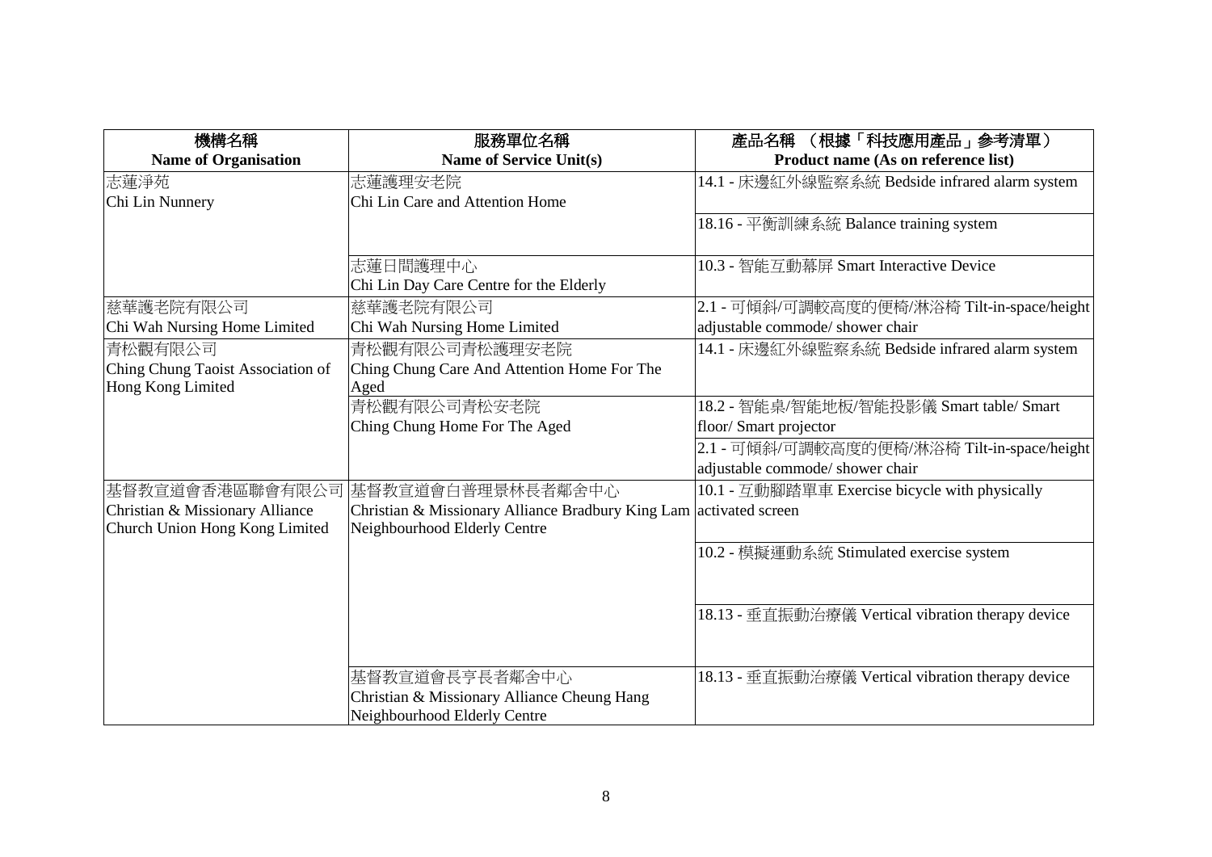| 機構名稱<br>**Name of Organisation** | 服務單位名稱<br>**Name of Service Unit(s)** | 產品名稱 （根據「科技應用產品」參考清單）<br>**Product name (As on reference list)** |
|---|---|---|
| 志蓮淨苑<br>Chi Lin Nunnery | 志蓮護理安老院<br>Chi Lin Care and Attention Home | 14.1 - 床邊紅外線監察系統 Bedside infrared alarm system |
| | | 18.16 - 平衡訓練系統 Balance training system |
| | 志蓮日間護理中心<br>Chi Lin Day Care Centre for the Elderly | 10.3 - 智能互動幕屏 Smart Interactive Device |
| 慈華護老院有限公司<br>Chi Wah Nursing Home Limited | 慈華護老院有限公司<br>Chi Wah Nursing Home Limited | 2.1 - 可傾斜/可調較高度的便椅/淋浴椅 Tilt-in-space/height adjustable commode/ shower chair |
| 青松觀有限公司<br>Ching Chung Taoist Association of Hong Kong Limited | 青松觀有限公司青松護理安老院<br>Ching Chung Care And Attention Home For The Aged | 14.1 - 床邊紅外線監察系統 Bedside infrared alarm system |
| | 青松觀有限公司青松安老院<br>Ching Chung Home For The Aged | 18.2 - 智能桌/智能地板/智能投影儀 Smart table/ Smart floor/ Smart projector |
| | | 2.1 - 可傾斜/可調較高度的便椅/淋浴椅 Tilt-in-space/height adjustable commode/ shower chair |
| 基督教宣道會香港區聯會有限公司<br>Christian & Missionary Alliance Church Union Hong Kong Limited | 基督教宣道會白普理景林長者鄰舍中心<br>Christian & Missionary Alliance Bradbury King Lam Neighbourhood Elderly Centre | 10.1 - 互動腳踏單車 Exercise bicycle with physically activated screen |
| | | 10.2 - 模擬運動系統 Stimulated exercise system |
| | | 18.13 - 垂直振動治療儀 Vertical vibration therapy device |
| | 基督教宣道會長亨長者鄰舍中心<br>Christian & Missionary Alliance Cheung Hang Neighbourhood Elderly Centre | 18.13 - 垂直振動治療儀 Vertical vibration therapy device |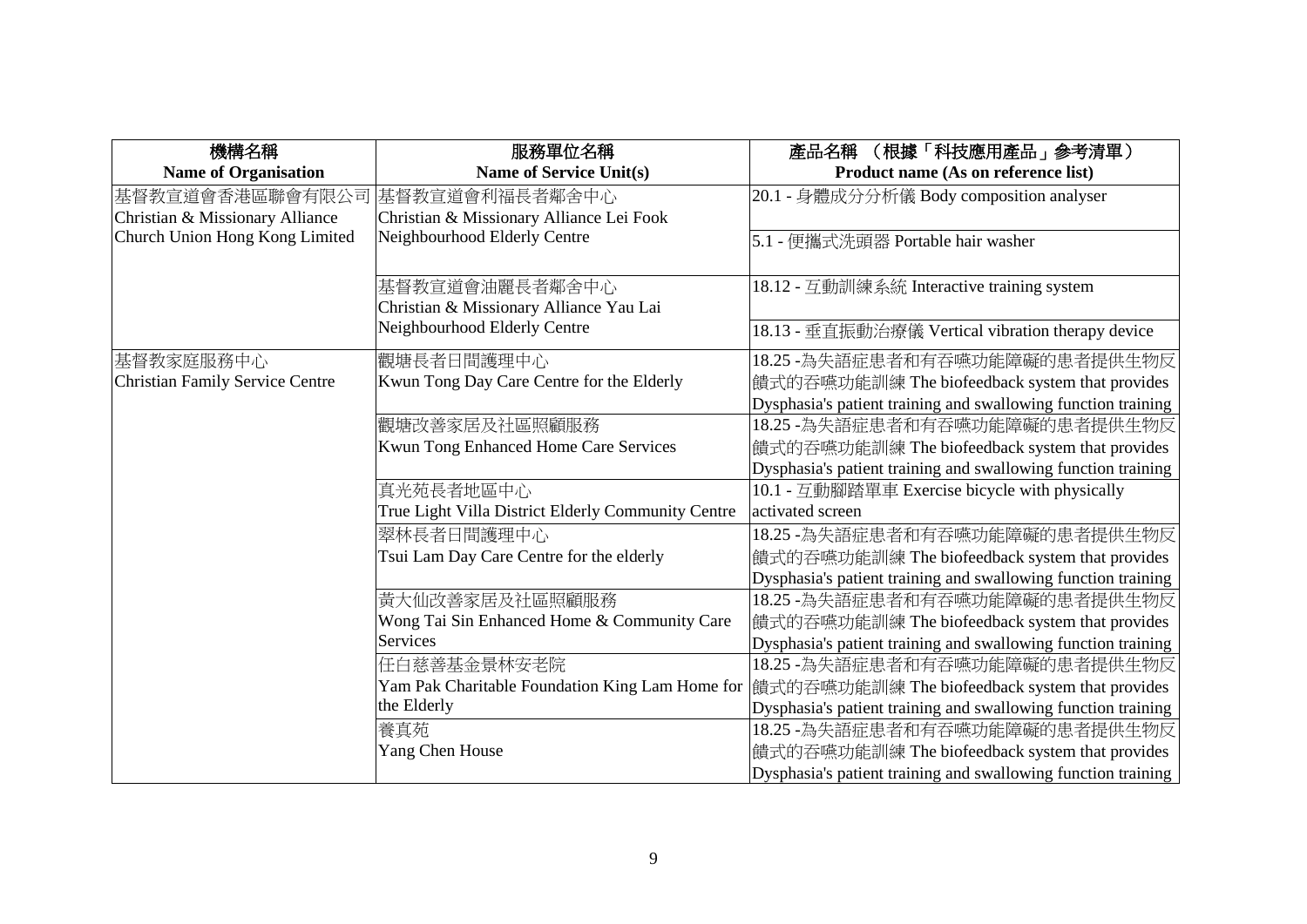| 機構名稱<br>Name of Organisation | 服務單位名稱<br>Name of Service Unit(s) | 產品名稱 （根據「科技應用產品」參考清單）<br>Product name (As on reference list) |
|---|---|---|
| 基督教宣道會香港區聯會有限公司<br>Christian & Missionary Alliance Church Union Hong Kong Limited | 基督教宣道會利福長者鄰舍中心<br>Christian & Missionary Alliance Lei Fook Neighbourhood Elderly Centre | 20.1 - 身體成分分析儀 Body composition analyser |
| | | 5.1 - 便攜式洗頭器 Portable hair washer |
| | 基督教宣道會油麗長者鄰舍中心<br>Christian & Missionary Alliance Yau Lai Neighbourhood Elderly Centre | 18.12 - 互動訓練系統 Interactive training system |
| | | 18.13 - 垂直振動治療儀 Vertical vibration therapy device |
| 基督教家庭服務中心<br>Christian Family Service Centre | 觀塘長者日間護理中心<br>Kwun Tong Day Care Centre for the Elderly | 18.25 -為失語症患者和有吞嚥功能障礙的患者提供生物反饋式的吞嚥功能訓練 The biofeedback system that provides Dysphasia's patient training and swallowing function training |
| | 觀塘改善家居及社區照顧服務<br>Kwun Tong Enhanced Home Care Services | 18.25 -為失語症患者和有吞嚥功能障礙的患者提供生物反饋式的吞嚥功能訓練 The biofeedback system that provides Dysphasia's patient training and swallowing function training |
| | 真光苑長者地區中心<br>True Light Villa District Elderly Community Centre | 10.1 - 互動腳踏單車 Exercise bicycle with physically activated screen |
| | 翠林長者日間護理中心<br>Tsui Lam Day Care Centre for the elderly | 18.25 -為失語症患者和有吞嚥功能障礙的患者提供生物反饋式的吞嚥功能訓練 The biofeedback system that provides Dysphasia's patient training and swallowing function training |
| | 黃大仙改善家居及社區照顧服務<br>Wong Tai Sin Enhanced Home & Community Care Services | 18.25 -為失語症患者和有吞嚥功能障礙的患者提供生物反饋式的吞嚥功能訓練 The biofeedback system that provides Dysphasia's patient training and swallowing function training |
| | 任白慈善基金景林安老院<br>Yam Pak Charitable Foundation King Lam Home for the Elderly | 18.25 -為失語症患者和有吞嚥功能障礙的患者提供生物反饋式的吞嚥功能訓練 The biofeedback system that provides Dysphasia's patient training and swallowing function training |
| | 養真苑<br>Yang Chen House | 18.25 -為失語症患者和有吞嚥功能障礙的患者提供生物反饋式的吞嚥功能訓練 The biofeedback system that provides Dysphasia's patient training and swallowing function training |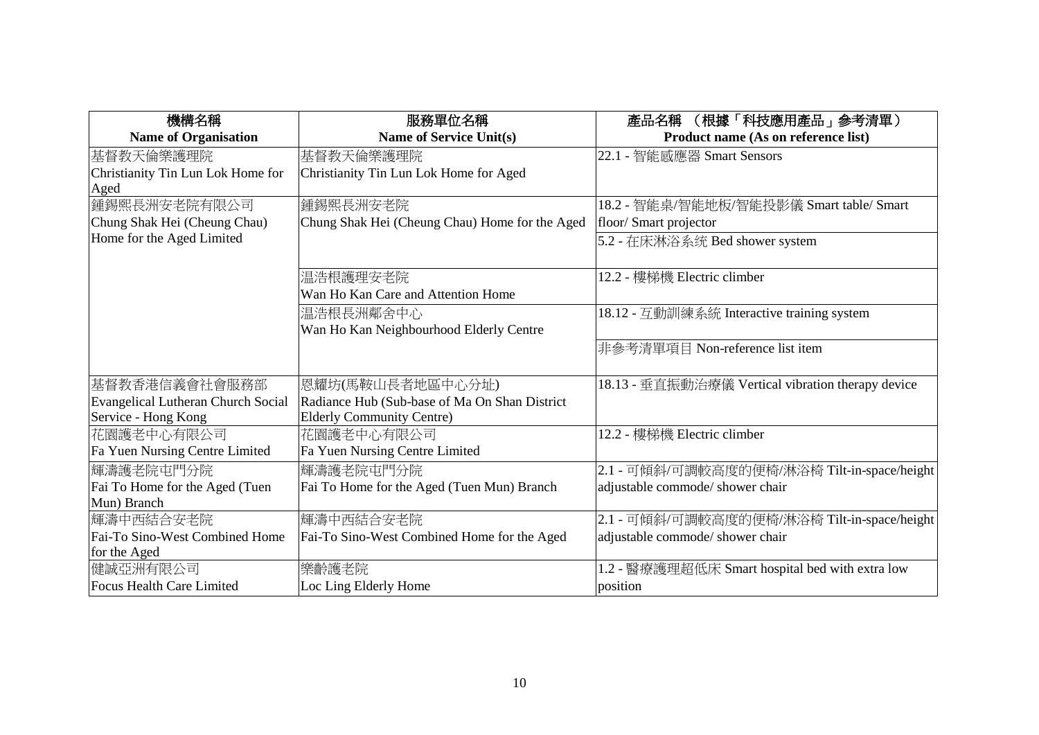| 機構名稱<br>Name of Organisation | 服務單位名稱<br>Name of Service Unit(s) | 產品名稱 （根據「科技應用產品」參考清單）<br>Product name (As on reference list) |
|---|---|---|
| 基督教天倫樂護理院<br>Christianity Tin Lun Lok Home for Aged | 基督教天倫樂護理院<br>Christianity Tin Lun Lok Home for Aged | 22.1 - 智能感應器 Smart Sensors |
| 鍾錫熙長洲安老院有限公司<br>Chung Shak Hei (Cheung Chau) Home for the Aged Limited | 鍾錫熙長洲安老院<br>Chung Shak Hei (Cheung Chau) Home for the Aged | 18.2 - 智能桌/智能地板/智能投影儀 Smart table/ Smart floor/ Smart projector |
| | | 5.2 - 在床淋浴系统 Bed shower system |
| | 温浩根護理安老院<br>Wan Ho Kan Care and Attention Home | 12.2 - 樓梯機 Electric climber |
| | 温浩根長洲鄰舍中心<br>Wan Ho Kan Neighbourhood Elderly Centre | 18.12 - 互動訓練系統 Interactive training system |
| | | 非參考清單項目 Non-reference list item |
| 基督教香港信義會社會服務部<br>Evangelical Lutheran Church Social Service - Hong Kong | 恩耀坊(馬鞍山長者地區中心分址)<br>Radiance Hub (Sub-base of Ma On Shan District Elderly Community Centre) | 18.13 - 垂直振動治療儀 Vertical vibration therapy device |
| 花園護老中心有限公司<br>Fa Yuen Nursing Centre Limited | 花園護老中心有限公司<br>Fa Yuen Nursing Centre Limited | 12.2 - 樓梯機 Electric climber |
| 輝濤護老院屯門分院<br>Fai To Home for the Aged (Tuen Mun) Branch | 輝濤護老院屯門分院<br>Fai To Home for the Aged (Tuen Mun) Branch | 2.1 - 可傾斜/可調較高度的便椅/淋浴椅 Tilt-in-space/height adjustable commode/ shower chair |
| 輝濤中西結合安老院<br>Fai-To Sino-West Combined Home for the Aged | 輝濤中西結合安老院<br>Fai-To Sino-West Combined Home for the Aged | 2.1 - 可傾斜/可調較高度的便椅/淋浴椅 Tilt-in-space/height adjustable commode/ shower chair |
| 健誠亞洲有限公司<br>Focus Health Care Limited | 樂齡護老院<br>Loc Ling Elderly Home | 1.2 - 醫療護理超低床 Smart hospital bed with extra low position |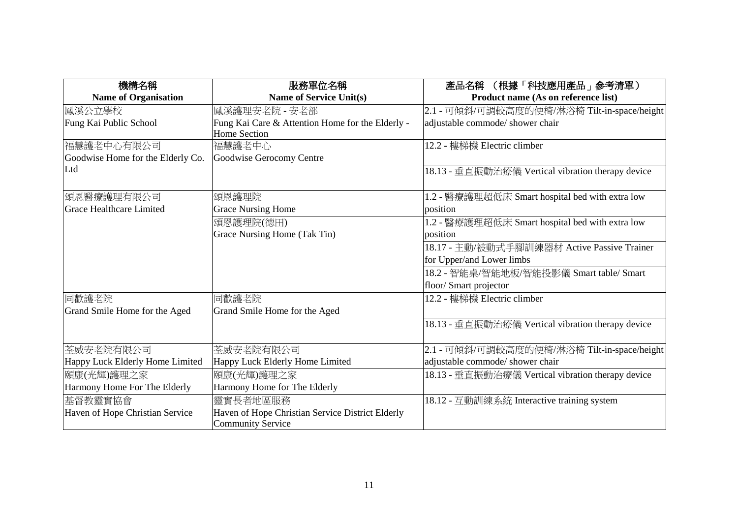| 機構名稱<br>**Name of Organisation** | 服務單位名稱<br>**Name of Service Unit(s)** | 產品名稱 （根據「科技應用產品」參考清單）<br>**Product name (As on reference list)** |
|---|---|---|
| 鳳溪公立學校<br>Fung Kai Public School | 鳳溪護理安老院 - 安老部<br>Fung Kai Care & Attention Home for the Elderly - Home Section | 2.1 - 可傾斜/可調較高度的便椅/淋浴椅 Tilt-in-space/height adjustable commode/ shower chair |
| 福慧護老中心有限公司<br>Goodwise Home for the Elderly Co. Ltd | 福慧護老中心<br>Goodwise Gerocomy Centre | 12.2 - 樓梯機 Electric climber |
| | | 18.13 - 垂直振動治療儀 Vertical vibration therapy device |
| 頌恩醫療護理有限公司<br>Grace Healthcare Limited | 頌恩護理院<br>Grace Nursing Home | 1.2 - 醫療護理超低床 Smart hospital bed with extra low position |
| | 頌恩護理院(德田)<br>Grace Nursing Home (Tak Tin) | 1.2 - 醫療護理超低床 Smart hospital bed with extra low position |
| | | 18.17 - 主動/被動式手腳訓練器材 Active Passive Trainer for Upper/and Lower limbs |
| | | 18.2 - 智能桌/智能地板/智能投影儀 Smart table/ Smart floor/ Smart projector |
| 同歡護老院<br>Grand Smile Home for the Aged | 同歡護老院<br>Grand Smile Home for the Aged | 12.2 - 樓梯機 Electric climber |
| | | 18.13 - 垂直振動治療儀 Vertical vibration therapy device |
| 荃威安老院有限公司<br>Happy Luck Elderly Home Limited | 荃威安老院有限公司<br>Happy Luck Elderly Home Limited | 2.1 - 可傾斜/可調較高度的便椅/淋浴椅 Tilt-in-space/height adjustable commode/ shower chair |
| 頤康(光輝)護理之家<br>Harmony Home For The Elderly | 頤康(光輝)護理之家<br>Harmony Home for The Elderly | 18.13 - 垂直振動治療儀 Vertical vibration therapy device |
| 基督教靈實協會<br>Haven of Hope Christian Service | 靈實長者地區服務<br>Haven of Hope Christian Service District Elderly Community Service | 18.12 - 互動訓練系統 Interactive training system |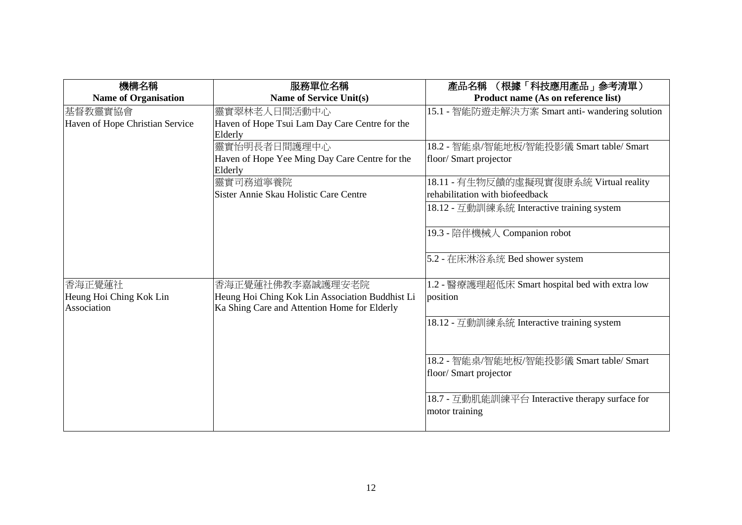| 機構名稱<br>Name of Organisation | 服務單位名稱<br>Name of Service Unit(s) | 產品名稱 （根據「科技應用產品」參考清單）<br>Product name (As on reference list) |
|---|---|---|
| 基督教靈實協會<br>Haven of Hope Christian Service | 靈實翠林老人日間活動中心<br>Haven of Hope Tsui Lam Day Care Centre for the Elderly | 15.1 - 智能防遊走解決方案 Smart anti- wandering solution |
| | 靈實怡明長者日間護理中心<br>Haven of Hope Yee Ming Day Care Centre for the Elderly | 18.2 - 智能桌/智能地板/智能投影儀 Smart table/ Smart floor/ Smart projector |
| | 靈實司務道寧養院<br>Sister Annie Skau Holistic Care Centre | 18.11 - 有生物反饋的虛擬現實復康系統 Virtual reality rehabilitation with biofeedback |
| | | 18.12 - 互動訓練系統 Interactive training system |
| | | 19.3 - 陪伴機械人 Companion robot |
| | | 5.2 - 在床淋浴系統 Bed shower system |
| 香海正覺蓮社<br>Heung Hoi Ching Kok Lin Association | 香海正覺蓮社佛教李嘉誠護理安老院<br>Heung Hoi Ching Kok Lin Association Buddhist Li Ka Shing Care and Attention Home for Elderly | 1.2 - 醫療護理超低床 Smart hospital bed with extra low position |
| | | 18.12 - 互動訓練系統 Interactive training system |
| | | 18.2 - 智能桌/智能地板/智能投影儀 Smart table/ Smart floor/ Smart projector |
| | | 18.7 - 互動肌能訓練平台 Interactive therapy surface for motor training |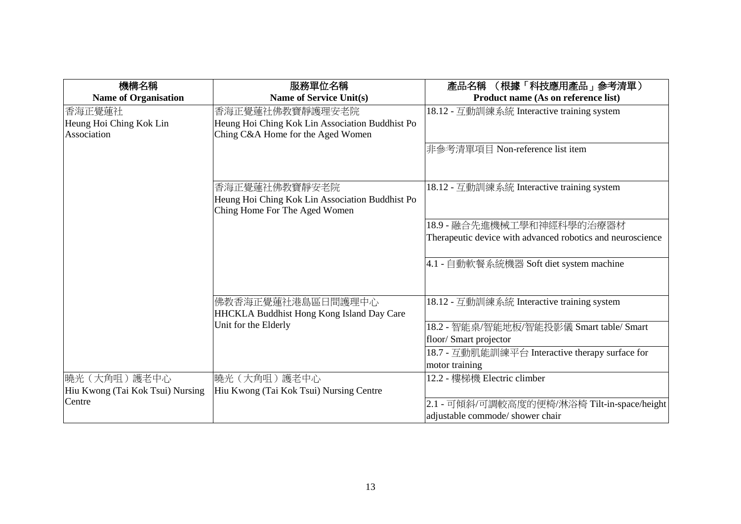| 機構名稱<br>Name of Organisation | 服務單位名稱<br>Name of Service Unit(s) | 產品名稱 （根據「科技應用產品」參考清單）<br>Product name (As on reference list) |
|---|---|---|
| 香海正覺蓮社<br>Heung Hoi Ching Kok Lin Association | 香海正覺蓮社佛教寶靜護理安老院<br>Heung Hoi Ching Kok Lin Association Buddhist Po Ching C&A Home for the Aged Women | 18.12 - 互動訓練系統 Interactive training system |
| | | 非參考清單項目 Non-reference list item |
| | 香海正覺蓮社佛教寶靜安老院<br>Heung Hoi Ching Kok Lin Association Buddhist Po Ching Home For The Aged Women | 18.12 - 互動訓練系統 Interactive training system |
| | | 18.9 - 融合先進機械工學和神經科學的治療器材<br>Therapeutic device with advanced robotics and neuroscience |
| | | 4.1 - 自動軟餐系統機器 Soft diet system machine |
| | 佛教香海正覺蓮社港島區日間護理中心<br>HHCKLA Buddhist Hong Kong Island Day Care Unit for the Elderly | 18.12 - 互動訓練系統 Interactive training system |
| | | 18.2 - 智能桌/智能地板/智能投影儀 Smart table/ Smart floor/ Smart projector |
| | | 18.7 - 互動肌能訓練平台 Interactive therapy surface for motor training |
| 曉光（大角咀）護老中心<br>Hiu Kwong (Tai Kok Tsui) Nursing Centre | 曉光（大角咀）護老中心<br>Hiu Kwong (Tai Kok Tsui) Nursing Centre | 12.2 - 樓梯機 Electric climber |
| | | 2.1 - 可傾斜/可調較高度的便椅/淋浴椅 Tilt-in-space/height adjustable commode/ shower chair |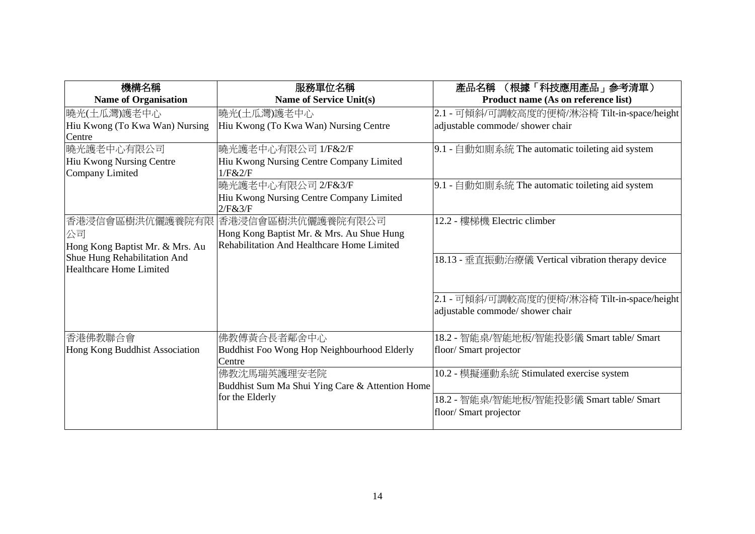| 機構名稱<br>Name of Organisation | 服務單位名稱<br>Name of Service Unit(s) | 產品名稱 （根據「科技應用產品」參考清單）<br>Product name (As on reference list) |
|---|---|---|
| 曉光(土瓜灣)護老中心<br>Hiu Kwong (To Kwa Wan) Nursing Centre | 曉光(土瓜灣)護老中心<br>Hiu Kwong (To Kwa Wan) Nursing Centre | 2.1 - 可傾斜/可調較高度的便椅/淋浴椅 Tilt-in-space/height adjustable commode/ shower chair |
| 曉光護老中心有限公司<br>Hiu Kwong Nursing Centre Company Limited | 曉光護老中心有限公司 1/F&2/F<br>Hiu Kwong Nursing Centre Company Limited 1/F&2/F | 9.1 - 自動如廁系統 The automatic toileting aid system |
| | 曉光護老中心有限公司 2/F&3/F<br>Hiu Kwong Nursing Centre Company Limited 2/F&3/F | 9.1 - 自動如廁系統 The automatic toileting aid system |
| 香港浸信會區樹洪伉儷護養院有限公司<br>Hong Kong Baptist Mr. & Mrs. Au Shue Hung Rehabilitation And Healthcare Home Limited | 香港浸信會區樹洪伉儷護養院有限公司<br>Hong Kong Baptist Mr. & Mrs. Au Shue Hung Rehabilitation And Healthcare Home Limited | 12.2 - 樓梯機 Electric climber |
| | | 18.13 - 垂直振動治療儀 Vertical vibration therapy device |
| | | 2.1 - 可傾斜/可調較高度的便椅/淋浴椅 Tilt-in-space/height adjustable commode/ shower chair |
| 香港佛教聯合會<br>Hong Kong Buddhist Association | 佛教傅黃合長者鄰舍中心<br>Buddhist Foo Wong Hop Neighbourhood Elderly Centre | 18.2 - 智能桌/智能地板/智能投影儀 Smart table/ Smart floor/ Smart projector |
| | 佛教沈馬瑞英護理安老院<br>Buddhist Sum Ma Shui Ying Care & Attention Home for the Elderly | 10.2 - 模擬運動系統 Stimulated exercise system |
| | | 18.2 - 智能桌/智能地板/智能投影儀 Smart table/ Smart floor/ Smart projector |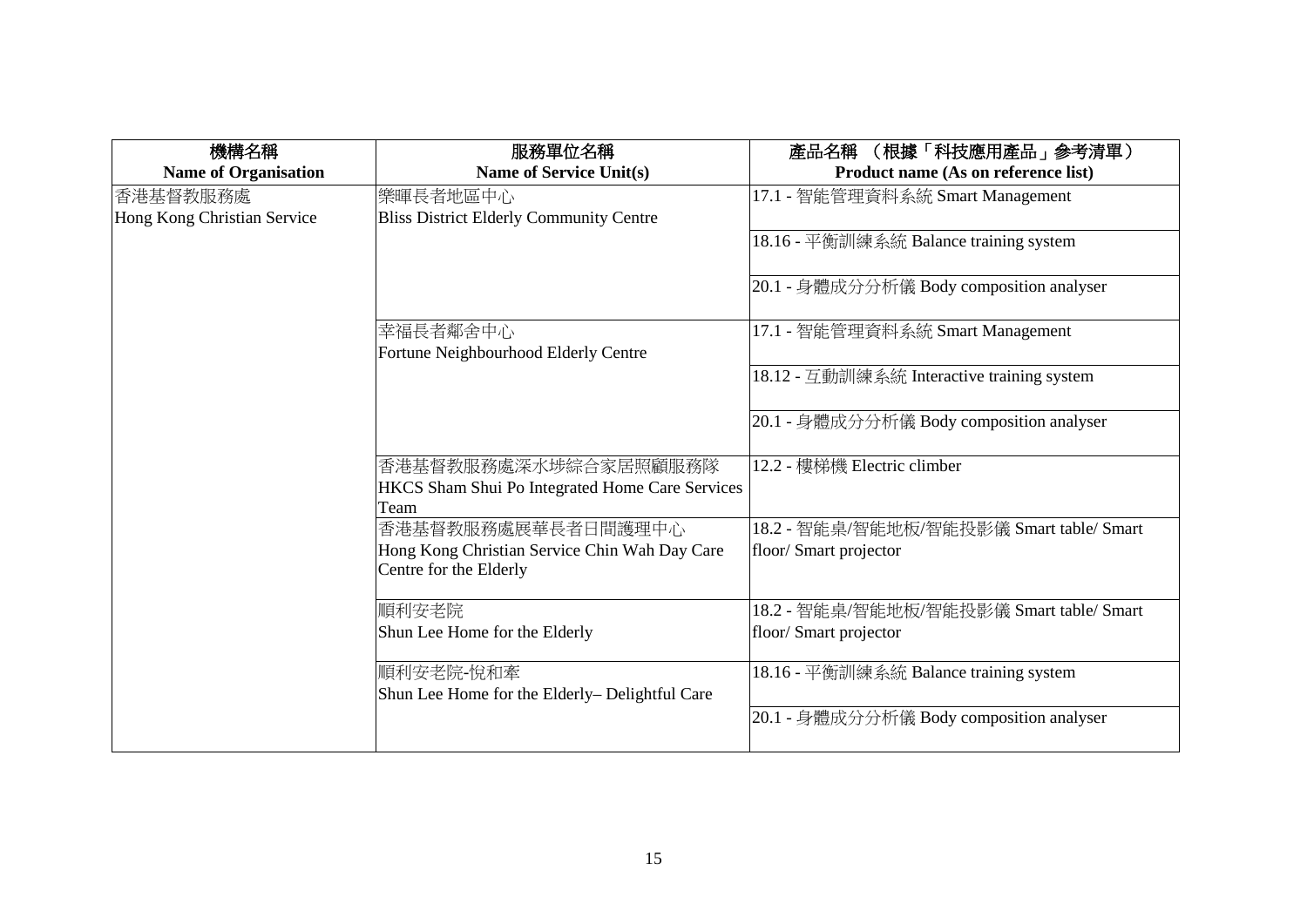| 機構名稱<br>**Name of Organisation** | 服務單位名稱<br>**Name of Service Unit(s)** | 產品名稱 （根據「科技應用產品」參考清單）<br>**Product name (As on reference list)** |
|---|---|---|
| 香港基督教服務處<br>Hong Kong Christian Service | 樂暉長者地區中心<br>Bliss District Elderly Community Centre | 17.1 - 智能管理資料系統 Smart Management |
| | | 18.16 - 平衡訓練系統 Balance training system |
| | | 20.1 - 身體成分分析儀 Body composition analyser |
| | 幸福長者鄰舍中心<br>Fortune Neighbourhood Elderly Centre | 17.1 - 智能管理資料系統 Smart Management |
| | | 18.12 - 互動訓練系統 Interactive training system |
| | | 20.1 - 身體成分分析儀 Body composition analyser |
| | 香港基督教服務處深水埗綜合家居照顧服務隊<br>HKCS Sham Shui Po Integrated Home Care Services Team | 12.2 - 樓梯機 Electric climber |
| | 香港基督教服務處展華長者日間護理中心<br>Hong Kong Christian Service Chin Wah Day Care Centre for the Elderly | 18.2 - 智能桌/智能地板/智能投影儀 Smart table/ Smart floor/ Smart projector |
| | 順利安老院<br>Shun Lee Home for the Elderly | 18.2 - 智能桌/智能地板/智能投影儀 Smart table/ Smart floor/ Smart projector |
| | 順利安老院-悅和牽<br>Shun Lee Home for the Elderly– Delightful Care | 18.16 - 平衡訓練系統 Balance training system |
| | | 20.1 - 身體成分分析儀 Body composition analyser |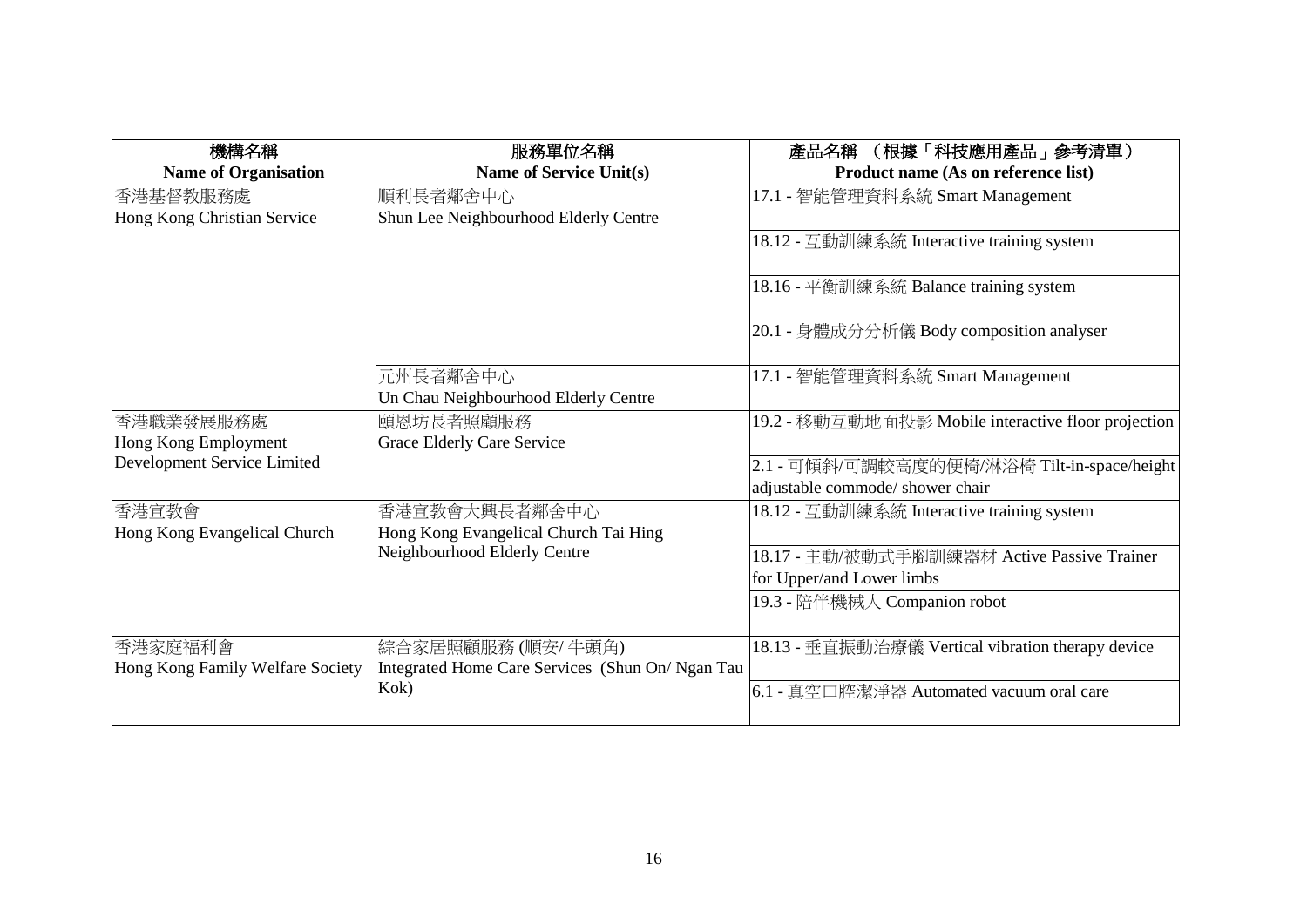| 機構名稱<br>**Name of Organisation** | 服務單位名稱<br>**Name of Service Unit(s)** | 產品名稱 （根據「科技應用產品」參考清單）<br>**Product name (As on reference list)** |
|---|---|---|
| 香港基督教服務處<br>Hong Kong Christian Service | 順利長者鄰舍中心<br>Shun Lee Neighbourhood Elderly Centre | 17.1 - 智能管理資料系統 Smart Management |
| | | 18.12 - 互動訓練系統 Interactive training system |
| | | 18.16 - 平衡訓練系統 Balance training system |
| | | 20.1 - 身體成分分析儀 Body composition analyser |
| | 元州長者鄰舍中心<br>Un Chau Neighbourhood Elderly Centre | 17.1 - 智能管理資料系統 Smart Management |
| 香港職業發展服務處<br>Hong Kong Employment Development Service Limited | 頤恩坊長者照顧服務<br>Grace Elderly Care Service | 19.2 - 移動互動地面投影 Mobile interactive floor projection |
| | | 2.1 - 可傾斜/可調較高度的便椅/淋浴椅 Tilt-in-space/height adjustable commode/ shower chair |
| 香港宣教會<br>Hong Kong Evangelical Church | 香港宣教會大興長者鄰舍中心<br>Hong Kong Evangelical Church Tai Hing Neighbourhood Elderly Centre | 18.12 - 互動訓練系統 Interactive training system |
| | | 18.17 - 主動/被動式手腳訓練器材 Active Passive Trainer for Upper/and Lower limbs |
| | | 19.3 - 陪伴機械人 Companion robot |
| 香港家庭福利會<br>Hong Kong Family Welfare Society | 綜合家居照顧服務 (順安/ 牛頭角)<br>Integrated Home Care Services (Shun On/ Ngan Tau Kok) | 18.13 - 垂直振動治療儀 Vertical vibration therapy device |
| | | 6.1 - 真空口腔潔淨器 Automated vacuum oral care |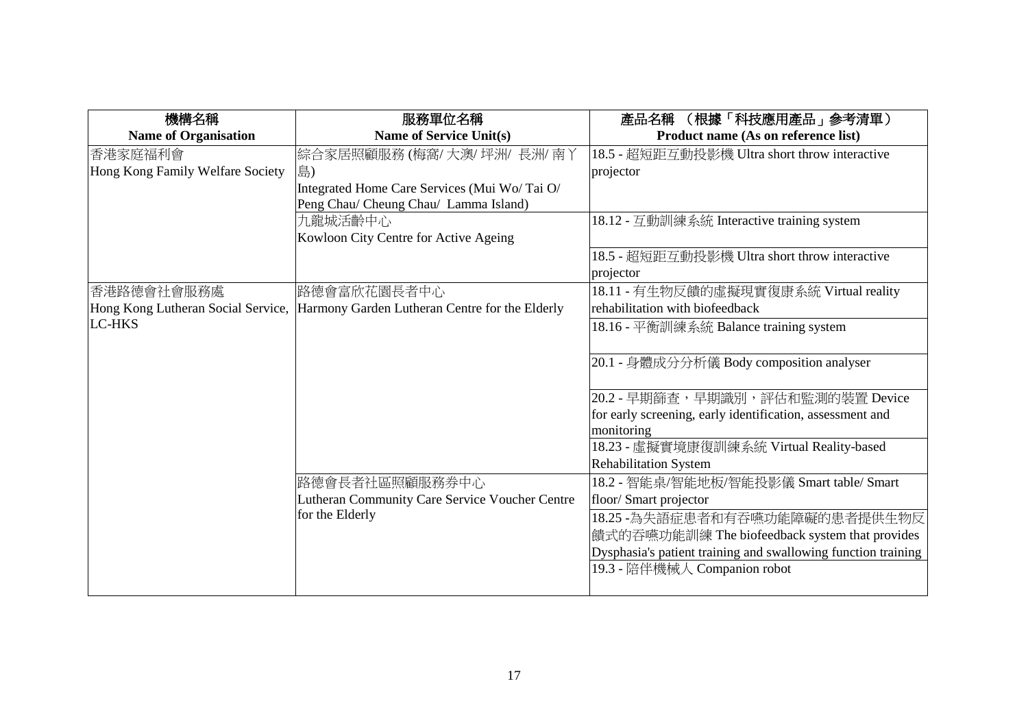| 機構名稱<br>Name of Organisation | 服務單位名稱<br>Name of Service Unit(s) | 產品名稱 （根據「科技應用產品」參考清單）<br>Product name (As on reference list) |
|---|---|---|
| 香港家庭福利會<br>Hong Kong Family Welfare Society | 綜合家居照顧服務 (梅窩/ 大澳/ 坪洲/ 長洲/ 南丫島)<br>Integrated Home Care Services (Mui Wo/ Tai O/ Peng Chau/ Cheung Chau/ Lamma Island) | 18.5 - 超短距互動投影機 Ultra short throw interactive projector |
| | 九龍城活齡中心<br>Kowloon City Centre for Active Ageing | 18.12 - 互動訓練系統 Interactive training system |
| | | 18.5 - 超短距互動投影機 Ultra short throw interactive projector |
| 香港路德會社會服務處<br>Hong Kong Lutheran Social Service, LC-HKS | 路德會富欣花園長者中心<br>Harmony Garden Lutheran Centre for the Elderly | 18.11 - 有生物反饋的虛擬現實復康系統 Virtual reality rehabilitation with biofeedback |
| | | 18.16 - 平衡訓練系統 Balance training system |
| | | 20.1 - 身體成分分析儀 Body composition analyser |
| | | 20.2 - 早期篩查，早期識別，評估和監測的裝置 Device for early screening, early identification, assessment and monitoring |
| | | 18.23 - 虛擬實境康復訓練系統 Virtual Reality-based Rehabilitation System |
| | 路德會長者社區照顧服務券中心<br>Lutheran Community Care Service Voucher Centre for the Elderly | 18.2 - 智能桌/智能地板/智能投影儀 Smart table/ Smart floor/ Smart projector |
| | | 18.25 -為失語症患者和有吞嚥功能障礙的患者提供生物反饋式的吞嚥功能訓練 The biofeedback system that provides Dysphasia's patient training and swallowing function training |
| | | 19.3 - 陪伴機械人 Companion robot |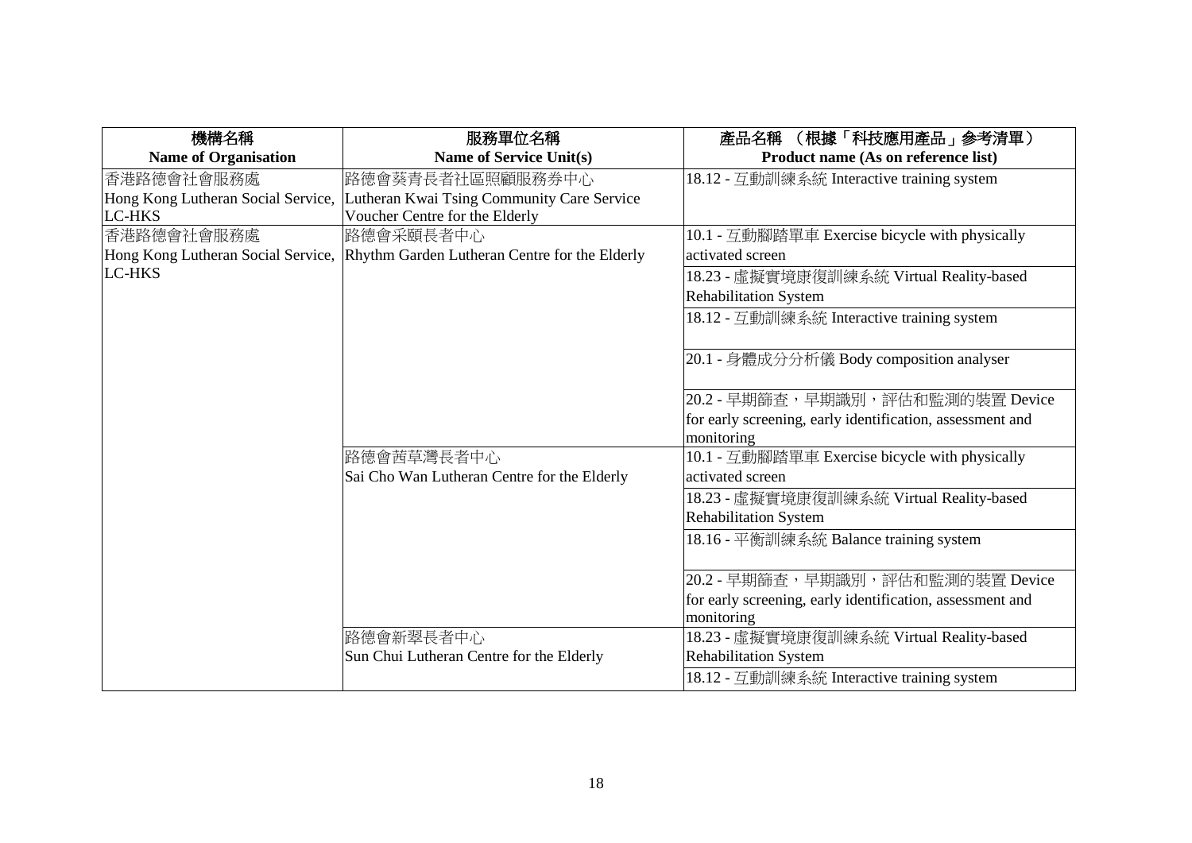| 機構名稱<br>Name of Organisation | 服務單位名稱<br>Name of Service Unit(s) | 產品名稱 （根據「科技應用產品」參考清單）<br>Product name (As on reference list) |
|---|---|---|
| 香港路德會社會服務處<br>Hong Kong Lutheran Social Service, LC-HKS | 路德會葵青長者社區照顧服務券中心<br>Lutheran Kwai Tsing Community Care Service Voucher Centre for the Elderly | 18.12 - 互動訓練系統 Interactive training system |
| 香港路德會社會服務處<br>Hong Kong Lutheran Social Service, LC-HKS | 路德會采頤長者中心<br>Rhythm Garden Lutheran Centre for the Elderly | 10.1 - 互動腳踏單車 Exercise bicycle with physically activated screen |
| | | 18.23 - 虛擬實境康復訓練系統 Virtual Reality-based Rehabilitation System |
| | | 18.12 - 互動訓練系統 Interactive training system |
| | | 20.1 - 身體成分分析儀 Body composition analyser |
| | | 20.2 - 早期篩查，早期識別，評估和監測的裝置 Device for early screening, early identification, assessment and monitoring |
| | 路德會茜草灣長者中心<br>Sai Cho Wan Lutheran Centre for the Elderly | 10.1 - 互動腳踏單車 Exercise bicycle with physically activated screen |
| | | 18.23 - 虛擬實境康復訓練系統 Virtual Reality-based Rehabilitation System |
| | | 18.16 - 平衡訓練系統 Balance training system |
| | | 20.2 - 早期篩查，早期識別，評估和監測的裝置 Device for early screening, early identification, assessment and monitoring |
| | 路德會新翠長者中心<br>Sun Chui Lutheran Centre for the Elderly | 18.23 - 虛擬實境康復訓練系統 Virtual Reality-based Rehabilitation System |
| | | 18.12 - 互動訓練系統 Interactive training system |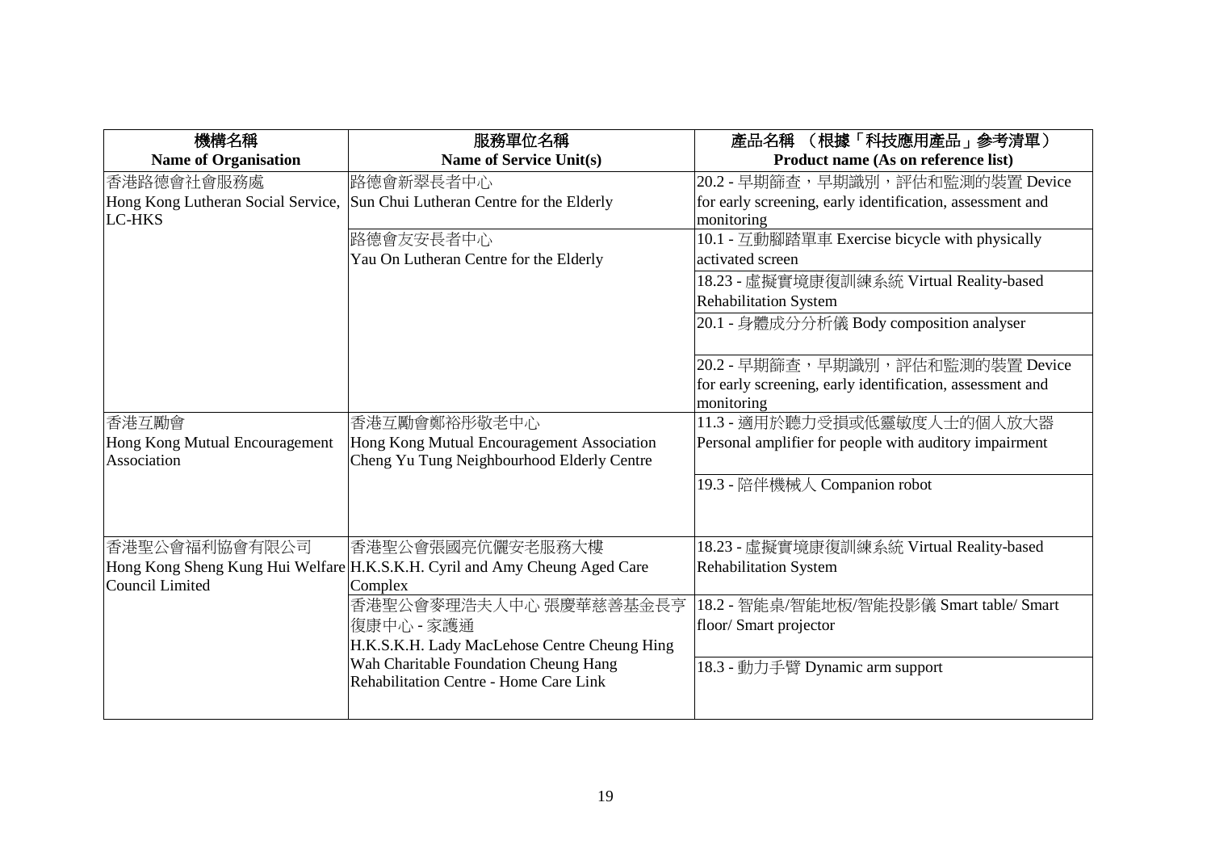| 機構名稱<br>Name of Organisation | 服務單位名稱<br>Name of Service Unit(s) | 產品名稱 （根據「科技應用產品」參考清單）<br>Product name (As on reference list) |
| --- | --- | --- |
| 香港路德會社會服務處<br>Hong Kong Lutheran Social Service, LC-HKS | 路德會新翠長者中心<br>Sun Chui Lutheran Centre for the Elderly | 20.2 - 早期篩查，早期識別，評估和監測的裝置 Device for early screening, early identification, assessment and monitoring |
| | 路德會友安長者中心<br>Yau On Lutheran Centre for the Elderly | 10.1 - 互動腳踏單車 Exercise bicycle with physically activated screen |
| | | 18.23 - 虛擬實境康復訓練系統 Virtual Reality-based Rehabilitation System |
| | | 20.1 - 身體成分分析儀 Body composition analyser |
| | | 20.2 - 早期篩查，早期識別，評估和監測的裝置 Device for early screening, early identification, assessment and monitoring |
| 香港互勵會<br>Hong Kong Mutual Encouragement Association | 香港互勵會鄭裕彤敬老中心<br>Hong Kong Mutual Encouragement Association Cheng Yu Tung Neighbourhood Elderly Centre | 11.3 - 適用於聽力受損或低靈敏度人士的個人放大器 Personal amplifier for people with auditory impairment |
| | | 19.3 - 陪伴機械人 Companion robot |
| 香港聖公會福利協會有限公司<br>Hong Kong Sheng Kung Hui Welfare Council Limited | 香港聖公會張國亮伉儷安老服務大樓<br>H.K.S.K.H. Cyril and Amy Cheung Aged Care Complex | 18.23 - 虛擬實境康復訓練系統 Virtual Reality-based Rehabilitation System |
| | 香港聖公會麥理浩夫人中心 張慶華慈善基金長亨復康中心 - 家護通<br>H.K.S.K.H. Lady MacLehose Centre Cheung Hing Wah Charitable Foundation Cheung Hang Rehabilitation Centre - Home Care Link | 18.2 - 智能桌/智能地板/智能投影儀 Smart table/ Smart floor/ Smart projector |
| | | 18.3 - 動力手臂 Dynamic arm support |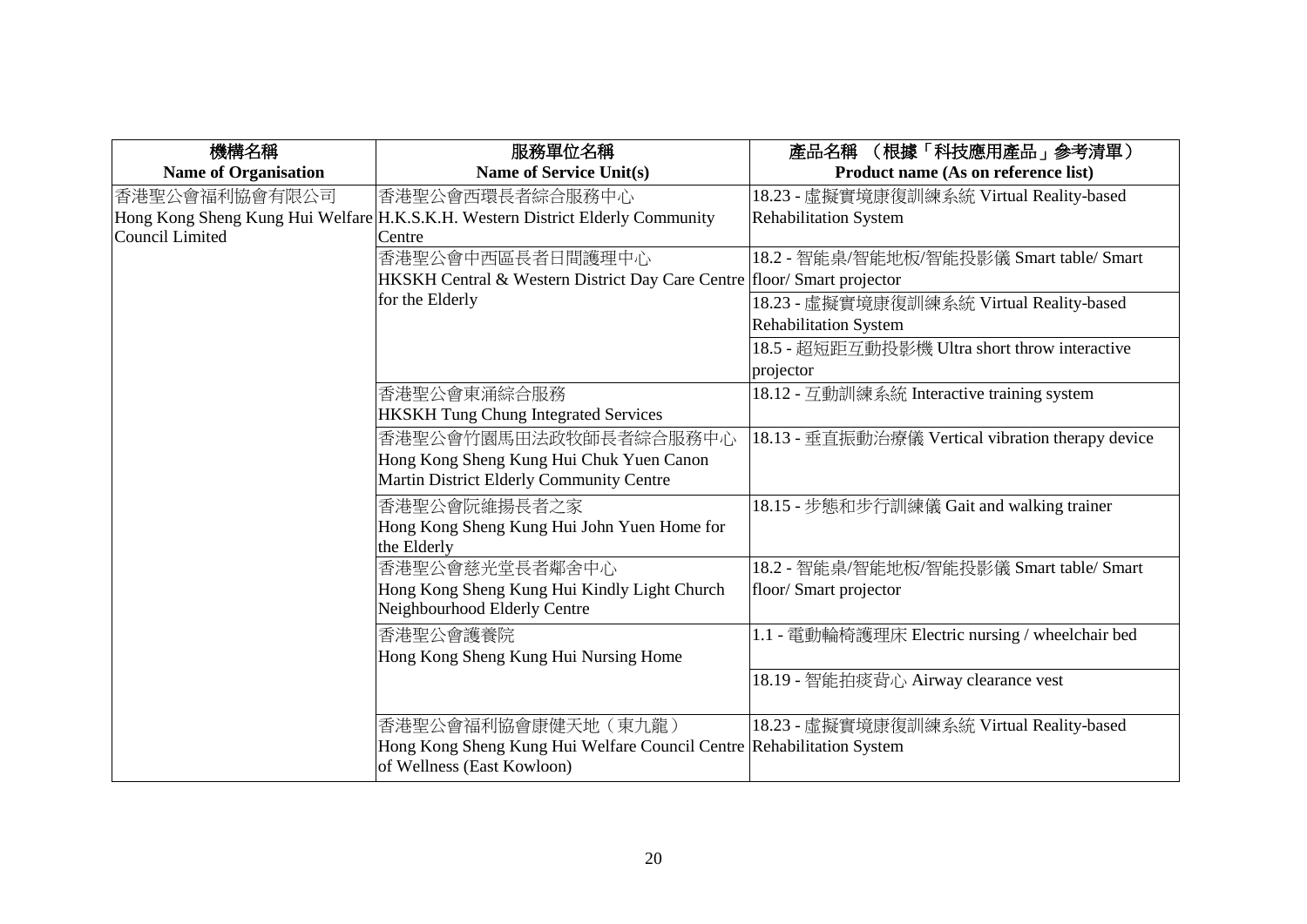| 機構名稱<br>Name of Organisation | 服務單位名稱<br>Name of Service Unit(s) | 產品名稱 （根據「科技應用產品」參考清單）<br>Product name (As on reference list) |
|---|---|---|
| 香港聖公會福利協會有限公司<br>Hong Kong Sheng Kung Hui Welfare Council Limited | 香港聖公會西環長者綜合服務中心<br>H.K.S.K.H. Western District Elderly Community Centre | 18.23 - 虛擬實境康復訓練系統 Virtual Reality-based Rehabilitation System |
| | 香港聖公會中西區長者日間護理中心<br>HKSKH Central & Western District Day Care Centre for the Elderly | 18.2 - 智能桌/智能地板/智能投影儀 Smart table/ Smart floor/ Smart projector |
| | | 18.23 - 虛擬實境康復訓練系統 Virtual Reality-based Rehabilitation System |
| | | 18.5 - 超短距互動投影機 Ultra short throw interactive projector |
| | 香港聖公會東涌綜合服務<br>HKSKH Tung Chung Integrated Services | 18.12 - 互動訓練系統 Interactive training system |
| | 香港聖公會竹園馬田法政牧師長者綜合服務中心<br>Hong Kong Sheng Kung Hui Chuk Yuen Canon Martin District Elderly Community Centre | 18.13 - 垂直振動治療儀 Vertical vibration therapy device |
| | 香港聖公會阮維揚長者之家<br>Hong Kong Sheng Kung Hui John Yuen Home for the Elderly | 18.15 - 步態和步行訓練儀 Gait and walking trainer |
| | 香港聖公會慈光堂長者鄰舍中心<br>Hong Kong Sheng Kung Hui Kindly Light Church Neighbourhood Elderly Centre | 18.2 - 智能桌/智能地板/智能投影儀 Smart table/ Smart floor/ Smart projector |
| | 香港聖公會護養院<br>Hong Kong Sheng Kung Hui Nursing Home | 1.1 - 電動輪椅護理床 Electric nursing / wheelchair bed |
| | | 18.19 - 智能拍痰背心 Airway clearance vest |
| | 香港聖公會福利協會康健天地（東九龍）<br>Hong Kong Sheng Kung Hui Welfare Council Centre of Wellness (East Kowloon) | 18.23 - 虛擬實境康復訓練系統 Virtual Reality-based Rehabilitation System |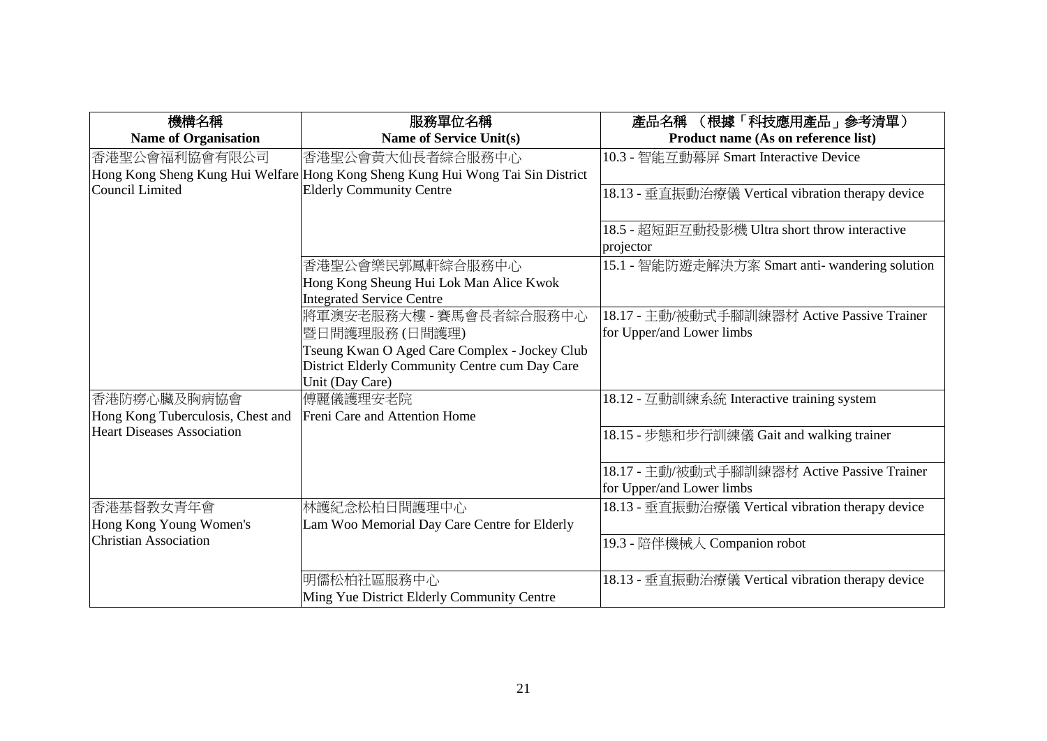| 機構名稱<br>Name of Organisation | 服務單位名稱<br>Name of Service Unit(s) | 產品名稱 （根據「科技應用產品」參考清單）<br>Product name (As on reference list) |
|---|---|---|
| 香港聖公會福利協會有限公司<br>Hong Kong Sheng Kung Hui Welfare Council Limited | 香港聖公會黃大仙長者綜合服務中心<br>Hong Kong Sheng Kung Hui Wong Tai Sin District Elderly Community Centre | 10.3 - 智能互動幕屏 Smart Interactive Device |
| | | 18.13 - 垂直振動治療儀 Vertical vibration therapy device |
| | | 18.5 - 超短距互動投影機 Ultra short throw interactive projector |
| | 香港聖公會樂民郭鳳軒綜合服務中心<br>Hong Kong Sheung Hui Lok Man Alice Kwok Integrated Service Centre | 15.1 - 智能防遊走解決方案 Smart anti- wandering solution |
| | 將軍澳安老服務大樓 - 賽馬會長者綜合服務中心暨日間護理服務 (日間護理)<br>Tseung Kwan O Aged Care Complex - Jockey Club District Elderly Community Centre cum Day Care Unit (Day Care) | 18.17 - 主動/被動式手腳訓練器材 Active Passive Trainer for Upper/and Lower limbs |
| 香港防癆心臟及胸病協會<br>Hong Kong Tuberculosis, Chest and Heart Diseases Association | 傅麗儀護理安老院<br>Freni Care and Attention Home | 18.12 - 互動訓練系統 Interactive training system |
| | | 18.15 - 步態和步行訓練儀 Gait and walking trainer |
| | | 18.17 - 主動/被動式手腳訓練器材 Active Passive Trainer for Upper/and Lower limbs |
| 香港基督教女青年會<br>Hong Kong Young Women's Christian Association | 林護紀念松柏日間護理中心<br>Lam Woo Memorial Day Care Centre for Elderly | 18.13 - 垂直振動治療儀 Vertical vibration therapy device |
| | | 19.3 - 陪伴機械人 Companion robot |
| | 明儒松柏社區服務中心<br>Ming Yue District Elderly Community Centre | 18.13 - 垂直振動治療儀 Vertical vibration therapy device |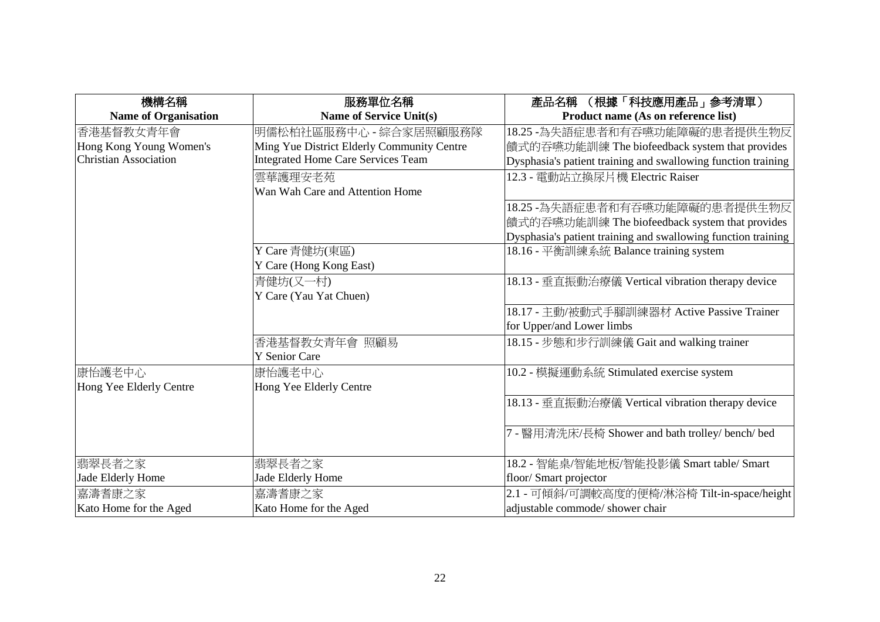| 機構名稱<br>Name of Organisation | 服務單位名稱<br>Name of Service Unit(s) | 產品名稱 （根據「科技應用產品」參考清單）<br>Product name (As on reference list) |
|---|---|---|
| 香港基督教女青年會<br>Hong Kong Young Women's Christian Association | 明儒松柏社區服務中心 - 綜合家居照顧服務隊<br>Ming Yue District Elderly Community Centre Integrated Home Care Services Team | 18.25 -為失語症患者和有吞嚥功能障礙的患者提供生物反饋式的吞嚥功能訓練 The biofeedback system that provides Dysphasia's patient training and swallowing function training |
| | 雲華護理安老苑<br>Wan Wah Care and Attention Home | 12.3 - 電動站立換尿片機 Electric Raiser |
| | | 18.25 -為失語症患者和有吞嚥功能障礙的患者提供生物反饋式的吞嚥功能訓練 The biofeedback system that provides Dysphasia's patient training and swallowing function training |
| | Y Care 青健坊(東區)<br>Y Care (Hong Kong East) | 18.16 - 平衡訓練系統 Balance training system |
| | 青健坊(又一村)<br>Y Care (Yau Yat Chuen) | 18.13 - 垂直振動治療儀 Vertical vibration therapy device |
| | | 18.17 - 主動/被動式手腳訓練器材 Active Passive Trainer for Upper/and Lower limbs |
| | 香港基督教女青年會 照顧易<br>Y Senior Care | 18.15 - 步態和步行訓練儀 Gait and walking trainer |
| 康怡護老中心<br>Hong Yee Elderly Centre | 康怡護老中心<br>Hong Yee Elderly Centre | 10.2 - 模擬運動系統 Stimulated exercise system |
| | | 18.13 - 垂直振動治療儀 Vertical vibration therapy device |
| | | 7 - 醫用清洗床/長椅 Shower and bath trolley/ bench/ bed |
| 翡翠長者之家<br>Jade Elderly Home | 翡翠長者之家<br>Jade Elderly Home | 18.2 - 智能桌/智能地板/智能投影儀 Smart table/ Smart floor/ Smart projector |
| 嘉濤耆康之家<br>Kato Home for the Aged | 嘉濤耆康之家<br>Kato Home for the Aged | 2.1 - 可傾斜/可調較高度的便椅/淋浴椅 Tilt-in-space/height adjustable commode/ shower chair |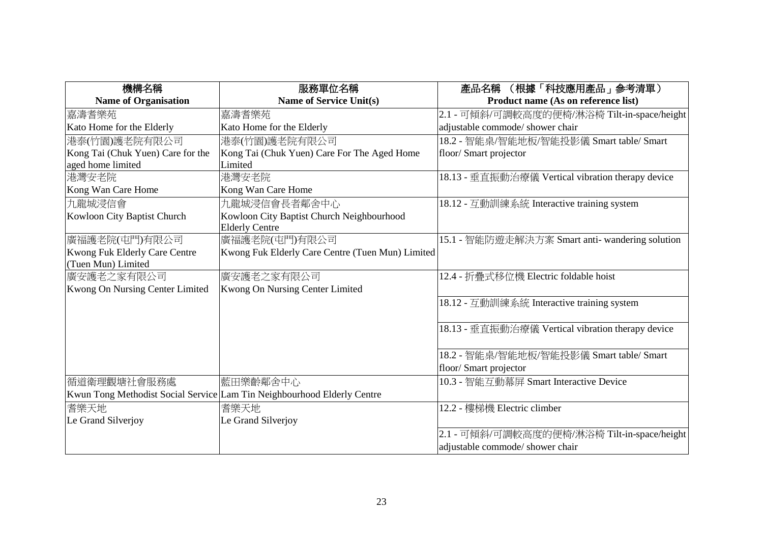| 機構名稱<br>Name of Organisation | 服務單位名稱<br>Name of Service Unit(s) | 產品名稱 （根據「科技應用產品」參考清單）<br>Product name (As on reference list) |
|---|---|---|
| 嘉濤耆樂苑<br>Kato Home for the Elderly | 嘉濤耆樂苑<br>Kato Home for the Elderly | 2.1 - 可傾斜/可調較高度的便椅/淋浴椅 Tilt-in-space/height adjustable commode/ shower chair |
| 港泰(竹園)護老院有限公司<br>Kong Tai (Chuk Yuen) Care for the aged home limited | 港泰(竹園)護老院有限公司<br>Kong Tai (Chuk Yuen) Care For The Aged Home Limited | 18.2 - 智能桌/智能地板/智能投影儀 Smart table/ Smart floor/ Smart projector |
| 港灣安老院<br>Kong Wan Care Home | 港灣安老院<br>Kong Wan Care Home | 18.13 - 垂直振動治療儀 Vertical vibration therapy device |
| 九龍城浸信會<br>Kowloon City Baptist Church | 九龍城浸信會長者鄰舍中心<br>Kowloon City Baptist Church Neighbourhood Elderly Centre | 18.12 - 互動訓練系統 Interactive training system |
| 廣福護老院(屯門)有限公司<br>Kwong Fuk Elderly Care Centre (Tuen Mun) Limited | 廣福護老院(屯門)有限公司<br>Kwong Fuk Elderly Care Centre (Tuen Mun) Limited | 15.1 - 智能防遊走解決方案 Smart anti- wandering solution |
| 廣安護老之家有限公司<br>Kwong On Nursing Center Limited | 廣安護老之家有限公司<br>Kwong On Nursing Center Limited | 12.4 - 折疊式移位機 Electric foldable hoist |
| | | 18.12 - 互動訓練系統 Interactive training system |
| | | 18.13 - 垂直振動治療儀 Vertical vibration therapy device |
| | | 18.2 - 智能桌/智能地板/智能投影儀 Smart table/ Smart floor/ Smart projector |
| 循道衛理觀塘社會服務處<br>Kwun Tong Methodist Social Service | 藍田樂齡鄰舍中心<br>Lam Tin Neighbourhood Elderly Centre | 10.3 - 智能互動幕屏 Smart Interactive Device |
| 耆樂天地<br>Le Grand Silverjoy | 耆樂天地<br>Le Grand Silverjoy | 12.2 - 樓梯機 Electric climber |
| | | 2.1 - 可傾斜/可調較高度的便椅/淋浴椅 Tilt-in-space/height adjustable commode/ shower chair |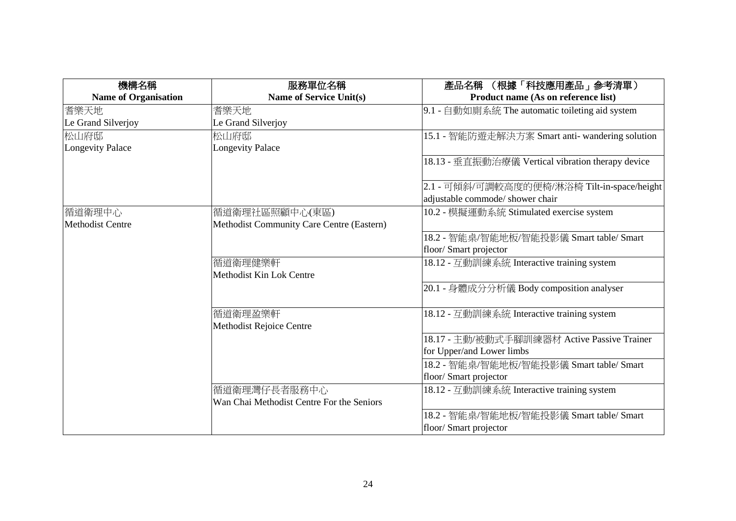| 機構名稱<br>**Name of Organisation** | 服務單位名稱<br>**Name of Service Unit(s)** | 產品名稱 （根據「科技應用產品」參考清單）<br>**Product name (As on reference list)** |
|---|---|---|
| 耆樂天地<br>Le Grand Silverjoy | 耆樂天地<br>Le Grand Silverjoy | 9.1 - 自動如廁系統 The automatic toileting aid system |
| 松山府邸<br>Longevity Palace | 松山府邸<br>Longevity Palace | 15.1 - 智能防遊走解決方案 Smart anti- wandering solution |
| | | 18.13 - 垂直振動治療儀 Vertical vibration therapy device |
| | | 2.1 - 可傾斜/可調較高度的便椅/淋浴椅 Tilt-in-space/height adjustable commode/ shower chair |
| 循道衛理中心<br>Methodist Centre | 循道衛理社區照顧中心(東區)<br>Methodist Community Care Centre (Eastern) | 10.2 - 模擬運動系統 Stimulated exercise system |
| | | 18.2 - 智能桌/智能地板/智能投影儀 Smart table/ Smart floor/ Smart projector |
| | 循道衛理健樂軒<br>Methodist Kin Lok Centre | 18.12 - 互動訓練系統 Interactive training system |
| | | 20.1 - 身體成分分析儀 Body composition analyser |
| | 循道衛理盈樂軒<br>Methodist Rejoice Centre | 18.12 - 互動訓練系統 Interactive training system |
| | | 18.17 - 主動/被動式手腳訓練器材 Active Passive Trainer for Upper/and Lower limbs |
| | | 18.2 - 智能桌/智能地板/智能投影儀 Smart table/ Smart floor/ Smart projector |
| | 循道衛理灣仔長者服務中心<br>Wan Chai Methodist Centre For the Seniors | 18.12 - 互動訓練系統 Interactive training system |
| | | 18.2 - 智能桌/智能地板/智能投影儀 Smart table/ Smart floor/ Smart projector |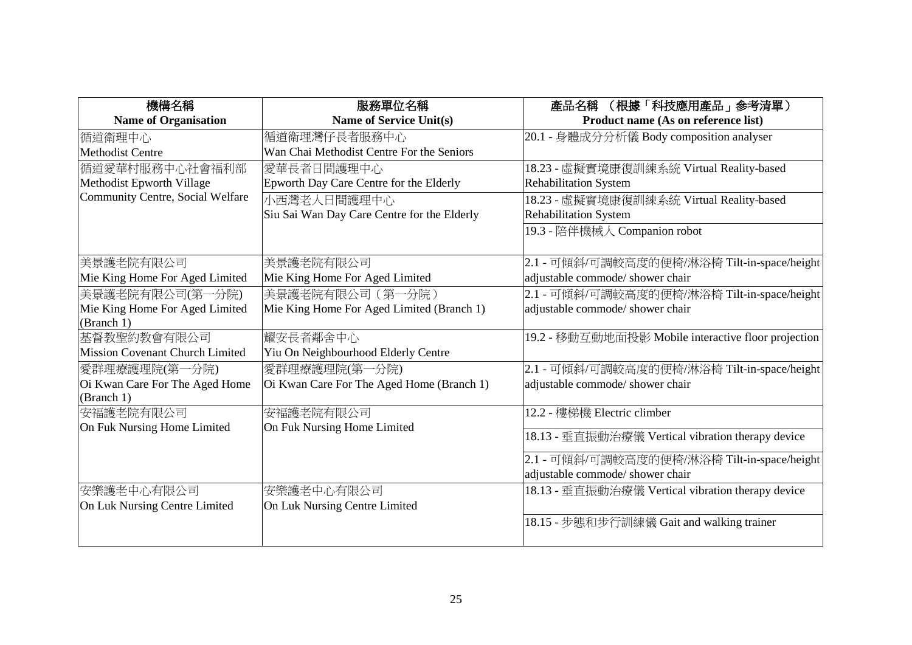| 機構名稱<br>Name of Organisation | 服務單位名稱<br>Name of Service Unit(s) | 產品名稱 （根據「科技應用產品」參考清單）<br>Product name (As on reference list) |
|---|---|---|
| 循道衛理中心<br>Methodist Centre | 循道衛理灣仔長者服務中心<br>Wan Chai Methodist Centre For the Seniors | 20.1 - 身體成分分析儀 Body composition analyser |
| 循道愛華村服務中心社會福利部<br>Methodist Epworth Village Community Centre, Social Welfare | 愛華長者日間護理中心<br>Epworth Day Care Centre for the Elderly | 18.23 - 虛擬實境康復訓練系統 Virtual Reality-based Rehabilitation System |
| | 小西灣老人日間護理中心<br>Siu Sai Wan Day Care Centre for the Elderly | 18.23 - 虛擬實境康復訓練系統 Virtual Reality-based Rehabilitation System |
| | | 19.3 - 陪伴機械人 Companion robot |
| 美景護老院有限公司<br>Mie King Home For Aged Limited | 美景護老院有限公司<br>Mie King Home For Aged Limited | 2.1 - 可傾斜/可調較高度的便椅/淋浴椅 Tilt-in-space/height adjustable commode/ shower chair |
| 美景護老院有限公司(第一分院)<br>Mie King Home For Aged Limited (Branch 1) | 美景護老院有限公司（第一分院）<br>Mie King Home For Aged Limited (Branch 1) | 2.1 - 可傾斜/可調較高度的便椅/淋浴椅 Tilt-in-space/height adjustable commode/ shower chair |
| 基督教聖約教會有限公司<br>Mission Covenant Church Limited | 耀安長者鄰舍中心<br>Yiu On Neighbourhood Elderly Centre | 19.2 - 移動互動地面投影 Mobile interactive floor projection |
| 愛群理療護理院(第一分院)<br>Oi Kwan Care For The Aged Home (Branch 1) | 愛群理療護理院(第一分院)<br>Oi Kwan Care For The Aged Home (Branch 1) | 2.1 - 可傾斜/可調較高度的便椅/淋浴椅 Tilt-in-space/height adjustable commode/ shower chair |
| 安福護老院有限公司<br>On Fuk Nursing Home Limited | 安福護老院有限公司<br>On Fuk Nursing Home Limited | 12.2 - 樓梯機 Electric climber |
| | | 18.13 - 垂直振動治療儀 Vertical vibration therapy device |
| | | 2.1 - 可傾斜/可調較高度的便椅/淋浴椅 Tilt-in-space/height adjustable commode/ shower chair |
| 安樂護老中心有限公司<br>On Luk Nursing Centre Limited | 安樂護老中心有限公司<br>On Luk Nursing Centre Limited | 18.13 - 垂直振動治療儀 Vertical vibration therapy device |
| | | 18.15 - 步態和步行訓練儀 Gait and walking trainer |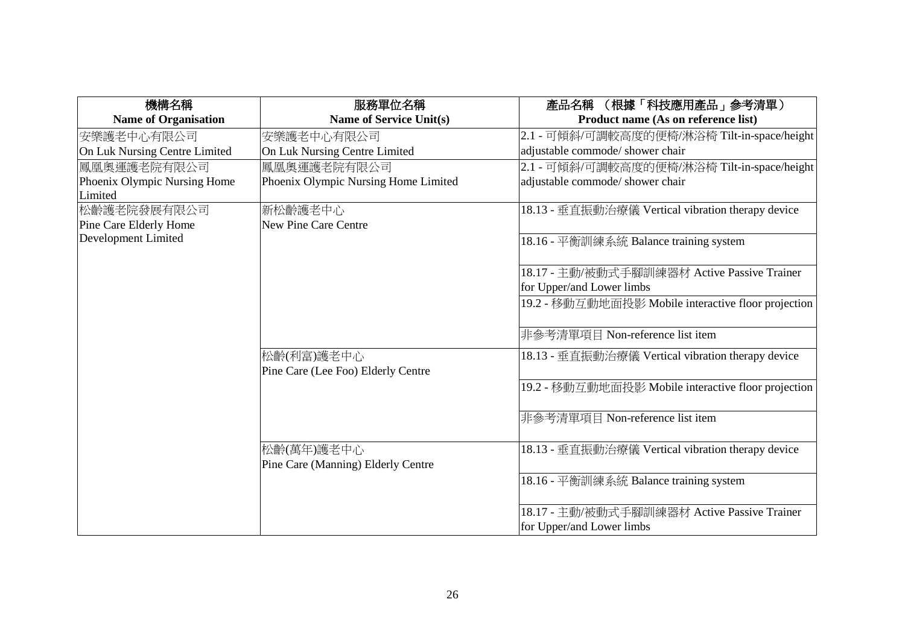| 機構名稱<br>Name of Organisation | 服務單位名稱<br>Name of Service Unit(s) | 產品名稱 （根據「科技應用產品」參考清單）<br>Product name (As on reference list) |
|---|---|---|
| 安樂護老中心有限公司<br>On Luk Nursing Centre Limited | 安樂護老中心有限公司<br>On Luk Nursing Centre Limited | 2.1 - 可傾斜/可調較高度的便椅/淋浴椅 Tilt-in-space/height adjustable commode/ shower chair |
| 鳳凰奧運護老院有限公司<br>Phoenix Olympic Nursing Home Limited | 鳳凰奧運護老院有限公司<br>Phoenix Olympic Nursing Home Limited | 2.1 - 可傾斜/可調較高度的便椅/淋浴椅 Tilt-in-space/height adjustable commode/ shower chair |
| 松齡護老院發展有限公司<br>Pine Care Elderly Home Development Limited | 新松齡護老中心<br>New Pine Care Centre | 18.13 - 垂直振動治療儀 Vertical vibration therapy device |
| | | 18.16 - 平衡訓練系統 Balance training system |
| | | 18.17 - 主動/被動式手腳訓練器材 Active Passive Trainer for Upper/and Lower limbs |
| | | 19.2 - 移動互動地面投影 Mobile interactive floor projection |
| | | 非參考清單項目 Non-reference list item |
| | 松齡(利富)護老中心<br>Pine Care (Lee Foo) Elderly Centre | 18.13 - 垂直振動治療儀 Vertical vibration therapy device |
| | | 19.2 - 移動互動地面投影 Mobile interactive floor projection |
| | | 非參考清單項目 Non-reference list item |
| | 松齡(萬年)護老中心<br>Pine Care (Manning) Elderly Centre | 18.13 - 垂直振動治療儀 Vertical vibration therapy device |
| | | 18.16 - 平衡訓練系統 Balance training system |
| | | 18.17 - 主動/被動式手腳訓練器材 Active Passive Trainer for Upper/and Lower limbs |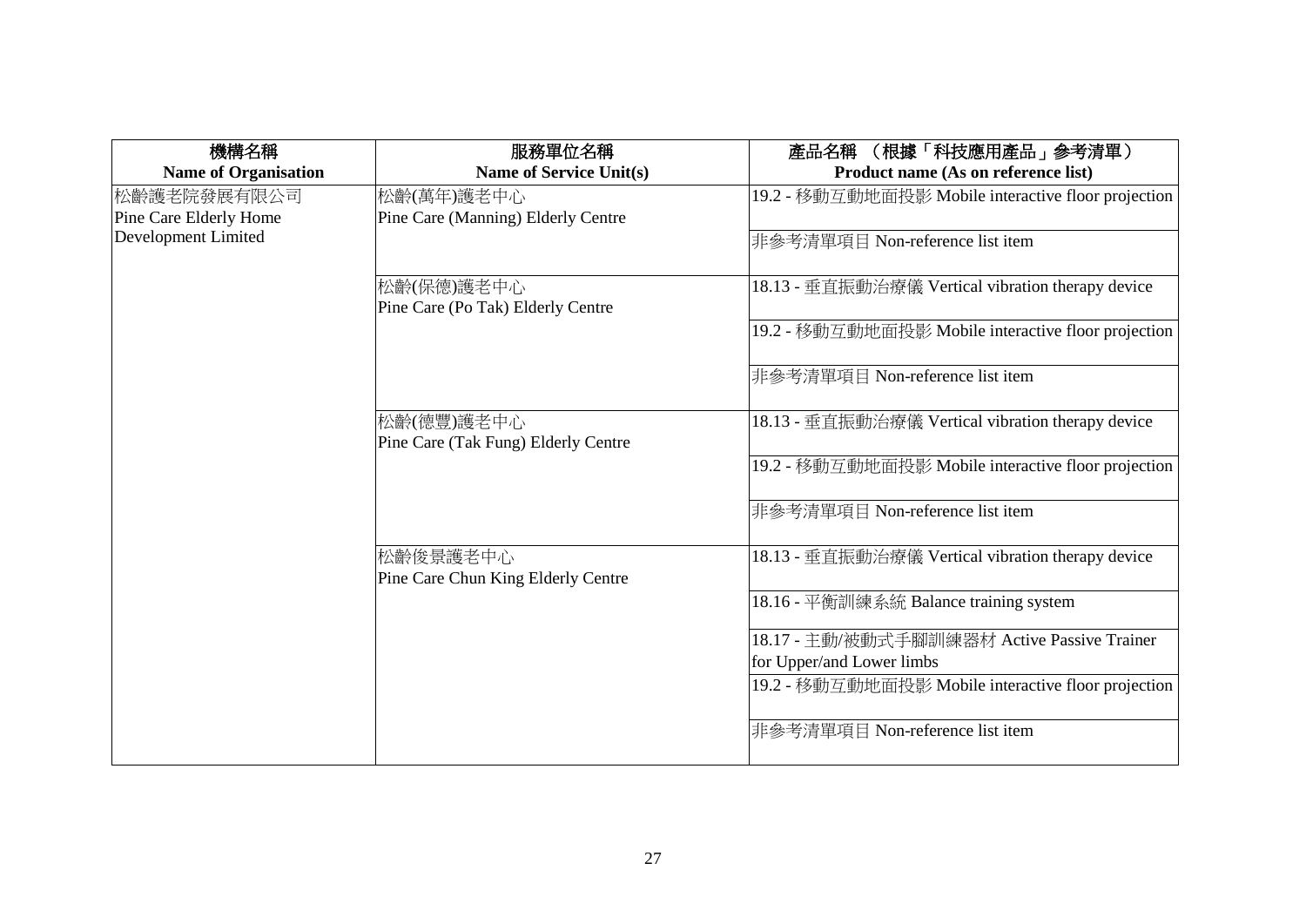| 機構名稱<br>**Name of Organisation** | 服務單位名稱<br>**Name of Service Unit(s)** | 產品名稱 （根據「科技應用產品」參考清單）<br>**Product name (As on reference list)** |
| --- | --- | --- |
| 松齡護老院發展有限公司<br>Pine Care Elderly Home Development Limited | 松齡(萬年)護老中心<br>Pine Care (Manning) Elderly Centre | 19.2 - 移動互動地面投影 Mobile interactive floor projection |
| | | 非參考清單項目 Non-reference list item |
| | 松齡(保德)護老中心<br>Pine Care (Po Tak) Elderly Centre | 18.13 - 垂直振動治療儀 Vertical vibration therapy device |
| | | 19.2 - 移動互動地面投影 Mobile interactive floor projection |
| | | 非參考清單項目 Non-reference list item |
| | 松齡(德豐)護老中心<br>Pine Care (Tak Fung) Elderly Centre | 18.13 - 垂直振動治療儀 Vertical vibration therapy device |
| | | 19.2 - 移動互動地面投影 Mobile interactive floor projection |
| | | 非參考清單項目 Non-reference list item |
| | 松齡俊景護老中心<br>Pine Care Chun King Elderly Centre | 18.13 - 垂直振動治療儀 Vertical vibration therapy device |
| | | 18.16 - 平衡訓練系統 Balance training system |
| | | 18.17 - 主動/被動式手腳訓練器材 Active Passive Trainer for Upper/and Lower limbs |
| | | 19.2 - 移動互動地面投影 Mobile interactive floor projection |
| | | 非參考清單項目 Non-reference list item |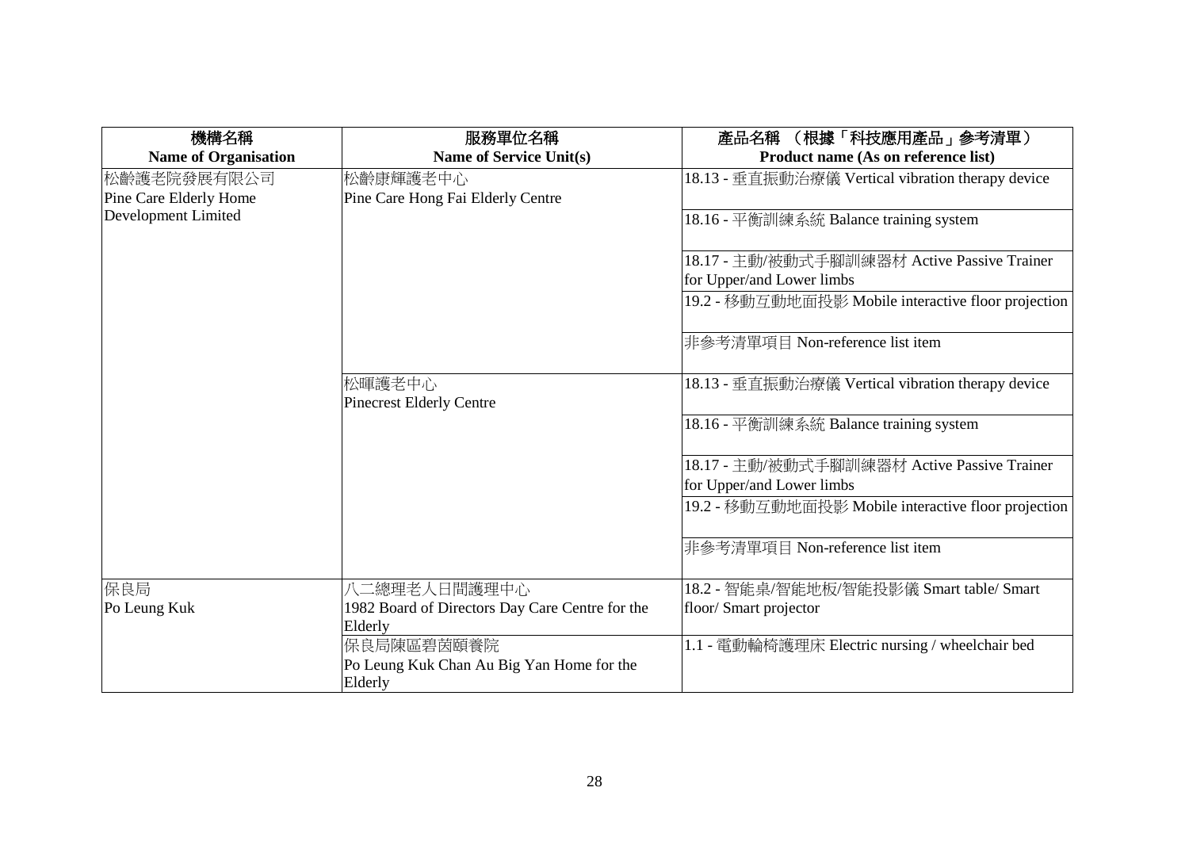| 機構名稱<br>**Name of Organisation** | 服務單位名稱<br>**Name of Service Unit(s)** | 產品名稱 （根據「科技應用產品」參考清單）<br>**Product name (As on reference list)** |
|---|---|---|
| 松齡護老院發展有限公司<br>Pine Care Elderly Home Development Limited | 松齡康輝護老中心<br>Pine Care Hong Fai Elderly Centre | 18.13 - 垂直振動治療儀 Vertical vibration therapy device |
| | | 18.16 - 平衡訓練系統 Balance training system |
| | | 18.17 - 主動/被動式手腳訓練器材 Active Passive Trainer for Upper/and Lower limbs |
| | | 19.2 - 移動互動地面投影 Mobile interactive floor projection |
| | | 非參考清單項目 Non-reference list item |
| | 松暉護老中心<br>Pinecrest Elderly Centre | 18.13 - 垂直振動治療儀 Vertical vibration therapy device |
| | | 18.16 - 平衡訓練系統 Balance training system |
| | | 18.17 - 主動/被動式手腳訓練器材 Active Passive Trainer for Upper/and Lower limbs |
| | | 19.2 - 移動互動地面投影 Mobile interactive floor projection |
| | | 非參考清單項目 Non-reference list item |
| 保良局<br>Po Leung Kuk | 八二總理老人日間護理中心<br>1982 Board of Directors Day Care Centre for the Elderly | 18.2 - 智能桌/智能地板/智能投影儀 Smart table/ Smart floor/ Smart projector |
| | 保良局陳區碧茵頤養院<br>Po Leung Kuk Chan Au Big Yan Home for the Elderly | 1.1 - 電動輪椅護理床 Electric nursing / wheelchair bed |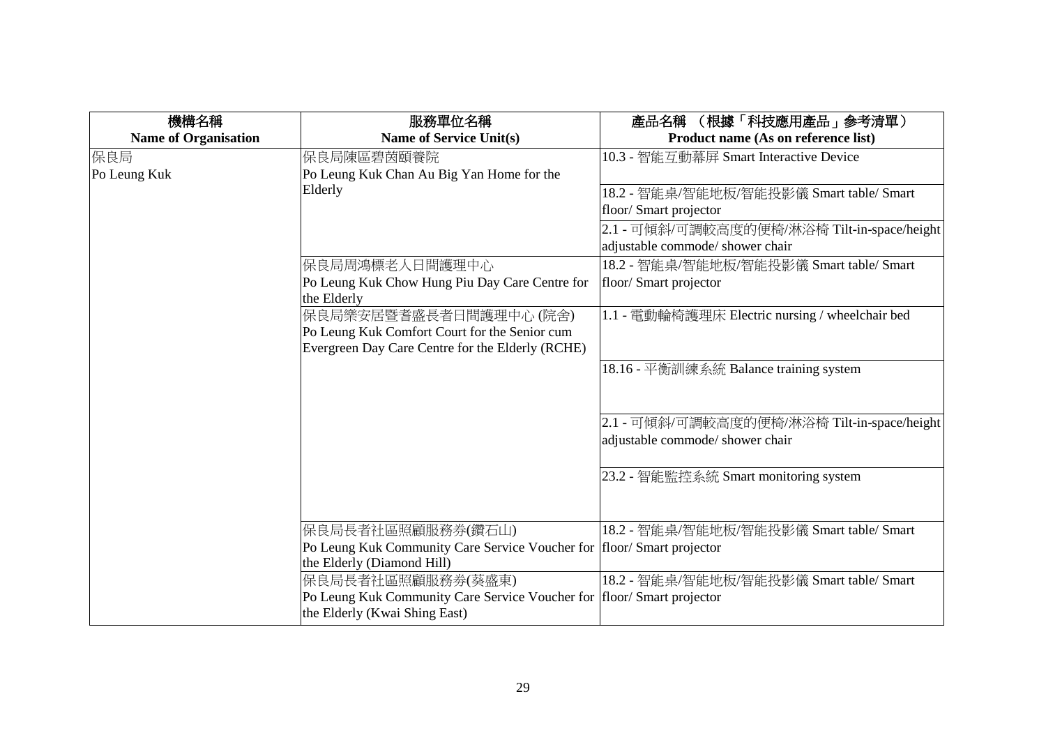| 機構名稱<br>**Name of Organisation** | 服務單位名稱<br>**Name of Service Unit(s)** | 產品名稱 （根據「科技應用產品」參考清單）<br>**Product name (As on reference list)** |
|---|---|---|
| 保良局<br>Po Leung Kuk | 保良局陳區碧茵頤養院<br>Po Leung Kuk Chan Au Big Yan Home for the Elderly | 10.3 - 智能互動幕屏 Smart Interactive Device |
| | | 18.2 - 智能桌/智能地板/智能投影儀 Smart table/ Smart floor/ Smart projector |
| | | 2.1 - 可傾斜/可調較高度的便椅/淋浴椅 Tilt-in-space/height adjustable commode/ shower chair |
| | 保良局周鴻標老人日間護理中心<br>Po Leung Kuk Chow Hung Piu Day Care Centre for the Elderly | 18.2 - 智能桌/智能地板/智能投影儀 Smart table/ Smart floor/ Smart projector |
| | 保良局樂安居暨耆盛長者日間護理中心 (院舍)<br>Po Leung Kuk Comfort Court for the Senior cum Evergreen Day Care Centre for the Elderly (RCHE) | 1.1 - 電動輪椅護理床 Electric nursing / wheelchair bed |
| | | 18.16 - 平衡訓練系統 Balance training system |
| | | 2.1 - 可傾斜/可調較高度的便椅/淋浴椅 Tilt-in-space/height adjustable commode/ shower chair |
| | | 23.2 - 智能監控系統 Smart monitoring system |
| | 保良局長者社區照顧服務券(鑽石山)<br>Po Leung Kuk Community Care Service Voucher for the Elderly (Diamond Hill) | 18.2 - 智能桌/智能地板/智能投影儀 Smart table/ Smart floor/ Smart projector |
| | 保良局長者社區照顧服務券(葵盛東)<br>Po Leung Kuk Community Care Service Voucher for the Elderly (Kwai Shing East) | 18.2 - 智能桌/智能地板/智能投影儀 Smart table/ Smart floor/ Smart projector |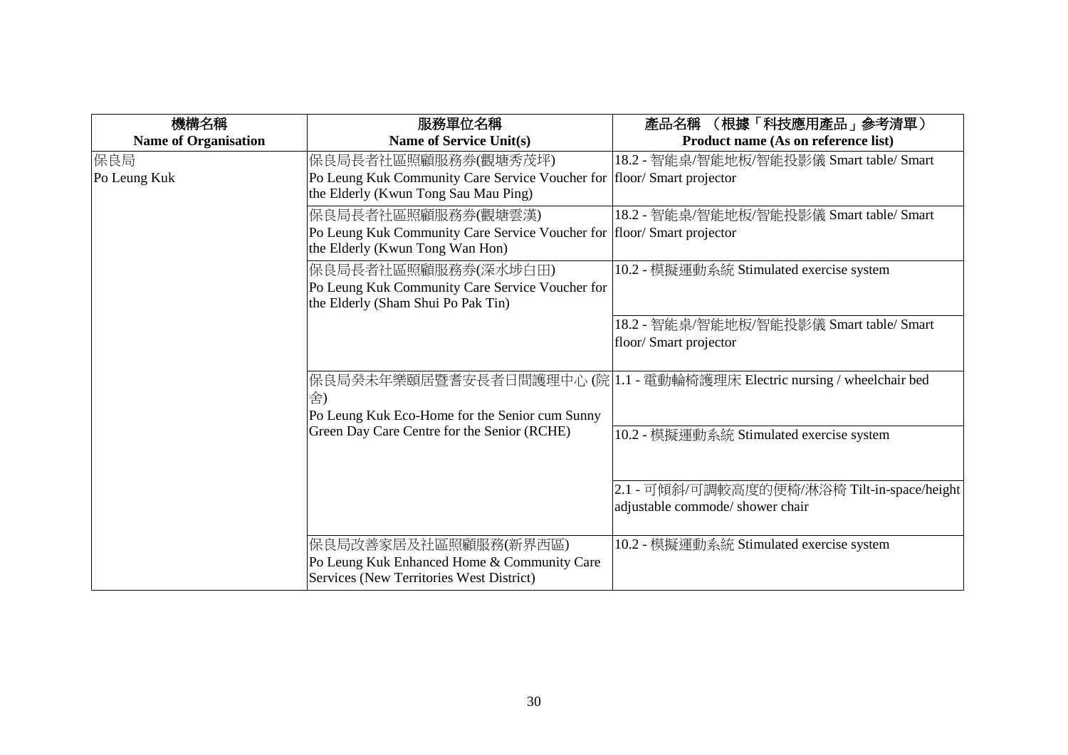| 機構名稱<br>Name of Organisation | 服務單位名稱<br>Name of Service Unit(s) | 產品名稱 （根據「科技應用產品」參考清單）<br>Product name (As on reference list) |
|---|---|---|
| 保良局<br>Po Leung Kuk | 保良局長者社區照顧服務券(觀塘秀茂坪)<br>Po Leung Kuk Community Care Service Voucher for the Elderly (Kwun Tong Sau Mau Ping) | 18.2 - 智能桌/智能地板/智能投影儀 Smart table/ Smart floor/ Smart projector |
| | 保良局長者社區照顧服務券(觀塘雲漢)<br>Po Leung Kuk Community Care Service Voucher for the Elderly (Kwun Tong Wan Hon) | 18.2 - 智能桌/智能地板/智能投影儀 Smart table/ Smart floor/ Smart projector |
| | 保良局長者社區照顧服務券(深水埗白田)<br>Po Leung Kuk Community Care Service Voucher for the Elderly (Sham Shui Po Pak Tin) | 10.2 - 模擬運動系統 Stimulated exercise system |
| | | 18.2 - 智能桌/智能地板/智能投影儀 Smart table/ Smart floor/ Smart projector |
| | 保良局癸未年樂頤居暨耆安長者日間護理中心 (院舍)<br>Po Leung Kuk Eco-Home for the Senior cum Sunny Green Day Care Centre for the Senior (RCHE) | 1.1 - 電動輪椅護理床 Electric nursing / wheelchair bed |
| | | 10.2 - 模擬運動系統 Stimulated exercise system |
| | | 2.1 - 可傾斜/可調較高度的便椅/淋浴椅 Tilt-in-space/height adjustable commode/ shower chair |
| | 保良局改善家居及社區照顧服務(新界西區)<br>Po Leung Kuk Enhanced Home & Community Care Services (New Territories West District) | 10.2 - 模擬運動系統 Stimulated exercise system |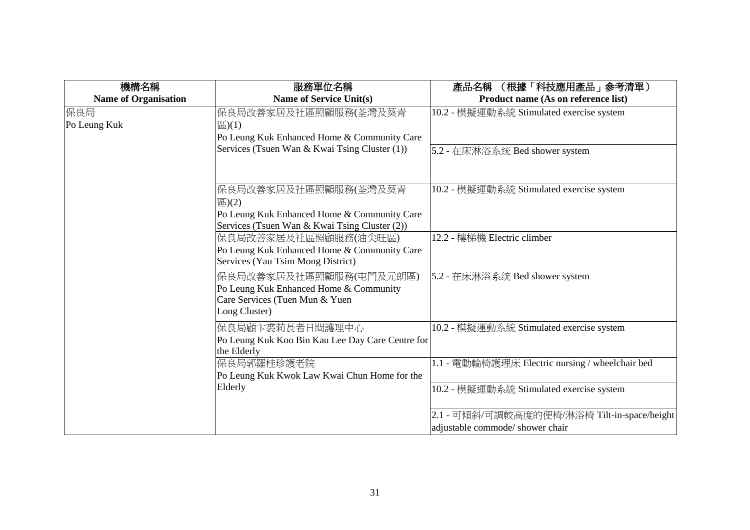| 機構名稱<br>Name of Organisation | 服務單位名稱<br>Name of Service Unit(s) | 產品名稱 （根據「科技應用產品」參考清單）<br>Product name (As on reference list) |
|---|---|---|
| 保良局<br>Po Leung Kuk | 保良局改善家居及社區照顧服務(荃灣及葵青區)(1)<br>Po Leung Kuk Enhanced Home & Community Care Services (Tsuen Wan & Kwai Tsing Cluster (1)) | 10.2 - 模擬運動系統 Stimulated exercise system |
| | | 5.2 - 在床淋浴系统 Bed shower system |
| | 保良局改善家居及社區照顧服務(荃灣及葵青區)(2)<br>Po Leung Kuk Enhanced Home & Community Care Services (Tsuen Wan & Kwai Tsing Cluster (2)) | 10.2 - 模擬運動系統 Stimulated exercise system |
| | 保良局改善家居及社區照顧服務(油尖旺區)<br>Po Leung Kuk Enhanced Home & Community Care Services (Yau Tsim Mong District) | 12.2 - 樓梯機 Electric climber |
| | 保良局改善家居及社區照顧服務(屯門及元朗區)<br>Po Leung Kuk Enhanced Home & Community Care Services (Tuen Mun & Yuen Long Cluster) | 5.2 - 在床淋浴系统 Bed shower system |
| | 保良局顧卞裘莉長者日間護理中心<br>Po Leung Kuk Koo Bin Kau Lee Day Care Centre for the Elderly | 10.2 - 模擬運動系統 Stimulated exercise system |
| | 保良局郭羅桂珍護老院<br>Po Leung Kuk Kwok Law Kwai Chun Home for the Elderly | 1.1 - 電動輪椅護理床 Electric nursing / wheelchair bed |
| | | 10.2 - 模擬運動系統 Stimulated exercise system |
| | | 2.1 - 可傾斜/可調較高度的便椅/淋浴椅 Tilt-in-space/height adjustable commode/ shower chair |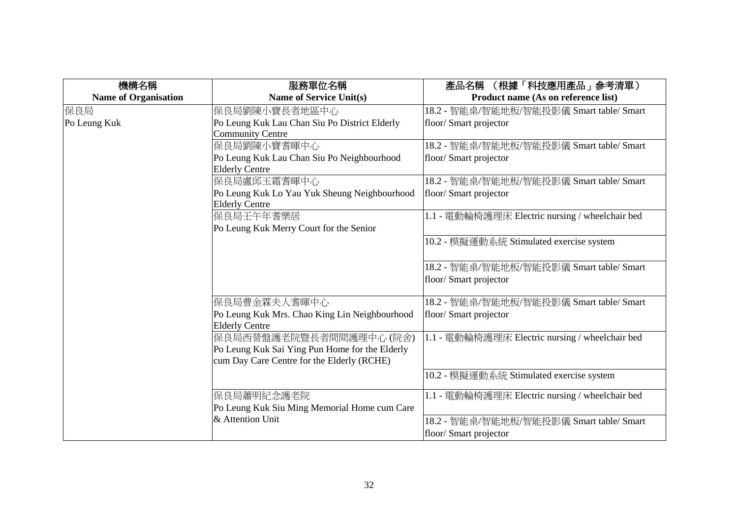| 機構名稱<br>Name of Organisation | 服務單位名稱<br>Name of Service Unit(s) | 產品名稱 （根據「科技應用產品」參考清單）<br>Product name (As on reference list) |
|---|---|---|
| 保良局<br>Po Leung Kuk | 保良局劉陳小寶長者地區中心<br>Po Leung Kuk Lau Chan Siu Po District Elderly Community Centre | 18.2 - 智能桌/智能地板/智能投影儀 Smart table/ Smart floor/ Smart projector |
| | 保良局劉陳小寶耆暉中心<br>Po Leung Kuk Lau Chan Siu Po Neighbourhood Elderly Centre | 18.2 - 智能桌/智能地板/智能投影儀 Smart table/ Smart floor/ Smart projector |
| | 保良局盧邱玉霜耆暉中心<br>Po Leung Kuk Lo Yau Yuk Sheung Neighbourhood Elderly Centre | 18.2 - 智能桌/智能地板/智能投影儀 Smart table/ Smart floor/ Smart projector |
| | 保良局王午年耆樂居<br>Po Leung Kuk Merry Court for the Senior | 1.1 - 電動輪椅護理床 Electric nursing / wheelchair bed |
| | | 10.2 - 模擬運動系統 Stimulated exercise system |
| | | 18.2 - 智能桌/智能地板/智能投影儀 Smart table/ Smart floor/ Smart projector |
| | 保良局曹金霖夫人耆暉中心<br>Po Leung Kuk Mrs. Chao King Lin Neighbourhood Elderly Centre | 18.2 - 智能桌/智能地板/智能投影儀 Smart table/ Smart floor/ Smart projector |
| | 保良局西營盤護老院暨長者間間護理中心 (院舍)<br>Po Leung Kuk Sai Ying Pun Home for the Elderly cum Day Care Centre for the Elderly (RCHE) | 1.1 - 電動輪椅護理床 Electric nursing / wheelchair bed |
| | | 10.2 - 模擬運動系統 Stimulated exercise system |
| | 保良局蕭明紀念護老院<br>Po Leung Kuk Siu Ming Memorial Home cum Care & Attention Unit | 1.1 - 電動輪椅護理床 Electric nursing / wheelchair bed |
| | | 18.2 - 智能桌/智能地板/智能投影儀 Smart table/ Smart floor/ Smart projector |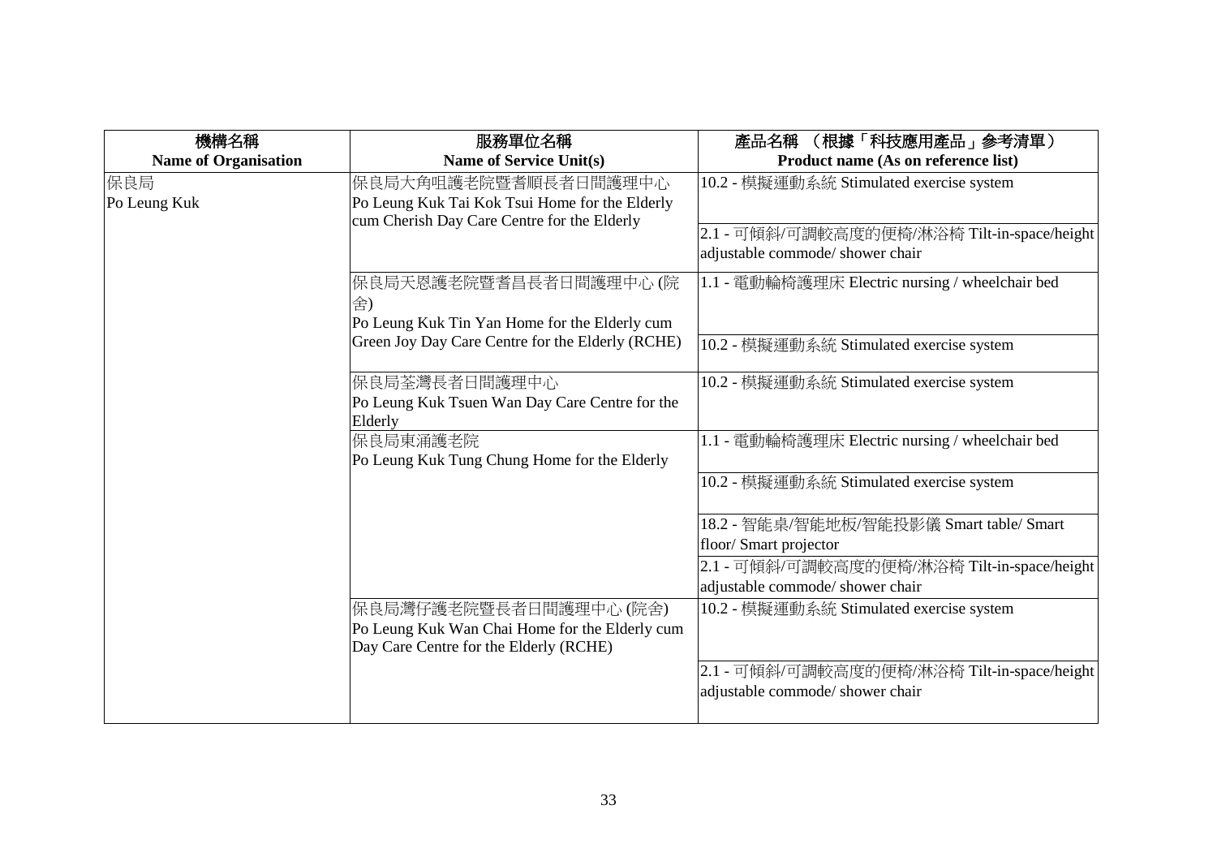| 機構名稱<br>Name of Organisation | 服務單位名稱<br>Name of Service Unit(s) | 產品名稱 （根據「科技應用產品」參考清單）<br>Product name (As on reference list) |
|---|---|---|
| 保良局<br>Po Leung Kuk | 保良局大角咀護老院暨耆順長者日間護理中心<br>Po Leung Kuk Tai Kok Tsui Home for the Elderly cum Cherish Day Care Centre for the Elderly | 10.2 - 模擬運動系統 Stimulated exercise system |
| | | 2.1 - 可傾斜/可調較高度的便椅/淋浴椅 Tilt-in-space/height adjustable commode/ shower chair |
| | 保良局天恩護老院暨耆昌長者日間護理中心 (院舍)<br>Po Leung Kuk Tin Yan Home for the Elderly cum Green Joy Day Care Centre for the Elderly (RCHE) | 1.1 - 電動輪椅護理床 Electric nursing / wheelchair bed |
| | | 10.2 - 模擬運動系統 Stimulated exercise system |
| | 保良局荃灣長者日間護理中心<br>Po Leung Kuk Tsuen Wan Day Care Centre for the Elderly | 10.2 - 模擬運動系統 Stimulated exercise system |
| | 保良局東涌護老院<br>Po Leung Kuk Tung Chung Home for the Elderly | 1.1 - 電動輪椅護理床 Electric nursing / wheelchair bed |
| | | 10.2 - 模擬運動系統 Stimulated exercise system |
| | | 18.2 - 智能桌/智能地板/智能投影儀 Smart table/ Smart floor/ Smart projector |
| | | 2.1 - 可傾斜/可調較高度的便椅/淋浴椅 Tilt-in-space/height adjustable commode/ shower chair |
| | 保良局灣仔護老院暨長者日間護理中心 (院舍)<br>Po Leung Kuk Wan Chai Home for the Elderly cum Day Care Centre for the Elderly (RCHE) | 10.2 - 模擬運動系統 Stimulated exercise system |
| | | 2.1 - 可傾斜/可調較高度的便椅/淋浴椅 Tilt-in-space/height adjustable commode/ shower chair |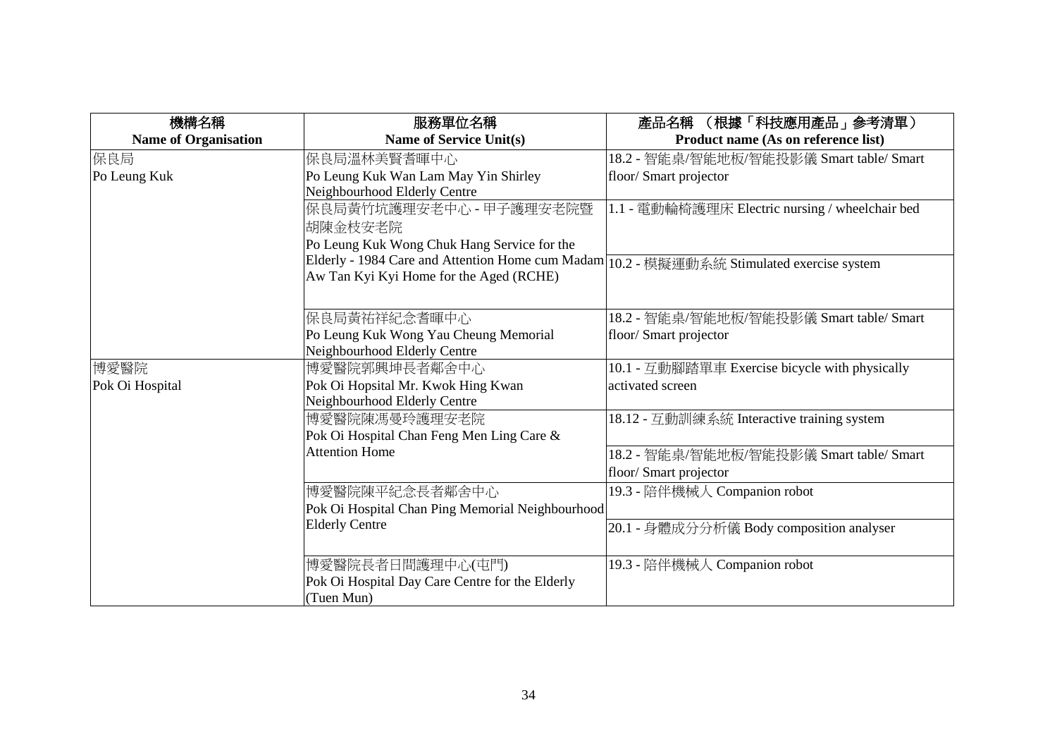| 機構名稱<br>Name of Organisation | 服務單位名稱<br>Name of Service Unit(s) | 產品名稱 （根據「科技應用產品」參考清單）<br>Product name (As on reference list) |
|---|---|---|
| 保良局<br>Po Leung Kuk | 保良局溫林美賢耆暉中心<br>Po Leung Kuk Wan Lam May Yin Shirley Neighbourhood Elderly Centre | 18.2 - 智能桌/智能地板/智能投影儀 Smart table/ Smart floor/ Smart projector |
| | 保良局黃竹坑護理安老中心 - 甲子護理安老院暨胡陳金枝安老院<br>Po Leung Kuk Wong Chuk Hang Service for the Elderly - 1984 Care and Attention Home cum Madam Aw Tan Kyi Kyi Home for the Aged (RCHE) | 1.1 - 電動輪椅護理床 Electric nursing / wheelchair bed |
| | | 10.2 - 模擬運動系統 Stimulated exercise system |
| | 保良局黃祐祥紀念耆暉中心<br>Po Leung Kuk Wong Yau Cheung Memorial Neighbourhood Elderly Centre | 18.2 - 智能桌/智能地板/智能投影儀 Smart table/ Smart floor/ Smart projector |
| 博愛醫院<br>Pok Oi Hospital | 博愛醫院郭興坤長者鄰舍中心<br>Pok Oi Hopsital Mr. Kwok Hing Kwan Neighbourhood Elderly Centre | 10.1 - 互動腳踏單車 Exercise bicycle with physically activated screen |
| | 博愛醫院陳馮曼玲護理安老院<br>Pok Oi Hospital Chan Feng Men Ling Care & Attention Home | 18.12 - 互動訓練系統 Interactive training system |
| | | 18.2 - 智能桌/智能地板/智能投影儀 Smart table/ Smart floor/ Smart projector |
| | 博愛醫院陳平紀念長者鄰舍中心<br>Pok Oi Hospital Chan Ping Memorial Neighbourhood Elderly Centre | 19.3 - 陪伴機械人 Companion robot |
| | | 20.1 - 身體成分分析儀 Body composition analyser |
| | 博愛醫院長者日間護理中心(屯門)<br>Pok Oi Hospital Day Care Centre for the Elderly (Tuen Mun) | 19.3 - 陪伴機械人 Companion robot |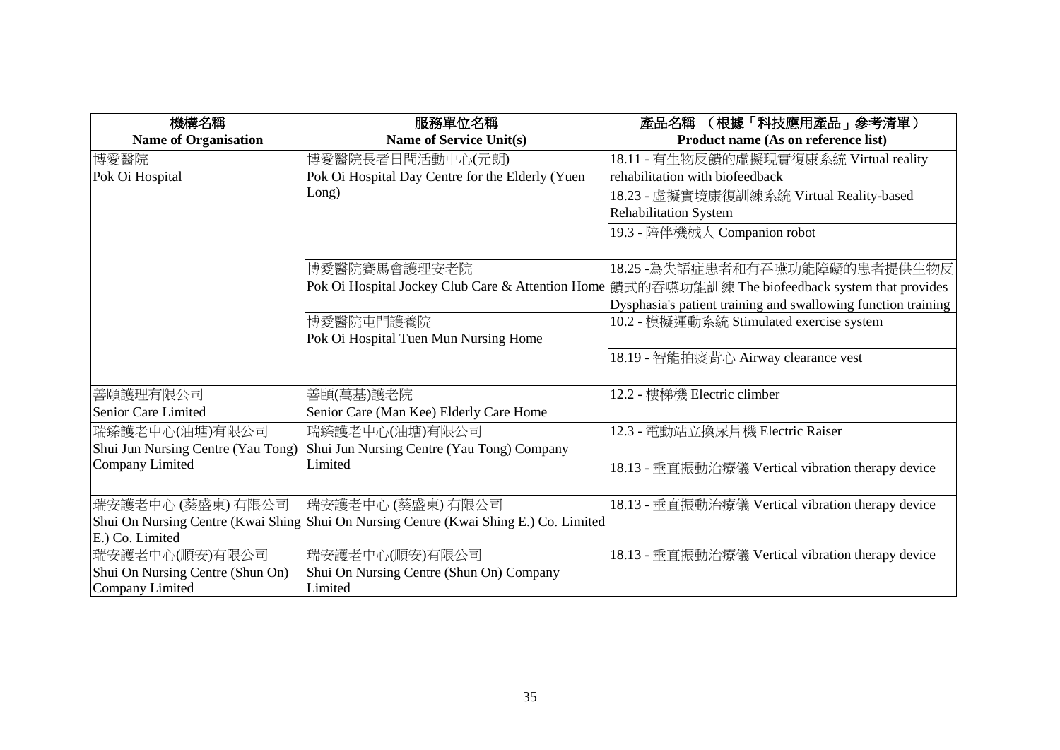| 機構名稱<br>Name of Organisation | 服務單位名稱<br>Name of Service Unit(s) | 產品名稱 （根據「科技應用產品」參考清單）<br>Product name (As on reference list) |
|---|---|---|
| 博愛醫院<br>Pok Oi Hospital | 博愛醫院長者日間活動中心(元朗)<br>Pok Oi Hospital Day Centre for the Elderly (Yuen Long) | 18.11 - 有生物反饋的虛擬現實復康系統 Virtual reality rehabilitation with biofeedback |
| | | 18.23 - 虛擬實境康復訓練系統 Virtual Reality-based Rehabilitation System |
| | | 19.3 - 陪伴機械人 Companion robot |
| | 博愛醫院賽馬會護理安老院<br>Pok Oi Hospital Jockey Club Care & Attention Home | 18.25 -為失語症患者和有吞嚥功能障礙的患者提供生物反饋式的吞嚥功能訓練 The biofeedback system that provides Dysphasia's patient training and swallowing function training |
| | 博愛醫院屯門護養院<br>Pok Oi Hospital Tuen Mun Nursing Home | 10.2 - 模擬運動系統 Stimulated exercise system |
| | | 18.19 - 智能拍痰背心 Airway clearance vest |
| 善頤護理有限公司<br>Senior Care Limited | 善頤(萬基)護老院<br>Senior Care (Man Kee) Elderly Care Home | 12.2 - 樓梯機 Electric climber |
| 瑞臻護老中心(油塘)有限公司<br>Shui Jun Nursing Centre (Yau Tong) Company Limited | 瑞臻護老中心(油塘)有限公司<br>Shui Jun Nursing Centre (Yau Tong) Company Limited | 12.3 - 電動站立換尿片機 Electric Raiser |
| | | 18.13 - 垂直振動治療儀 Vertical vibration therapy device |
| 瑞安護老中心 (葵盛東) 有限公司<br>Shui On Nursing Centre (Kwai Shing E.) Co. Limited | 瑞安護老中心 (葵盛東) 有限公司<br>Shui On Nursing Centre (Kwai Shing E.) Co. Limited | 18.13 - 垂直振動治療儀 Vertical vibration therapy device |
| 瑞安護老中心(順安)有限公司<br>Shui On Nursing Centre (Shun On) Company Limited | 瑞安護老中心(順安)有限公司<br>Shui On Nursing Centre (Shun On) Company Limited | 18.13 - 垂直振動治療儀 Vertical vibration therapy device |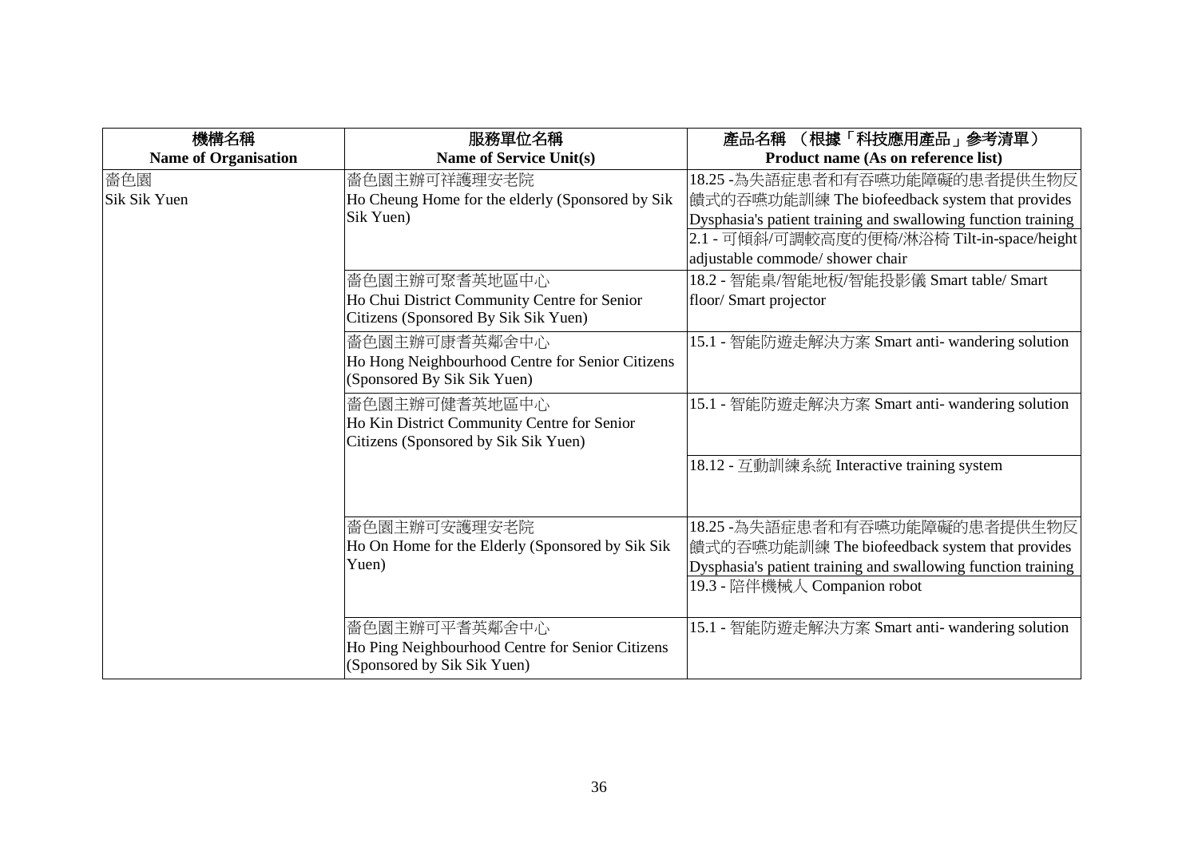| 機構名稱<br>Name of Organisation | 服務單位名稱<br>Name of Service Unit(s) | 產品名稱 （根據「科技應用產品」參考清單）<br>Product name (As on reference list) |
| --- | --- | --- |
| 嗇色園<br>Sik Sik Yuen | 嗇色園主辦可祥護理安老院<br>Ho Cheung Home for the elderly (Sponsored by Sik Sik Yuen) | 18.25 -為失語症患者和有吞嚥功能障礙的患者提供生物反饋式的吞嚥功能訓練 The biofeedback system that provides Dysphasia's patient training and swallowing function training |
| | | 2.1 - 可傾斜/可調較高度的便椅/淋浴椅 Tilt-in-space/height adjustable commode/ shower chair |
| | 嗇色園主辦可聚耆英地區中心<br>Ho Chui District Community Centre for Senior Citizens (Sponsored By Sik Sik Yuen) | 18.2 - 智能桌/智能地板/智能投影儀 Smart table/ Smart floor/ Smart projector |
| | 嗇色園主辦可康耆英鄰舍中心<br>Ho Hong Neighbourhood Centre for Senior Citizens (Sponsored By Sik Sik Yuen) | 15.1 - 智能防遊走解決方案 Smart anti- wandering solution |
| | 嗇色園主辦可健耆英地區中心<br>Ho Kin District Community Centre for Senior Citizens (Sponsored by Sik Sik Yuen) | 15.1 - 智能防遊走解決方案 Smart anti- wandering solution |
| | | 18.12 - 互動訓練系統 Interactive training system |
| | 嗇色園主辦可安護理安老院<br>Ho On Home for the Elderly (Sponsored by Sik Sik Yuen) | 18.25 -為失語症患者和有吞嚥功能障礙的患者提供生物反饋式的吞嚥功能訓練 The biofeedback system that provides Dysphasia's patient training and swallowing function training |
| | | 19.3 - 陪伴機械人 Companion robot |
| | 嗇色園主辦可平耆英鄰舍中心<br>Ho Ping Neighbourhood Centre for Senior Citizens (Sponsored by Sik Sik Yuen) | 15.1 - 智能防遊走解決方案 Smart anti- wandering solution |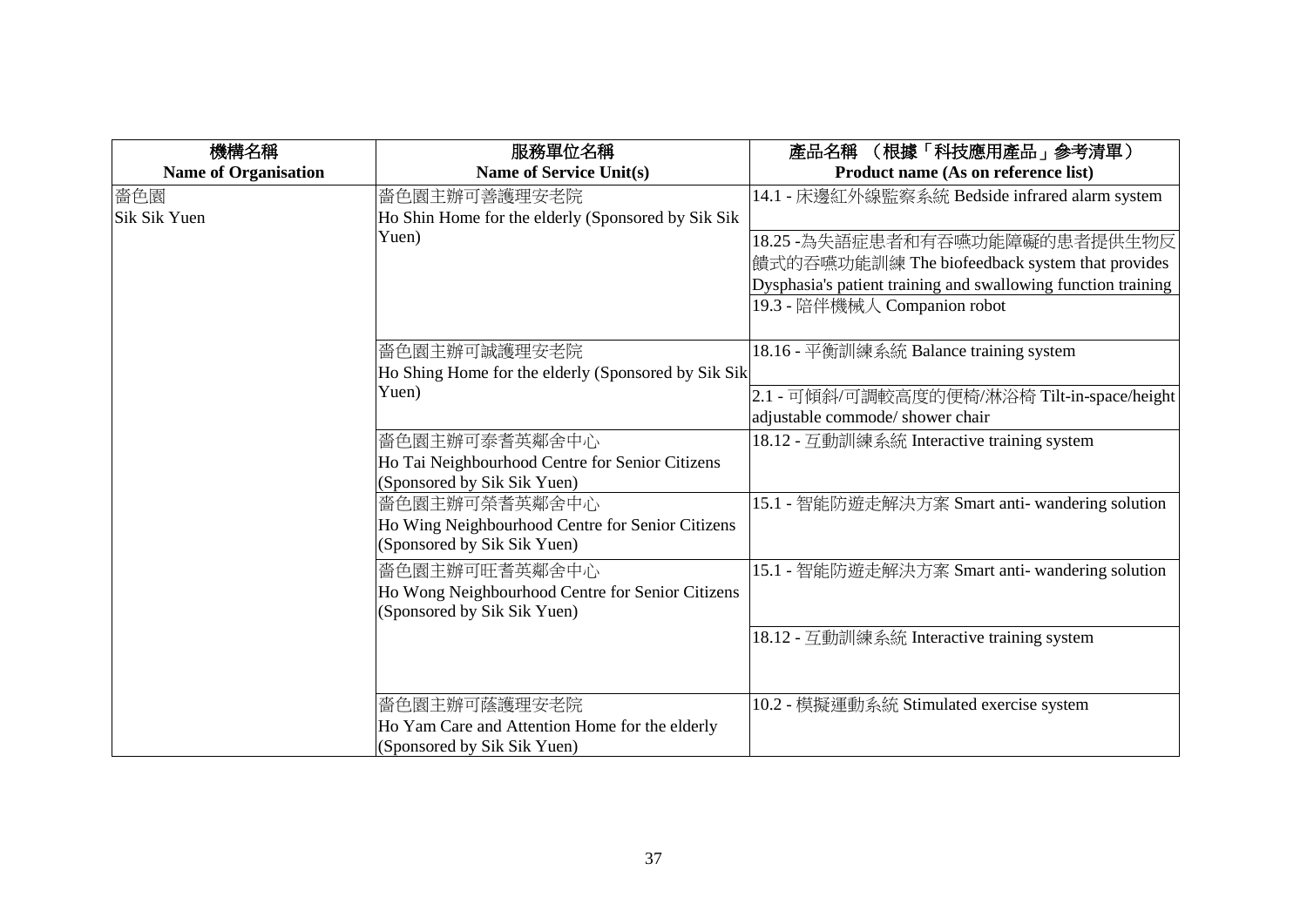| 機構名稱<br>Name of Organisation | 服務單位名稱<br>Name of Service Unit(s) | 產品名稱 （根據「科技應用產品」參考清單）<br>Product name (As on reference list) |
|---|---|---|
| 嗇色園<br>Sik Sik Yuen | 嗇色園主辦可善護理安老院<br>Ho Shin Home for the elderly (Sponsored by Sik Sik Yuen) | 14.1 - 床邊紅外線監察系統 Bedside infrared alarm system |
| | | 18.25 -為失語症患者和有吞嚥功能障礙的患者提供生物反饋式的吞嚥功能訓練 The biofeedback system that provides Dysphasia's patient training and swallowing function training |
| | | 19.3 - 陪伴機械人 Companion robot |
| | 嗇色園主辦可誠護理安老院<br>Ho Shing Home for the elderly (Sponsored by Sik Sik Yuen) | 18.16 - 平衡訓練系統 Balance training system |
| | | 2.1 - 可傾斜/可調較高度的便椅/淋浴椅 Tilt-in-space/height adjustable commode/ shower chair |
| | 嗇色園主辦可泰耆英鄰舍中心<br>Ho Tai Neighbourhood Centre for Senior Citizens (Sponsored by Sik Sik Yuen) | 18.12 - 互動訓練系統 Interactive training system |
| | 嗇色園主辦可榮耆英鄰舍中心<br>Ho Wing Neighbourhood Centre for Senior Citizens (Sponsored by Sik Sik Yuen) | 15.1 - 智能防遊走解決方案 Smart anti- wandering solution |
| | 嗇色園主辦可旺耆英鄰舍中心<br>Ho Wong Neighbourhood Centre for Senior Citizens (Sponsored by Sik Sik Yuen) | 15.1 - 智能防遊走解決方案 Smart anti- wandering solution |
| | | 18.12 - 互動訓練系統 Interactive training system |
| | 嗇色園主辦可蔭護理安老院<br>Ho Yam Care and Attention Home for the elderly (Sponsored by Sik Sik Yuen) | 10.2 - 模擬運動系統 Stimulated exercise system |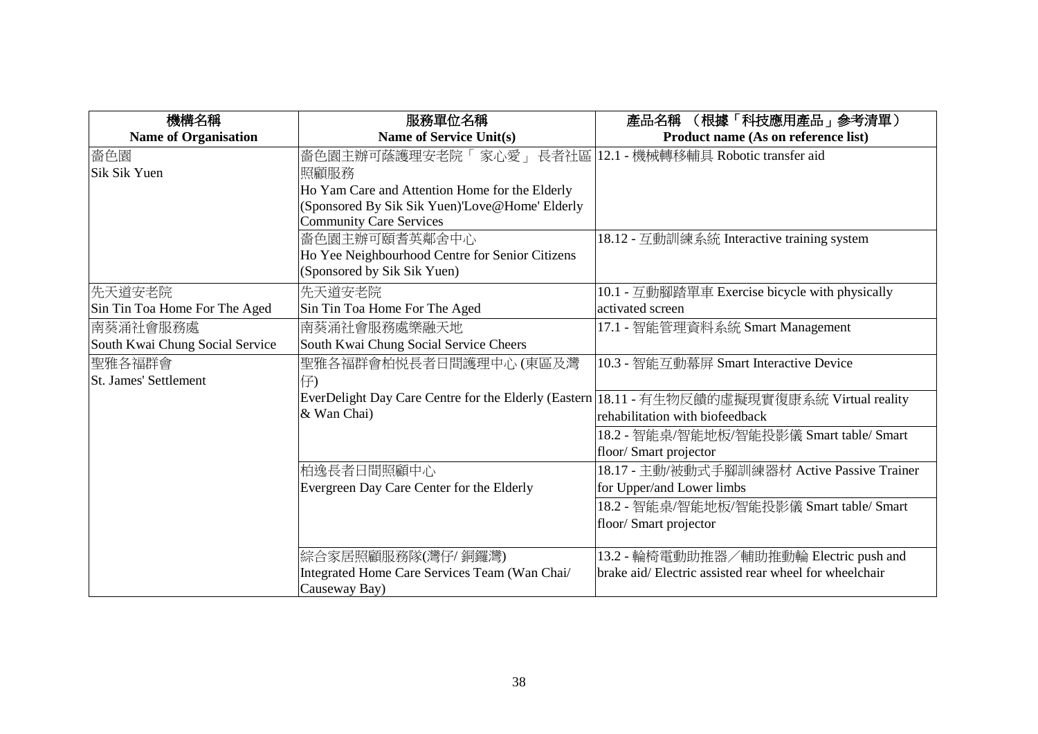| 機構名稱<br>Name of Organisation | 服務單位名稱<br>Name of Service Unit(s) | 產品名稱 （根據「科技應用產品」參考清單）<br>Product name (As on reference list) |
|---|---|---|
| 嗇色園<br>Sik Sik Yuen | 嗇色園主辦可蔭護理安老院「 家心愛」 長者社區照顧服務<br>Ho Yam Care and Attention Home for the Elderly (Sponsored By Sik Sik Yuen)'Love@Home' Elderly Community Care Services | 12.1 - 機械轉移輔具 Robotic transfer aid |
| | 嗇色園主辦可頤耆英鄰舍中心<br>Ho Yee Neighbourhood Centre for Senior Citizens (Sponsored by Sik Sik Yuen) | 18.12 - 互動訓練系統 Interactive training system |
| 先天道安老院<br>Sin Tin Toa Home For The Aged | 先天道安老院<br>Sin Tin Toa Home For The Aged | 10.1 - 互動腳踏單車 Exercise bicycle with physically activated screen |
| 南葵涌社會服務處<br>South Kwai Chung Social Service | 南葵涌社會服務處樂融天地<br>South Kwai Chung Social Service Cheers | 17.1 - 智能管理資料系統 Smart Management |
| 聖雅各福群會<br>St. James' Settlement | 聖雅各福群會柏悅長者日間護理中心 (東區及灣仔)<br>EverDelight Day Care Centre for the Elderly (Eastern & Wan Chai) | 10.3 - 智能互動幕屏 Smart Interactive Device |
| | | 18.11 - 有生物反饋的虛擬現實復康系統 Virtual reality rehabilitation with biofeedback |
| | | 18.2 - 智能桌/智能地板/智能投影儀 Smart table/ Smart floor/ Smart projector |
| | 柏逸長者日間照顧中心<br>Evergreen Day Care Center for the Elderly | 18.17 - 主動/被動式手腳訓練器材 Active Passive Trainer for Upper/and Lower limbs |
| | | 18.2 - 智能桌/智能地板/智能投影儀 Smart table/ Smart floor/ Smart projector |
| | 綜合家居照顧服務隊(灣仔/ 銅鑼灣)<br>Integrated Home Care Services Team (Wan Chai/ Causeway Bay) | 13.2 - 輪椅電動助推器／輔助推動輪 Electric push and brake aid/ Electric assisted rear wheel for wheelchair |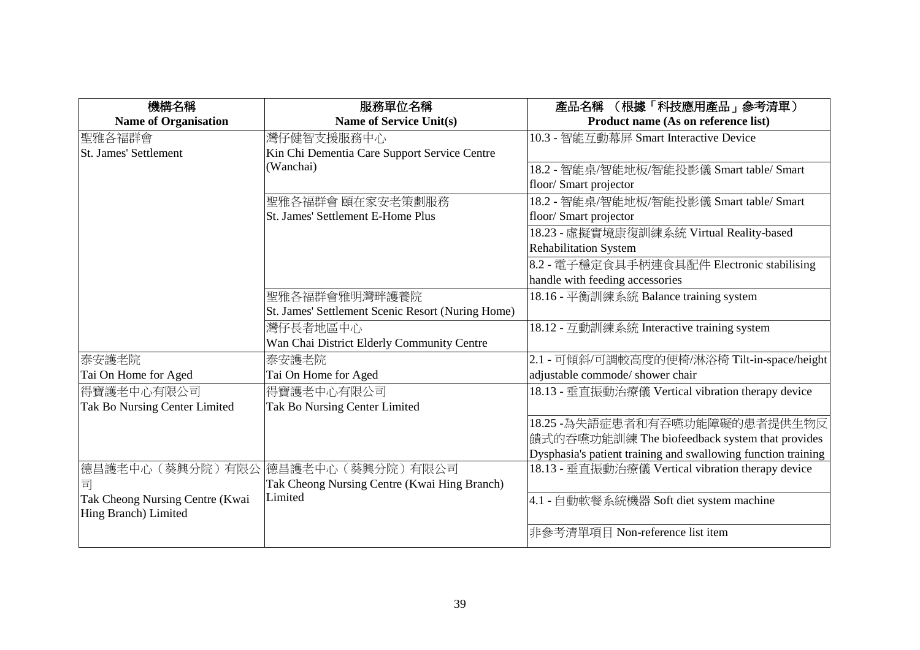| 機構名稱 Name of Organisation | 服務單位名稱 Name of Service Unit(s) | 產品名稱 （根據「科技應用產品」參考清單） Product name (As on reference list) |
|---|---|---|
| 聖雅各福群會 St. James' Settlement | 灣仔健智支援服務中心 Kin Chi Dementia Care Support Service Centre (Wanchai) | 10.3 - 智能互動幕屏 Smart Interactive Device |
| | | 18.2 - 智能桌/智能地板/智能投影儀 Smart table/ Smart floor/ Smart projector |
| | 聖雅各福群會 頤在家安老策劃服務 St. James' Settlement E-Home Plus | 18.2 - 智能桌/智能地板/智能投影儀 Smart table/ Smart floor/ Smart projector |
| | | 18.23 - 虛擬實境康復訓練系統 Virtual Reality-based Rehabilitation System |
| | | 8.2 - 電子穩定食具手柄連食具配件 Electronic stabilising handle with feeding accessories |
| | 聖雅各福群會雅明灣畔護養院 St. James' Settlement Scenic Resort (Nuring Home) | 18.16 - 平衡訓練系統 Balance training system |
| | 灣仔長者地區中心 Wan Chai District Elderly Community Centre | 18.12 - 互動訓練系統 Interactive training system |
| 泰安護老院 Tai On Home for Aged | 泰安護老院 Tai On Home for Aged | 2.1 - 可傾斜/可調較高度的便椅/淋浴椅 Tilt-in-space/height adjustable commode/ shower chair |
| 得寶護老中心有限公司 Tak Bo Nursing Center Limited | 得寶護老中心有限公司 Tak Bo Nursing Center Limited | 18.13 - 垂直振動治療儀 Vertical vibration therapy device |
| | | 18.25 -為失語症患者和有吞嚥功能障礙的患者提供生物反饋式的吞嚥功能訓練 The biofeedback system that provides Dysphasia's patient training and swallowing function training |
| 德昌護老中心（葵興分院）有限公司 Tak Cheong Nursing Centre (Kwai Hing Branch) Limited | 德昌護老中心（葵興分院）有限公司 Tak Cheong Nursing Centre (Kwai Hing Branch) Limited | 18.13 - 垂直振動治療儀 Vertical vibration therapy device |
| | | 4.1 - 自動軟餐系統機器 Soft diet system machine |
| | | 非參考清單項目 Non-reference list item |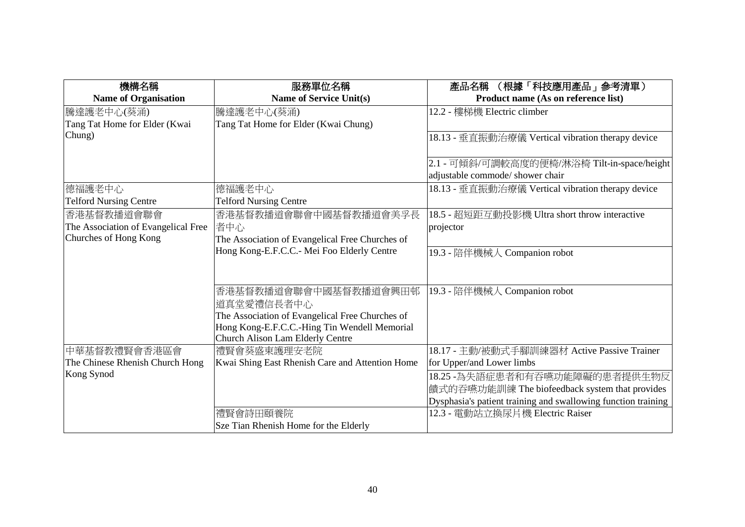| 機構名稱<br>Name of Organisation | 服務單位名稱<br>Name of Service Unit(s) | 產品名稱 （根據「科技應用產品」參考清單）<br>Product name (As on reference list) |
| --- | --- | --- |
| 騰達護老中心(葵涌)<br>Tang Tat Home for Elder (Kwai Chung) | 騰達護老中心(葵涌)<br>Tang Tat Home for Elder (Kwai Chung) | 12.2 - 樓梯機 Electric climber |
| | | 18.13 - 垂直振動治療儀 Vertical vibration therapy device |
| | | 2.1 - 可傾斜/可調較高度的便椅/淋浴椅 Tilt-in-space/height adjustable commode/ shower chair |
| 德福護老中心<br>Telford Nursing Centre | 德福護老中心<br>Telford Nursing Centre | 18.13 - 垂直振動治療儀 Vertical vibration therapy device |
| 香港基督教播道會聯會<br>The Association of Evangelical Free Churches of Hong Kong | 香港基督教播道會聯會中國基督教播道會美孚長者中心<br>The Association of Evangelical Free Churches of Hong Kong-E.F.C.C.- Mei Foo Elderly Centre | 18.5 - 超短距互動投影機 Ultra short throw interactive projector |
| | | 19.3 - 陪伴機械人 Companion robot |
| | 香港基督教播道會聯會中國基督教播道會興田郇道真堂愛禮信長者中心<br>The Association of Evangelical Free Churches of Hong Kong-E.F.C.C.-Hing Tin Wendell Memorial Church Alison Lam Elderly Centre | 19.3 - 陪伴機械人 Companion robot |
| 中華基督教禮賢會香港區會<br>The Chinese Rhenish Church Hong Kong Synod | 禮賢會葵盛東護理安老院<br>Kwai Shing East Rhenish Care and Attention Home | 18.17 - 主動/被動式手腳訓練器材 Active Passive Trainer for Upper/and Lower limbs |
| | | 18.25 -為失語症患者和有吞嚥功能障礙的患者提供生物反饋式的吞嚥功能訓練 The biofeedback system that provides Dysphasia's patient training and swallowing function training |
| | 禮賢會詩田頤養院<br>Sze Tian Rhenish Home for the Elderly | 12.3 - 電動站立換尿片機 Electric Raiser |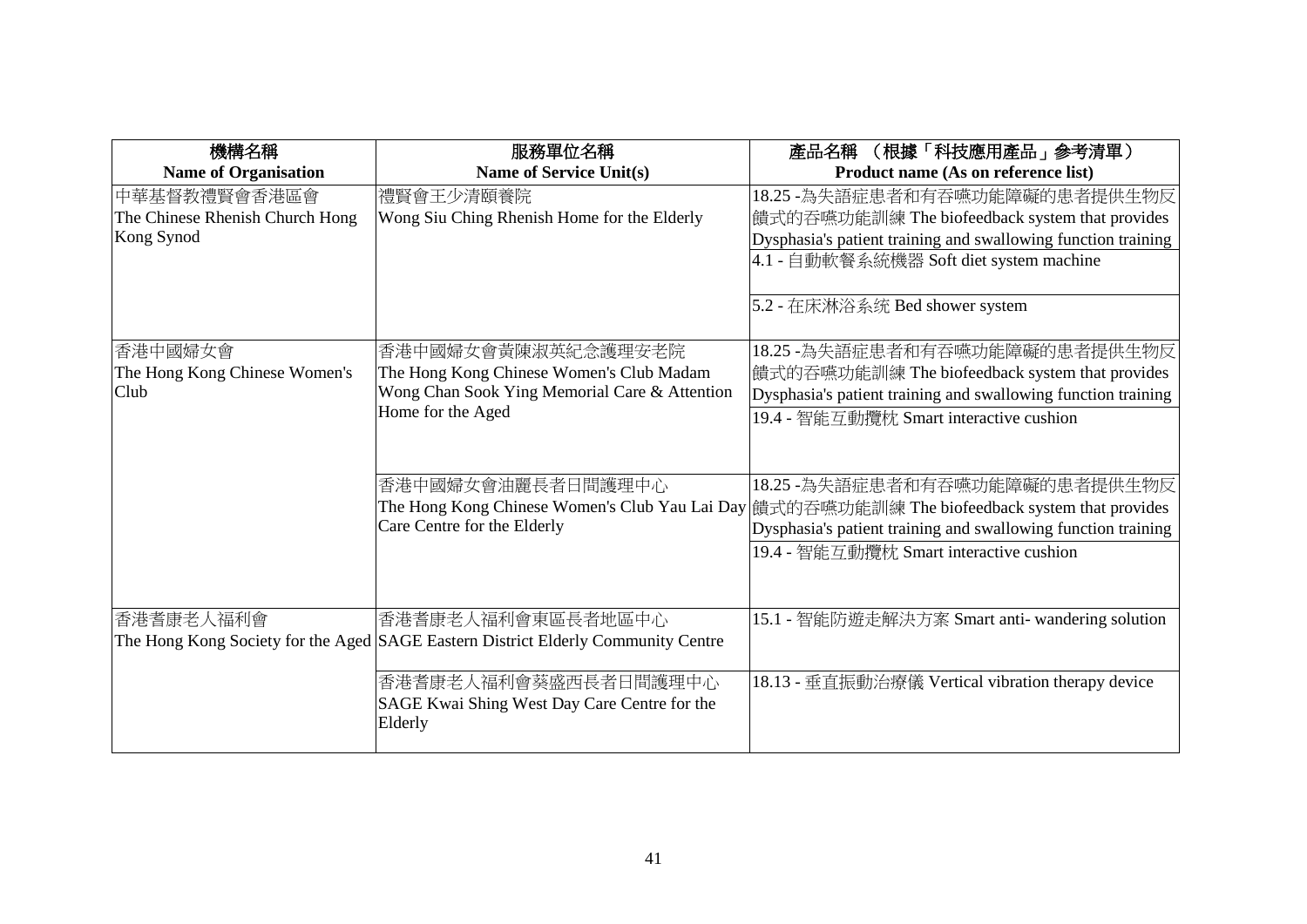| 機構名稱<br>**Name of Organisation** | 服務單位名稱<br>**Name of Service Unit(s)** | 產品名稱 （根據「科技應用產品」參考清單）<br>**Product name (As on reference list)** |
|---|---|---|
| 中華基督教禮賢會香港區會<br>The Chinese Rhenish Church Hong Kong Synod | 禮賢會王少清頤養院<br>Wong Siu Ching Rhenish Home for the Elderly | 18.25 -為失語症患者和有吞嚥功能障礙的患者提供生物反饋式的吞嚥功能訓練 The biofeedback system that provides Dysphasia's patient training and swallowing function training |
| | | 4.1 - 自動軟餐系統機器 Soft diet system machine |
| | | 5.2 - 在床淋浴系统 Bed shower system |
| 香港中國婦女會<br>The Hong Kong Chinese Women's Club | 香港中國婦女會黃陳淑英紀念護理安老院<br>The Hong Kong Chinese Women's Club Madam Wong Chan Sook Ying Memorial Care & Attention Home for the Aged | 18.25 -為失語症患者和有吞嚥功能障礙的患者提供生物反饋式的吞嚥功能訓練 The biofeedback system that provides Dysphasia's patient training and swallowing function training |
| | | 19.4 - 智能互動攬枕 Smart interactive cushion |
| | 香港中國婦女會油麗長者日間護理中心<br>The Hong Kong Chinese Women's Club Yau Lai Day Care Centre for the Elderly | 18.25 -為失語症患者和有吞嚥功能障礙的患者提供生物反饋式的吞嚥功能訓練 The biofeedback system that provides Dysphasia's patient training and swallowing function training |
| | | 19.4 - 智能互動攬枕 Smart interactive cushion |
| 香港耆康老人福利會<br>The Hong Kong Society for the Aged | 香港耆康老人福利會東區長者地區中心<br>SAGE Eastern District Elderly Community Centre | 15.1 - 智能防遊走解決方案 Smart anti- wandering solution |
| | 香港耆康老人福利會葵盛西長者日間護理中心<br>SAGE Kwai Shing West Day Care Centre for the Elderly | 18.13 - 垂直振動治療儀 Vertical vibration therapy device |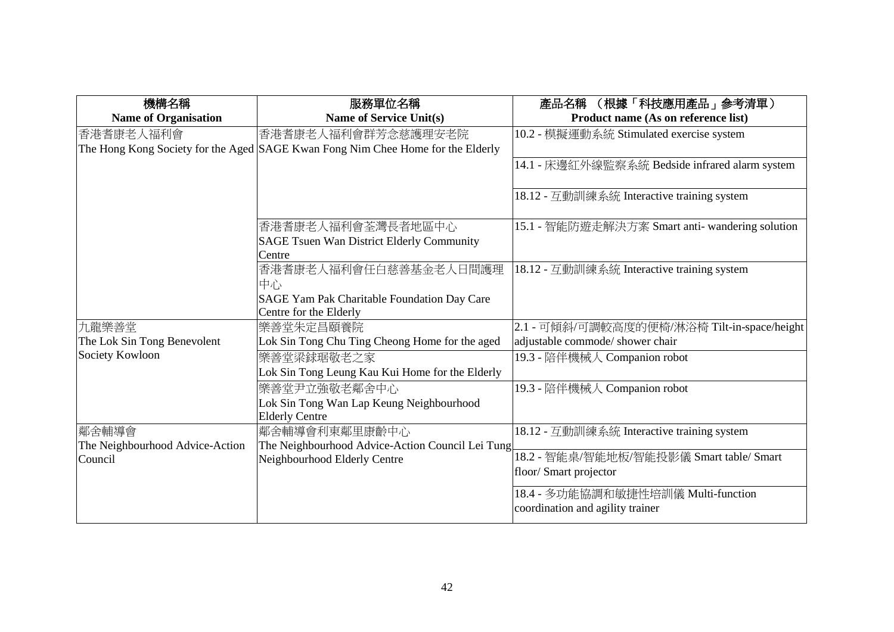| 機構名稱<br>**Name of Organisation** | 服務單位名稱<br>**Name of Service Unit(s)** | 產品名稱 （根據「科技應用產品」參考清單）<br>**Product name (As on reference list)** |
|---|---|---|
| 香港耆康老人福利會<br>The Hong Kong Society for the Aged | 香港耆康老人福利會群芳念慈護理安老院<br>SAGE Kwan Fong Nim Chee Home for the Elderly | 10.2 - 模擬運動系統 Stimulated exercise system |
| | | 14.1 - 床邊紅外線監察系統 Bedside infrared alarm system |
| | | 18.12 - 互動訓練系統 Interactive training system |
| | 香港耆康老人福利會荃灣長者地區中心<br>SAGE Tsuen Wan District Elderly Community Centre | 15.1 - 智能防遊走解決方案 Smart anti- wandering solution |
| | 香港耆康老人福利會任白慈善基金老人日間護理中心<br>SAGE Yam Pak Charitable Foundation Day Care Centre for the Elderly | 18.12 - 互動訓練系統 Interactive training system |
| 九龍樂善堂<br>The Lok Sin Tong Benevolent Society Kowloon | 樂善堂朱定昌頤養院<br>Lok Sin Tong Chu Ting Cheong Home for the aged | 2.1 - 可傾斜/可調較高度的便椅/淋浴椅 Tilt-in-space/height adjustable commode/ shower chair |
| | 樂善堂梁銶琚敬老之家<br>Lok Sin Tong Leung Kau Kui Home for the Elderly | 19.3 - 陪伴機械人 Companion robot |
| | 樂善堂尹立強敬老鄰舍中心<br>Lok Sin Tong Wan Lap Keung Neighbourhood Elderly Centre | 19.3 - 陪伴機械人 Companion robot |
| 鄰舍輔導會<br>The Neighbourhood Advice-Action Council | 鄰舍輔導會利東鄰里康齡中心<br>The Neighbourhood Advice-Action Council Lei Tung Neighbourhood Elderly Centre | 18.12 - 互動訓練系統 Interactive training system |
| | | 18.2 - 智能桌/智能地板/智能投影儀 Smart table/ Smart floor/ Smart projector |
| | | 18.4 - 多功能協調和敏捷性培訓儀 Multi-function coordination and agility trainer |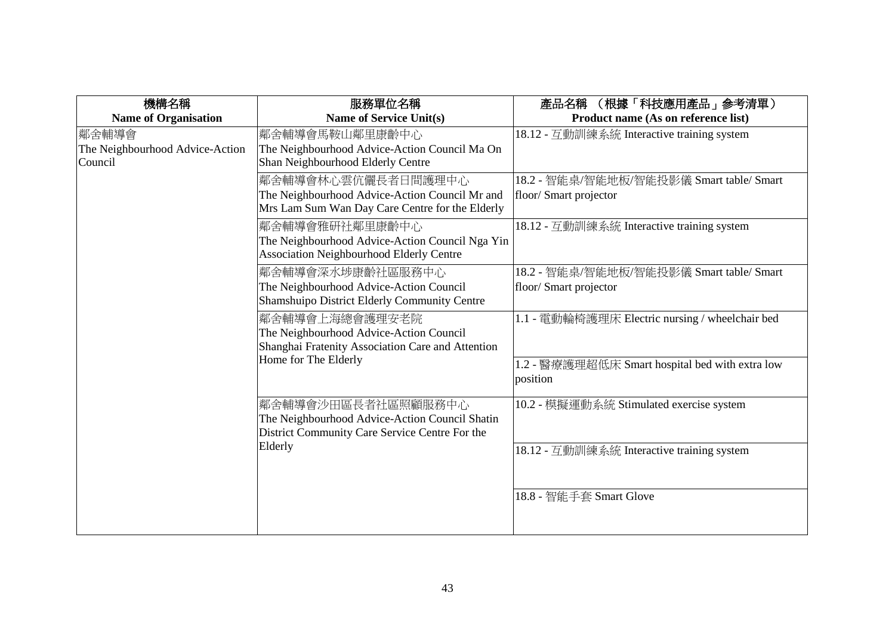| 機構名稱<br>**Name of Organisation** | 服務單位名稱<br>**Name of Service Unit(s)** | 產品名稱 （根據「科技應用產品」參考清單）<br>**Product name (As on reference list)** |
| --- | --- | --- |
| 鄰舍輔導會<br>The Neighbourhood Advice-Action Council | 鄰舍輔導會馬鞍山鄰里康齡中心<br>The Neighbourhood Advice-Action Council Ma On Shan Neighbourhood Elderly Centre | 18.12 - 互動訓練系統 Interactive training system |
| | 鄰舍輔導會林心雲伉儷長者日間護理中心<br>The Neighbourhood Advice-Action Council Mr and Mrs Lam Sum Wan Day Care Centre for the Elderly | 18.2 - 智能桌/智能地板/智能投影儀 Smart table/ Smart floor/ Smart projector |
| | 鄰舍輔導會雅研社鄰里康齡中心<br>The Neighbourhood Advice-Action Council Nga Yin Association Neighbourhood Elderly Centre | 18.12 - 互動訓練系統 Interactive training system |
| | 鄰舍輔導會深水埗康齡社區服務中心<br>The Neighbourhood Advice-Action Council Shamshuipo District Elderly Community Centre | 18.2 - 智能桌/智能地板/智能投影儀 Smart table/ Smart floor/ Smart projector |
| | 鄰舍輔導會上海總會護理安老院<br>The Neighbourhood Advice-Action Council Shanghai Fratenity Association Care and Attention Home for The Elderly | 1.1 - 電動輪椅護理床 Electric nursing / wheelchair bed |
| | | 1.2 - 醫療護理超低床 Smart hospital bed with extra low position |
| | 鄰舍輔導會沙田區長者社區照顧服務中心<br>The Neighbourhood Advice-Action Council Shatin District Community Care Service Centre For the Elderly | 10.2 - 模擬運動系統 Stimulated exercise system |
| | | 18.12 - 互動訓練系統 Interactive training system |
| | | 18.8 - 智能手套 Smart Glove |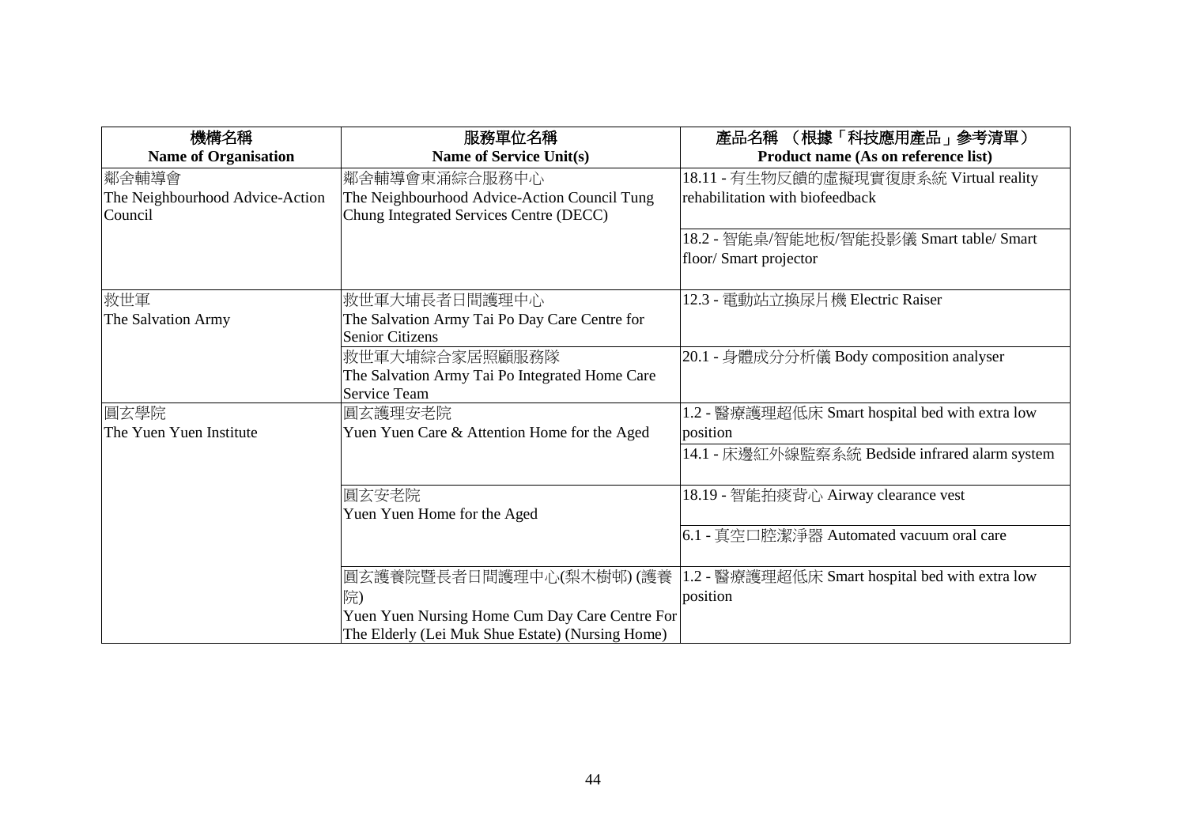| 機構名稱<br>Name of Organisation | 服務單位名稱<br>Name of Service Unit(s) | 產品名稱 （根據「科技應用產品」參考清單）<br>Product name (As on reference list) |
|---|---|---|
| 鄰舍輔導會<br>The Neighbourhood Advice-Action Council | 鄰舍輔導會東涌綜合服務中心<br>The Neighbourhood Advice-Action Council Tung Chung Integrated Services Centre (DECC) | 18.11 - 有生物反饋的虛擬現實復康系統 Virtual reality rehabilitation with biofeedback |
| | | 18.2 - 智能桌/智能地板/智能投影儀 Smart table/ Smart floor/ Smart projector |
| 救世軍<br>The Salvation Army | 救世軍大埔長者日間護理中心<br>The Salvation Army Tai Po Day Care Centre for Senior Citizens | 12.3 - 電動站立換尿片機 Electric Raiser |
| | 救世軍大埔綜合家居照顧服務隊<br>The Salvation Army Tai Po Integrated Home Care Service Team | 20.1 - 身體成分分析儀 Body composition analyser |
| 圓玄學院<br>The Yuen Yuen Institute | 圓玄護理安老院<br>Yuen Yuen Care & Attention Home for the Aged | 1.2 - 醫療護理超低床 Smart hospital bed with extra low position |
| | | 14.1 - 床邊紅外線監察系統 Bedside infrared alarm system |
| | 圓玄安老院<br>Yuen Yuen Home for the Aged | 18.19 - 智能拍痰背心 Airway clearance vest |
| | | 6.1 - 真空口腔潔淨器 Automated vacuum oral care |
| | 圓玄護養院暨長者日間護理中心(梨木樹邨) (護養院)<br>Yuen Yuen Nursing Home Cum Day Care Centre For The Elderly (Lei Muk Shue Estate) (Nursing Home) | 1.2 - 醫療護理超低床 Smart hospital bed with extra low position |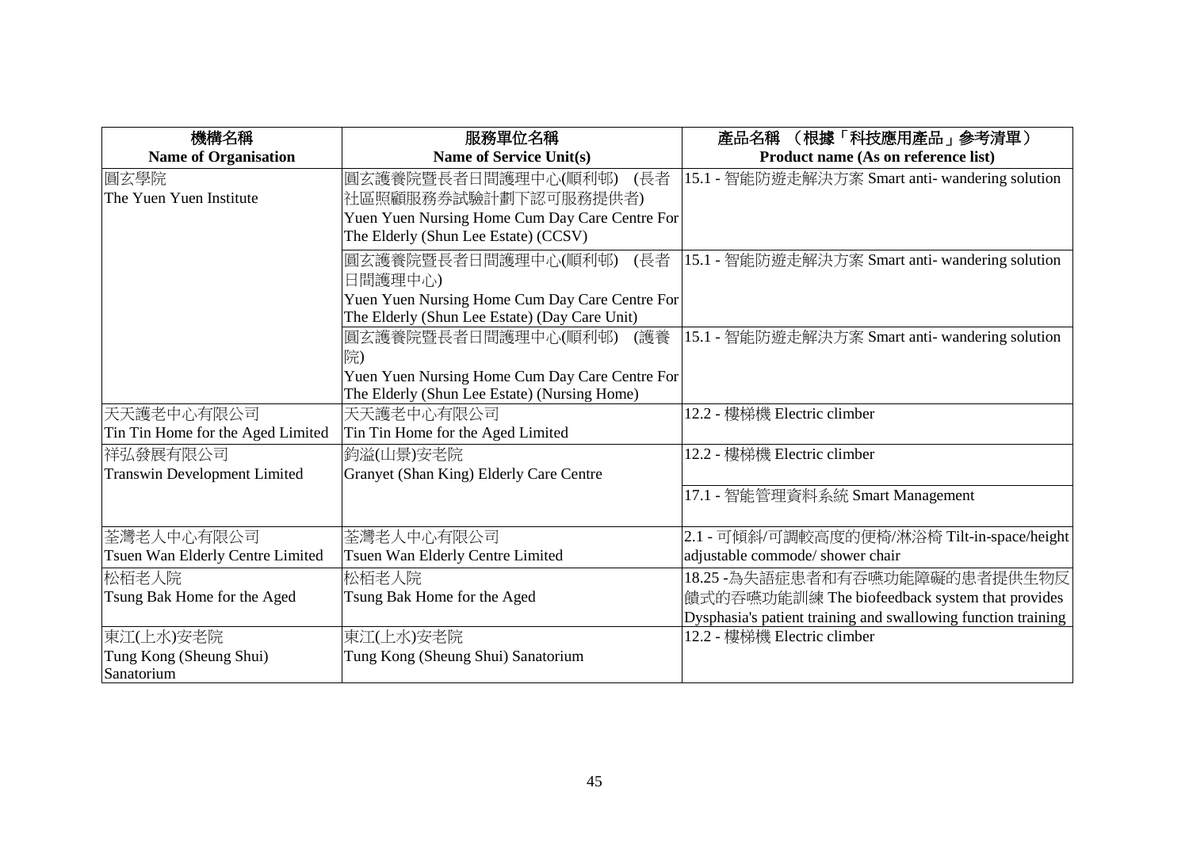| 機構名稱<br>Name of Organisation | 服務單位名稱<br>Name of Service Unit(s) | 產品名稱 （根據「科技應用產品」參考清單）<br>Product name (As on reference list) |
| --- | --- | --- |
| 圓玄學院<br>The Yuen Yuen Institute | 圓玄護養院暨長者日間護理中心(順利邨) (長者社區照顧服務券試驗計劃下認可服務提供者)<br>Yuen Yuen Nursing Home Cum Day Care Centre For The Elderly (Shun Lee Estate) (CCSV) | 15.1 - 智能防遊走解決方案 Smart anti- wandering solution |
| | 圓玄護養院暨長者日間護理中心(順利邨) (長者日間護理中心)<br>Yuen Yuen Nursing Home Cum Day Care Centre For The Elderly (Shun Lee Estate) (Day Care Unit) | 15.1 - 智能防遊走解決方案 Smart anti- wandering solution |
| | 圓玄護養院暨長者日間護理中心(順利邨) (護養院)<br>Yuen Yuen Nursing Home Cum Day Care Centre For The Elderly (Shun Lee Estate) (Nursing Home) | 15.1 - 智能防遊走解決方案 Smart anti- wandering solution |
| 天天護老中心有限公司<br>Tin Tin Home for the Aged Limited | 天天護老中心有限公司<br>Tin Tin Home for the Aged Limited | 12.2 - 樓梯機 Electric climber |
| 祥弘發展有限公司<br>Transwin Development Limited | 鈞溢(山景)安老院<br>Granyet (Shan King) Elderly Care Centre | 12.2 - 樓梯機 Electric climber |
| | | 17.1 - 智能管理資料系統 Smart Management |
| 荃灣老人中心有限公司<br>Tsuen Wan Elderly Centre Limited | 荃灣老人中心有限公司<br>Tsuen Wan Elderly Centre Limited | 2.1 - 可傾斜/可調較高度的便椅/淋浴椅 Tilt-in-space/height adjustable commode/ shower chair |
| 松栢老人院<br>Tsung Bak Home for the Aged | 松栢老人院<br>Tsung Bak Home for the Aged | 18.25 -為失語症患者和有吞嚥功能障礙的患者提供生物反饋式的吞嚥功能訓練 The biofeedback system that provides Dysphasia's patient training and swallowing function training |
| 東江(上水)安老院<br>Tung Kong (Sheung Shui) Sanatorium | 東江(上水)安老院<br>Tung Kong (Sheung Shui) Sanatorium | 12.2 - 樓梯機 Electric climber |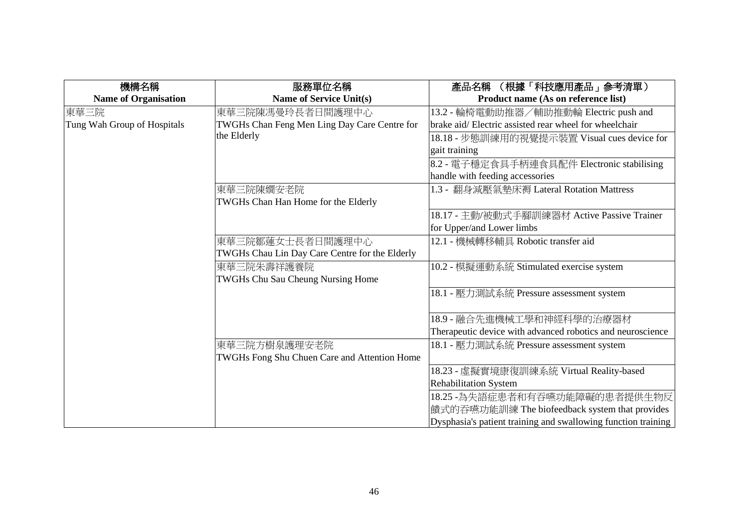| 機構名稱<br>Name of Organisation | 服務單位名稱<br>Name of Service Unit(s) | 產品名稱 （根據「科技應用產品」參考清單）<br>Product name (As on reference list) |
|---|---|---|
| 東華三院<br>Tung Wah Group of Hospitals | 東華三院陳馮曼玲長者日間護理中心<br>TWGHs Chan Feng Men Ling Day Care Centre for the Elderly | 13.2 - 輪椅電動助推器／輔助推動輪 Electric push and brake aid/ Electric assisted rear wheel for wheelchair |
| | | 18.18 - 步態訓練用的視覺提示裝置 Visual cues device for gait training |
| | | 8.2 - 電子穩定食具手柄連食具配件 Electronic stabilising handle with feeding accessories |
| | 東華三院陳嫺安老院<br>TWGHs Chan Han Home for the Elderly | 1.3 - 翻身減壓氣墊床褥 Lateral Rotation Mattress |
| | | 18.17 - 主動/被動式手腳訓練器材 Active Passive Trainer for Upper/and Lower limbs |
| | 東華三院鄒蓮女士長者日間護理中心<br>TWGHs Chau Lin Day Care Centre for the Elderly | 12.1 - 機械轉移輔具 Robotic transfer aid |
| | 東華三院朱壽祥護養院<br>TWGHs Chu Sau Cheung Nursing Home | 10.2 - 模擬運動系統 Stimulated exercise system |
| | | 18.1 - 壓力測試系統 Pressure assessment system |
| | | 18.9 - 融合先進機械工學和神經科學的治療器材<br>Therapeutic device with advanced robotics and neuroscience |
| | 東華三院方樹泉護理安老院<br>TWGHs Fong Shu Chuen Care and Attention Home | 18.1 - 壓力測試系統 Pressure assessment system |
| | | 18.23 - 虛擬實境康復訓練系統 Virtual Reality-based Rehabilitation System |
| | | 18.25 -為失語症患者和有吞嚥功能障礙的患者提供生物反饋式的吞嚥功能訓練 The biofeedback system that provides Dysphasia's patient training and swallowing function training |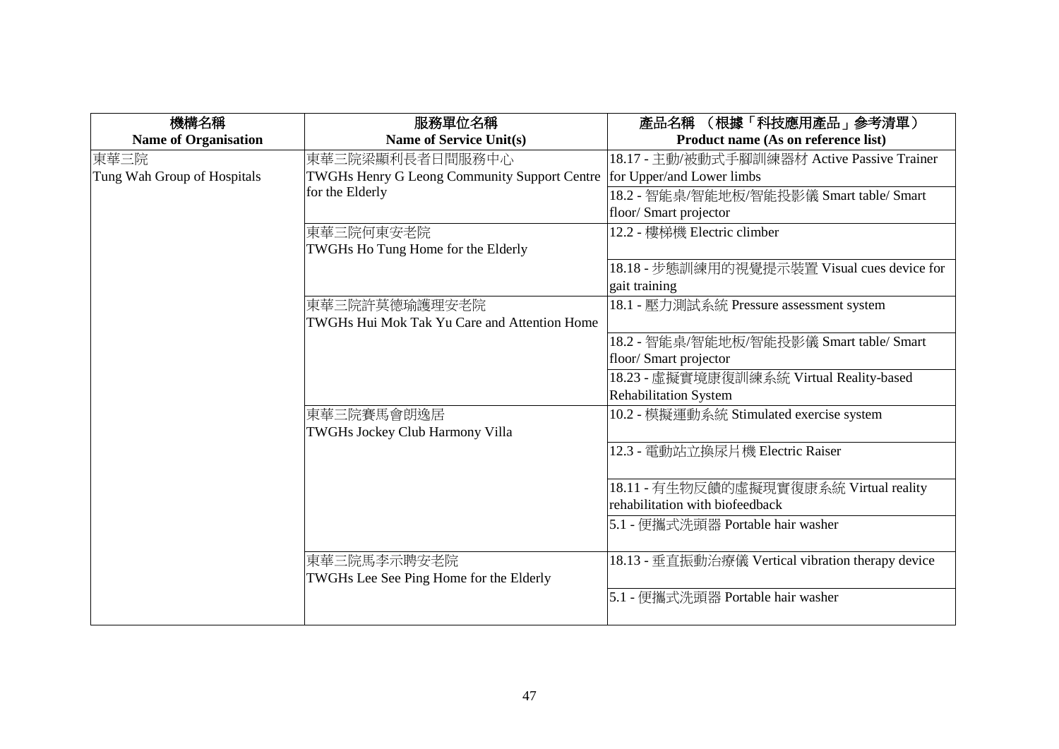| 機構名稱<br>**Name of Organisation** | 服務單位名稱<br>**Name of Service Unit(s)** | 產品名稱 （根據「科技應用產品」參考清單）<br>**Product name (As on reference list)** |
|---|---|---|
| 東華三院<br>Tung Wah Group of Hospitals | 東華三院梁顯利長者日間服務中心<br>TWGHs Henry G Leong Community Support Centre for the Elderly | 18.17 - 主動/被動式手腳訓練器材 Active Passive Trainer for Upper/and Lower limbs |
| | | 18.2 - 智能桌/智能地板/智能投影儀 Smart table/ Smart floor/ Smart projector |
| | 東華三院何東安老院<br>TWGHs Ho Tung Home for the Elderly | 12.2 - 樓梯機 Electric climber |
| | | 18.18 - 步態訓練用的視覺提示裝置 Visual cues device for gait training |
| | 東華三院許莫德瑜護理安老院<br>TWGHs Hui Mok Tak Yu Care and Attention Home | 18.1 - 壓力測試系統 Pressure assessment system |
| | | 18.2 - 智能桌/智能地板/智能投影儀 Smart table/ Smart floor/ Smart projector |
| | | 18.23 - 虛擬實境康復訓練系統 Virtual Reality-based Rehabilitation System |
| | 東華三院賽馬會朗逸居<br>TWGHs Jockey Club Harmony Villa | 10.2 - 模擬運動系統 Stimulated exercise system |
| | | 12.3 - 電動站立換尿片機 Electric Raiser |
| | | 18.11 - 有生物反饋的虛擬現實復康系統 Virtual reality rehabilitation with biofeedback |
| | | 5.1 - 便攜式洗頭器 Portable hair washer |
| | 東華三院馬李示聘安老院<br>TWGHs Lee See Ping Home for the Elderly | 18.13 - 垂直振動治療儀 Vertical vibration therapy device |
| | | 5.1 - 便攜式洗頭器 Portable hair washer |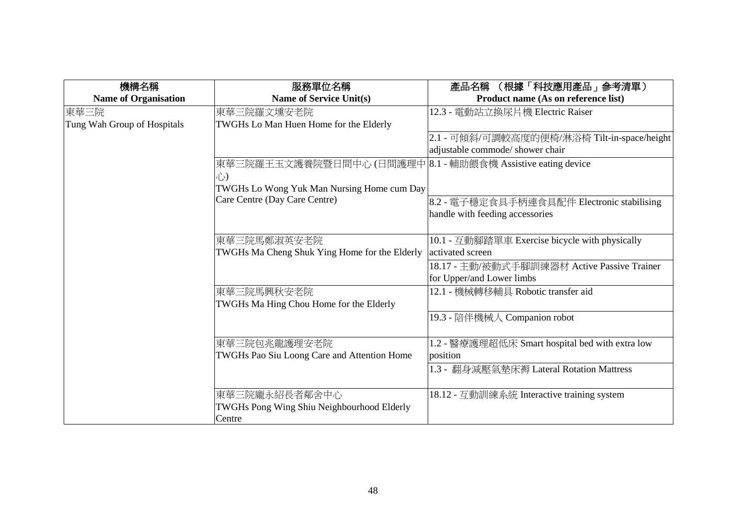| 機構名稱<br>**Name of Organisation** | 服務單位名稱<br>**Name of Service Unit(s)** | 產品名稱 （根據「科技應用產品」參考清單）<br>**Product name (As on reference list)** |
|---|---|---|
| 東華三院<br>Tung Wah Group of Hospitals | 東華三院羅文壎安老院<br>TWGHs Lo Man Huen Home for the Elderly | 12.3 - 電動站立換尿片機 Electric Raiser |
| | | 2.1 - 可傾斜/可調較高度的便椅/淋浴椅 Tilt-in-space/height adjustable commode/ shower chair |
| | 東華三院羅王玉文護養院暨日間中心 (日間護理中心)<br>TWGHs Lo Wong Yuk Man Nursing Home cum Day Care Centre (Day Care Centre) | 8.1 - 輔助餵食機 Assistive eating device |
| | | 8.2 - 電子穩定食具手柄連食具配件 Electronic stabilising handle with feeding accessories |
| | 東華三院馬鄭淑英安老院<br>TWGHs Ma Cheng Shuk Ying Home for the Elderly | 10.1 - 互動腳踏單車 Exercise bicycle with physically activated screen |
| | | 18.17 - 主動/被動式手腳訓練器材 Active Passive Trainer for Upper/and Lower limbs |
| | 東華三院馬興秋安老院<br>TWGHs Ma Hing Chou Home for the Elderly | 12.1 - 機械轉移輔具 Robotic transfer aid |
| | | 19.3 - 陪伴機械人 Companion robot |
| | 東華三院包兆龍護理安老院<br>TWGHs Pao Siu Loong Care and Attention Home | 1.2 - 醫療護理超低床 Smart hospital bed with extra low position |
| | | 1.3 - 翻身減壓氣墊床褥 Lateral Rotation Mattress |
| | 東華三院龐永紹長者鄰舍中心<br>TWGHs Pong Wing Shiu Neighbourhood Elderly Centre | 18.12 - 互動訓練系統 Interactive training system |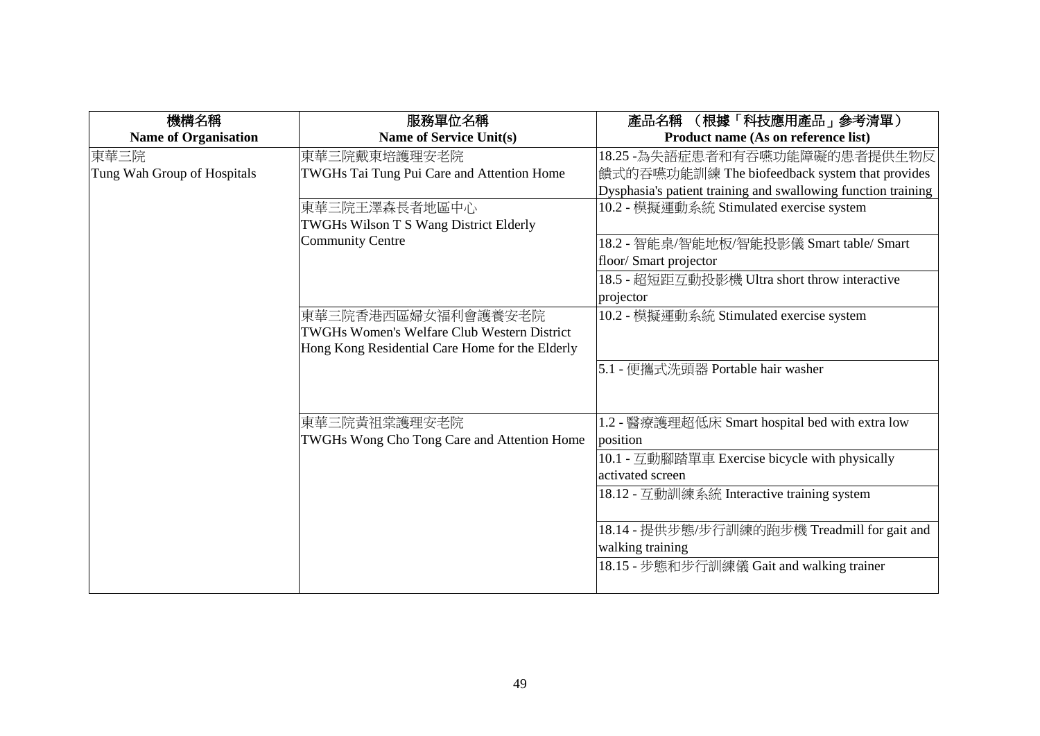| 機構名稱<br>**Name of Organisation** | 服務單位名稱<br>**Name of Service Unit(s)** | 產品名稱 （根據「科技應用產品」參考清單）<br>**Product name (As on reference list)** |
|---|---|---|
| 東華三院<br>Tung Wah Group of Hospitals | 東華三院戴東培護理安老院<br>TWGHs Tai Tung Pui Care and Attention Home | 18.25 -為失語症患者和有吞嚥功能障礙的患者提供生物反饋式的吞嚥功能訓練 The biofeedback system that provides Dysphasia's patient training and swallowing function training |
| | 東華三院王澤森長者地區中心<br>TWGHs Wilson T S Wang District Elderly Community Centre | 10.2 - 模擬運動系統 Stimulated exercise system |
| | | 18.2 - 智能桌/智能地板/智能投影儀 Smart table/ Smart floor/ Smart projector |
| | | 18.5 - 超短距互動投影機 Ultra short throw interactive projector |
| | 東華三院香港西區婦女福利會護養安老院<br>TWGHs Women's Welfare Club Western District Hong Kong Residential Care Home for the Elderly | 10.2 - 模擬運動系統 Stimulated exercise system |
| | | 5.1 - 便攜式洗頭器 Portable hair washer |
| | 東華三院黃祖棠護理安老院<br>TWGHs Wong Cho Tong Care and Attention Home | 1.2 - 醫療護理超低床 Smart hospital bed with extra low position |
| | | 10.1 - 互動腳踏單車 Exercise bicycle with physically activated screen |
| | | 18.12 - 互動訓練系統 Interactive training system |
| | | 18.14 - 提供步態/步行訓練的跑步機 Treadmill for gait and walking training |
| | | 18.15 - 步態和步行訓練儀 Gait and walking trainer |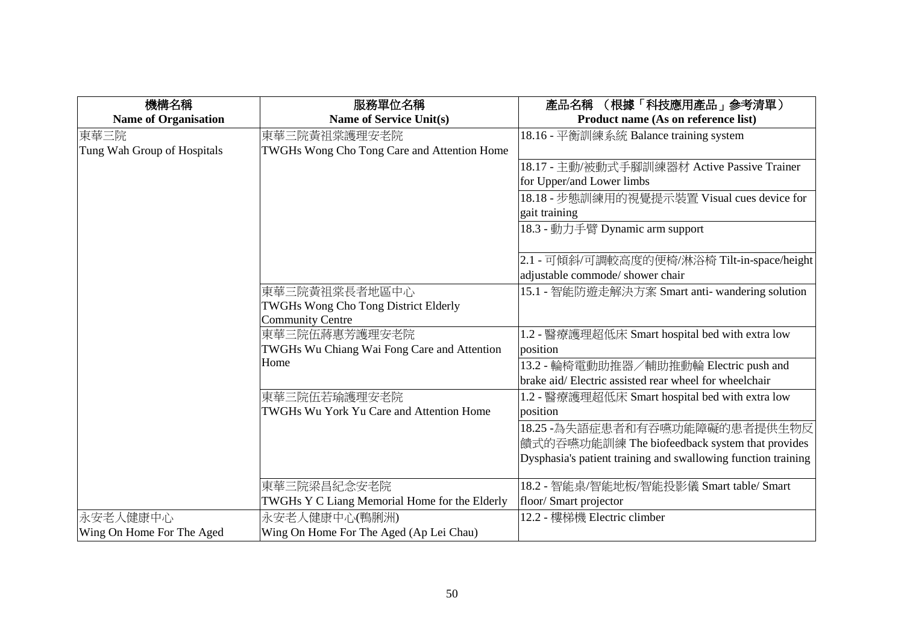| 機構名稱<br>Name of Organisation | 服務單位名稱<br>Name of Service Unit(s) | 產品名稱 （根據「科技應用產品」參考清單）<br>Product name (As on reference list) |
|---|---|---|
| 東華三院<br>Tung Wah Group of Hospitals | 東華三院黃祖棠護理安老院<br>TWGHs Wong Cho Tong Care and Attention Home | 18.16 - 平衡訓練系統 Balance training system |
| | | 18.17 - 主動/被動式手腳訓練器材 Active Passive Trainer for Upper/and Lower limbs |
| | | 18.18 - 步態訓練用的視覺提示裝置 Visual cues device for gait training |
| | | 18.3 - 動力手臂 Dynamic arm support |
| | | 2.1 - 可傾斜/可調較高度的便椅/淋浴椅 Tilt-in-space/height adjustable commode/ shower chair |
| | 東華三院黃祖棠長者地區中心<br>TWGHs Wong Cho Tong District Elderly Community Centre | 15.1 - 智能防遊走解決方案 Smart anti- wandering solution |
| | 東華三院伍蔣惠芳護理安老院<br>TWGHs Wu Chiang Wai Fong Care and Attention Home | 1.2 - 醫療護理超低床 Smart hospital bed with extra low position |
| | | 13.2 - 輪椅電動助推器／輔助推動輪 Electric push and brake aid/ Electric assisted rear wheel for wheelchair |
| | 東華三院伍若瑜護理安老院<br>TWGHs Wu York Yu Care and Attention Home | 1.2 - 醫療護理超低床 Smart hospital bed with extra low position |
| | | 18.25 -為失語症患者和有吞嚥功能障礙的患者提供生物反饋式的吞嚥功能訓練 The biofeedback system that provides Dysphasia's patient training and swallowing function training |
| | 東華三院梁昌紀念安老院<br>TWGHs Y C Liang Memorial Home for the Elderly | 18.2 - 智能桌/智能地板/智能投影儀 Smart table/ Smart floor/ Smart projector |
| 永安老人健康中心<br>Wing On Home For The Aged | 永安老人健康中心(鴨脷洲)<br>Wing On Home For The Aged (Ap Lei Chau) | 12.2 - 樓梯機 Electric climber |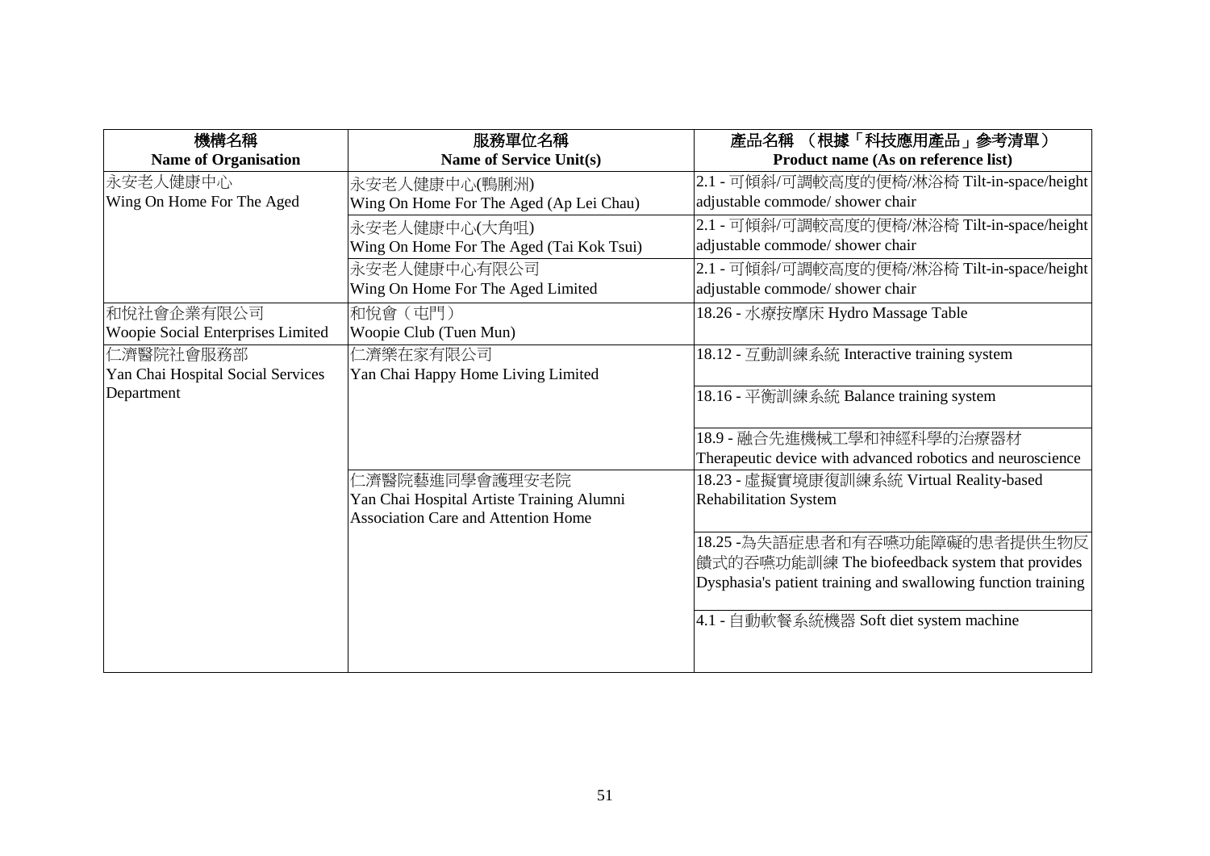| 機構名稱<br>Name of Organisation | 服務單位名稱<br>Name of Service Unit(s) | 產品名稱 （根據「科技應用產品」參考清單）<br>Product name (As on reference list) |
|---|---|---|
| 永安老人健康中心<br>Wing On Home For The Aged | 永安老人健康中心(鴨脷洲)<br>Wing On Home For The Aged (Ap Lei Chau) | 2.1 - 可傾斜/可調較高度的便椅/淋浴椅 Tilt-in-space/height adjustable commode/ shower chair |
| | 永安老人健康中心(大角咀)<br>Wing On Home For The Aged (Tai Kok Tsui) | 2.1 - 可傾斜/可調較高度的便椅/淋浴椅 Tilt-in-space/height adjustable commode/ shower chair |
| | 永安老人健康中心有限公司<br>Wing On Home For The Aged Limited | 2.1 - 可傾斜/可調較高度的便椅/淋浴椅 Tilt-in-space/height adjustable commode/ shower chair |
| 和悅社會企業有限公司<br>Woopie Social Enterprises Limited | 和悅會（屯門）<br>Woopie Club (Tuen Mun) | 18.26 - 水療按摩床 Hydro Massage Table |
| 仁濟醫院社會服務部<br>Yan Chai Hospital Social Services Department | 仁濟樂在家有限公司<br>Yan Chai Happy Home Living Limited | 18.12 - 互動訓練系統 Interactive training system |
| | | 18.16 - 平衡訓練系統 Balance training system |
| | | 18.9 - 融合先進機械工學和神經科學的治療器材 Therapeutic device with advanced robotics and neuroscience |
| | 仁濟醫院藝進同學會護理安老院<br>Yan Chai Hospital Artiste Training Alumni Association Care and Attention Home | 18.23 - 虛擬實境康復訓練系統 Virtual Reality-based Rehabilitation System |
| | | 18.25 -為失語症患者和有吞嚥功能障礙的患者提供生物反饋式的吞嚥功能訓練 The biofeedback system that provides Dysphasia's patient training and swallowing function training |
| | | 4.1 - 自動軟餐系統機器 Soft diet system machine |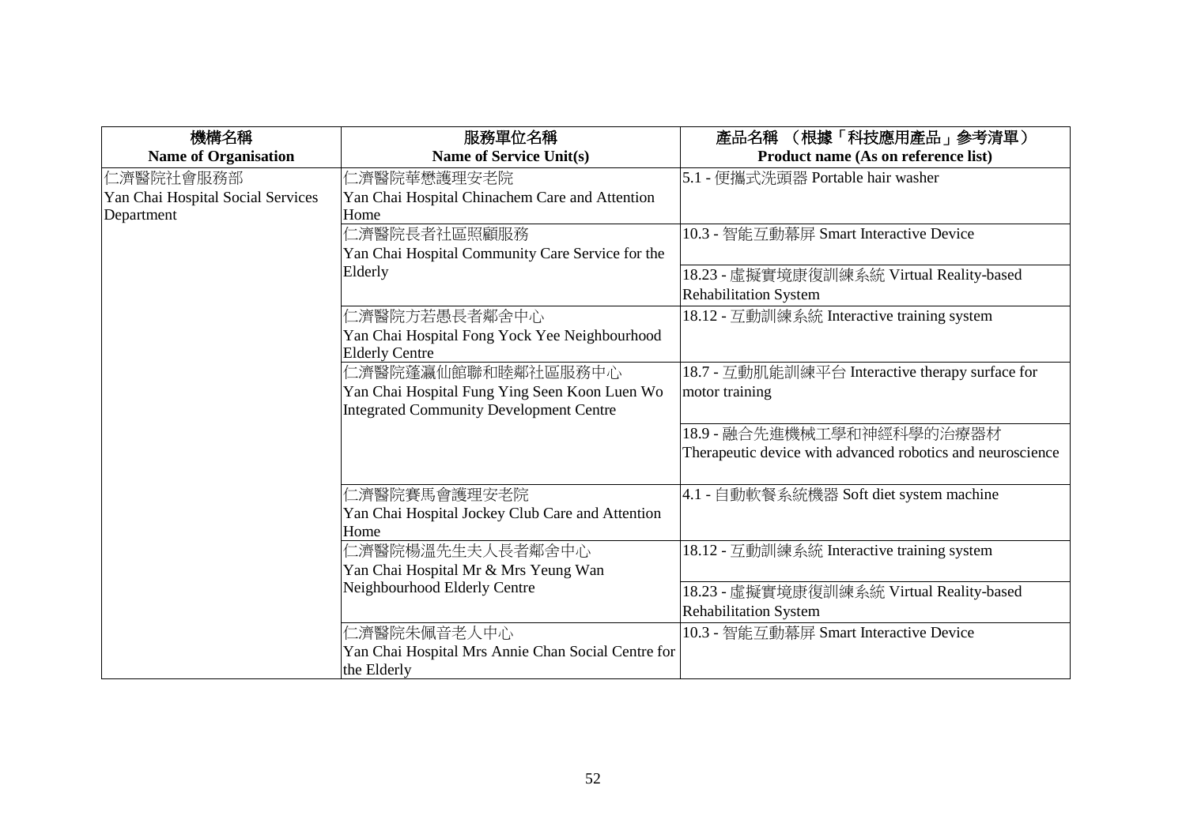| 機構名稱<br>Name of Organisation | 服務單位名稱<br>Name of Service Unit(s) | 產品名稱 （根據「科技應用產品」參考清單）<br>Product name (As on reference list) |
|---|---|---|
| 仁濟醫院社會服務部<br>Yan Chai Hospital Social Services Department | 仁濟醫院華懋護理安老院<br>Yan Chai Hospital Chinachem Care and Attention Home | 5.1 - 便攜式洗頭器 Portable hair washer |
| | 仁濟醫院長者社區照顧服務<br>Yan Chai Hospital Community Care Service for the Elderly | 10.3 - 智能互動幕屏 Smart Interactive Device |
| | | 18.23 - 虛擬實境康復訓練系統 Virtual Reality-based Rehabilitation System |
| | 仁濟醫院方若愚長者鄰舍中心<br>Yan Chai Hospital Fong Yock Yee Neighbourhood Elderly Centre | 18.12 - 互動訓練系統 Interactive training system |
| | 仁濟醫院蓬瀛仙館聯和睦鄰社區服務中心<br>Yan Chai Hospital Fung Ying Seen Koon Luen Wo Integrated Community Development Centre | 18.7 - 互動肌能訓練平台 Interactive therapy surface for motor training |
| | | 18.9 - 融合先進機械工學和神經科學的治療器材<br>Therapeutic device with advanced robotics and neuroscience |
| | 仁濟醫院賽馬會護理安老院<br>Yan Chai Hospital Jockey Club Care and Attention Home | 4.1 - 自動軟餐系統機器 Soft diet system machine |
| | 仁濟醫院楊溫先生夫人長者鄰舍中心<br>Yan Chai Hospital Mr & Mrs Yeung Wan Neighbourhood Elderly Centre | 18.12 - 互動訓練系統 Interactive training system |
| | | 18.23 - 虛擬實境康復訓練系統 Virtual Reality-based Rehabilitation System |
| | 仁濟醫院朱佩音老人中心<br>Yan Chai Hospital Mrs Annie Chan Social Centre for the Elderly | 10.3 - 智能互動幕屏 Smart Interactive Device |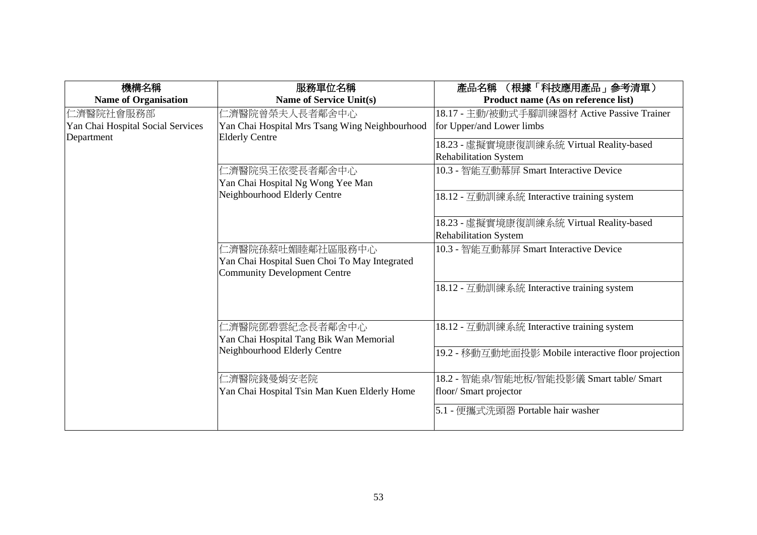| 機構名稱<br>**Name of Organisation** | 服務單位名稱<br>**Name of Service Unit(s)** | 產品名稱 （根據「科技應用產品」參考清單）<br>**Product name (As on reference list)** |
|---|---|---|
| 仁濟醫院社會服務部<br>Yan Chai Hospital Social Services Department | 仁濟醫院曾榮夫人長者鄰舍中心<br>Yan Chai Hospital Mrs Tsang Wing Neighbourhood Elderly Centre | 18.17 - 主動/被動式手腳訓練器材 Active Passive Trainer for Upper/and Lower limbs |
| | | 18.23 - 虛擬實境康復訓練系統 Virtual Reality-based Rehabilitation System |
| | 仁濟醫院吳王依雯長者鄰舍中心<br>Yan Chai Hospital Ng Wong Yee Man Neighbourhood Elderly Centre | 10.3 - 智能互動幕屏 Smart Interactive Device |
| | | 18.12 - 互動訓練系統 Interactive training system |
| | | 18.23 - 虛擬實境康復訓練系統 Virtual Reality-based Rehabilitation System |
| | 仁濟醫院孫蔡吐媚睦鄰社區服務中心<br>Yan Chai Hospital Suen Choi To May Integrated Community Development Centre | 10.3 - 智能互動幕屏 Smart Interactive Device |
| | | 18.12 - 互動訓練系統 Interactive training system |
| | 仁濟醫院鄧碧雲紀念長者鄰舍中心<br>Yan Chai Hospital Tang Bik Wan Memorial Neighbourhood Elderly Centre | 18.12 - 互動訓練系統 Interactive training system |
| | | 19.2 - 移動互動地面投影 Mobile interactive floor projection |
| | 仁濟醫院錢曼娟安老院<br>Yan Chai Hospital Tsin Man Kuen Elderly Home | 18.2 - 智能桌/智能地板/智能投影儀 Smart table/ Smart floor/ Smart projector |
| | | 5.1 - 便攜式洗頭器 Portable hair washer |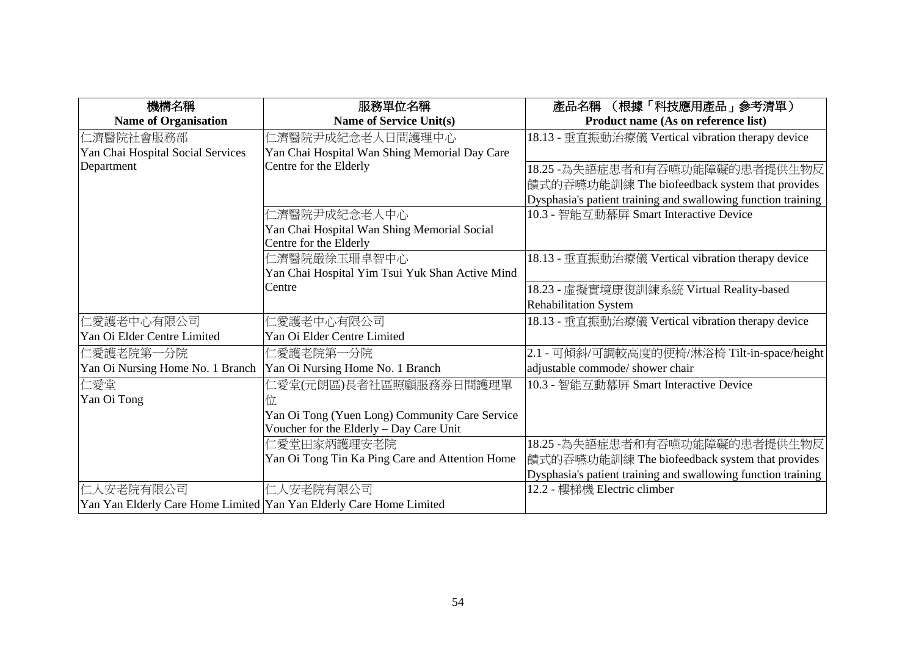| 機構名稱<br>Name of Organisation | 服務單位名稱<br>Name of Service Unit(s) | 產品名稱 （根據「科技應用產品」參考清單）<br>Product name (As on reference list) |
|---|---|---|
| 仁濟醫院社會服務部<br>Yan Chai Hospital Social Services Department | 仁濟醫院尹成紀念老人日間護理中心<br>Yan Chai Hospital Wan Shing Memorial Day Care Centre for the Elderly | 18.13 - 垂直振動治療儀 Vertical vibration therapy device |
| | | 18.25 -為失語症患者和有吞嚥功能障礙的患者提供生物反饋式的吞嚥功能訓練 The biofeedback system that provides Dysphasia's patient training and swallowing function training |
| | 仁濟醫院尹成紀念老人中心<br>Yan Chai Hospital Wan Shing Memorial Social Centre for the Elderly | 10.3 - 智能互動幕屏 Smart Interactive Device |
| | 仁濟醫院嚴徐玉珊卓智中心<br>Yan Chai Hospital Yim Tsui Yuk Shan Active Mind Centre | 18.13 - 垂直振動治療儀 Vertical vibration therapy device |
| | | 18.23 - 虛擬實境康復訓練系統 Virtual Reality-based Rehabilitation System |
| 仁愛護老中心有限公司<br>Yan Oi Elder Centre Limited | 仁愛護老中心有限公司<br>Yan Oi Elder Centre Limited | 18.13 - 垂直振動治療儀 Vertical vibration therapy device |
| 仁愛護老院第一分院<br>Yan Oi Nursing Home No. 1 Branch | 仁愛護老院第一分院<br>Yan Oi Nursing Home No. 1 Branch | 2.1 - 可傾斜/可調較高度的便椅/淋浴椅 Tilt-in-space/height adjustable commode/ shower chair |
| 仁愛堂<br>Yan Oi Tong | 仁愛堂(元朗區)長者社區照顧服務券日間護理單位<br>Yan Oi Tong (Yuen Long) Community Care Service Voucher for the Elderly – Day Care Unit | 10.3 - 智能互動幕屏 Smart Interactive Device |
| | 仁愛堂田家炳護理安老院<br>Yan Oi Tong Tin Ka Ping Care and Attention Home | 18.25 -為失語症患者和有吞嚥功能障礙的患者提供生物反饋式的吞嚥功能訓練 The biofeedback system that provides Dysphasia's patient training and swallowing function training |
| 仁人安老院有限公司<br>Yan Yan Elderly Care Home Limited | 仁人安老院有限公司<br>Yan Yan Elderly Care Home Limited | 12.2 - 樓梯機 Electric climber |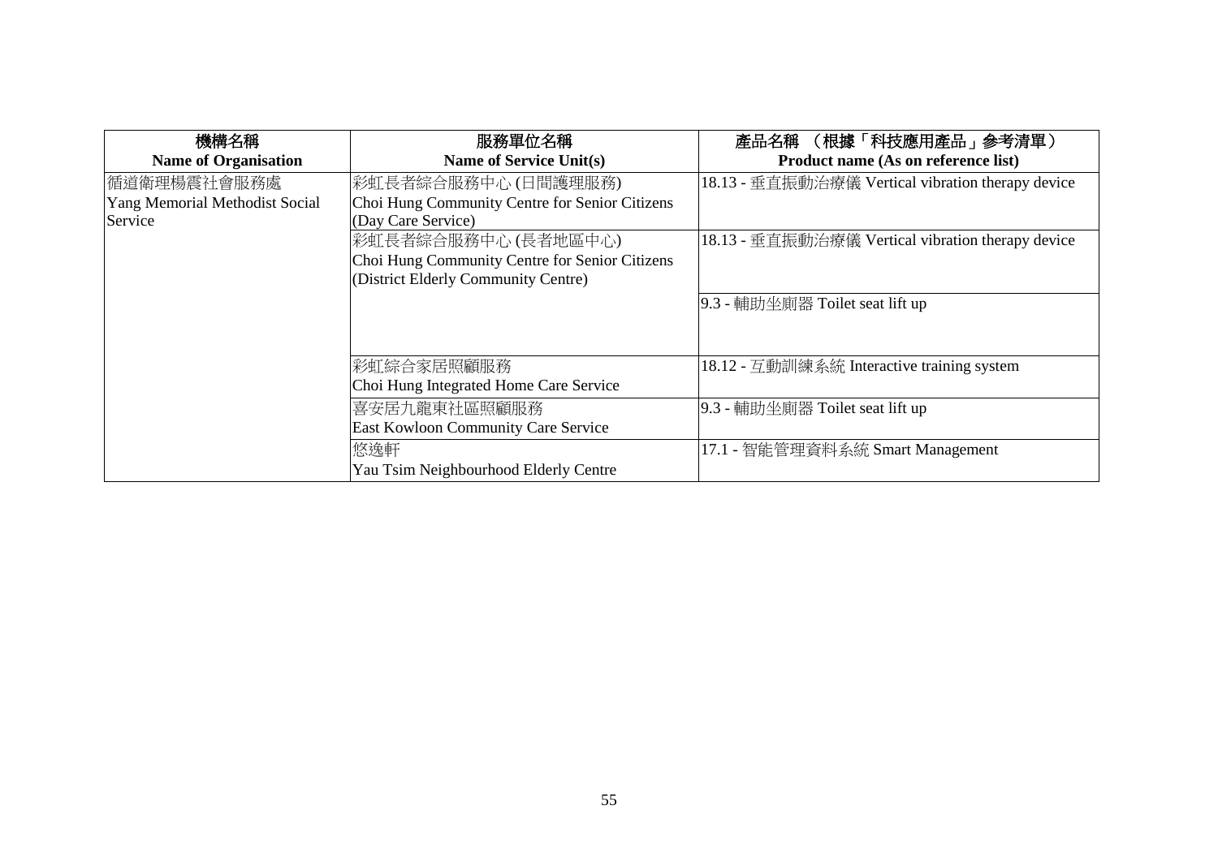| 機構名稱<br>**Name of Organisation** | 服務單位名稱<br>**Name of Service Unit(s)** | 產品名稱 （根據「科技應用產品」參考清單）<br>**Product name (As on reference list)** |
|---|---|---|
| 循道衛理楊震社會服務處<br>Yang Memorial Methodist Social Service | 彩虹長者綜合服務中心 (日間護理服務)<br>Choi Hung Community Centre for Senior Citizens (Day Care Service) | 18.13 - 垂直振動治療儀 Vertical vibration therapy device |
| | 彩虹長者綜合服務中心 (長者地區中心)<br>Choi Hung Community Centre for Senior Citizens (District Elderly Community Centre) | 18.13 - 垂直振動治療儀 Vertical vibration therapy device |
| | | 9.3 - 輔助坐廁器 Toilet seat lift up |
| | 彩虹綜合家居照顧服務<br>Choi Hung Integrated Home Care Service | 18.12 - 互動訓練系統 Interactive training system |
| | 喜安居九龍東社區照顧服務<br>East Kowloon Community Care Service | 9.3 - 輔助坐廁器 Toilet seat lift up |
| | 悠逸軒<br>Yau Tsim Neighbourhood Elderly Centre | 17.1 - 智能管理資料系統 Smart Management |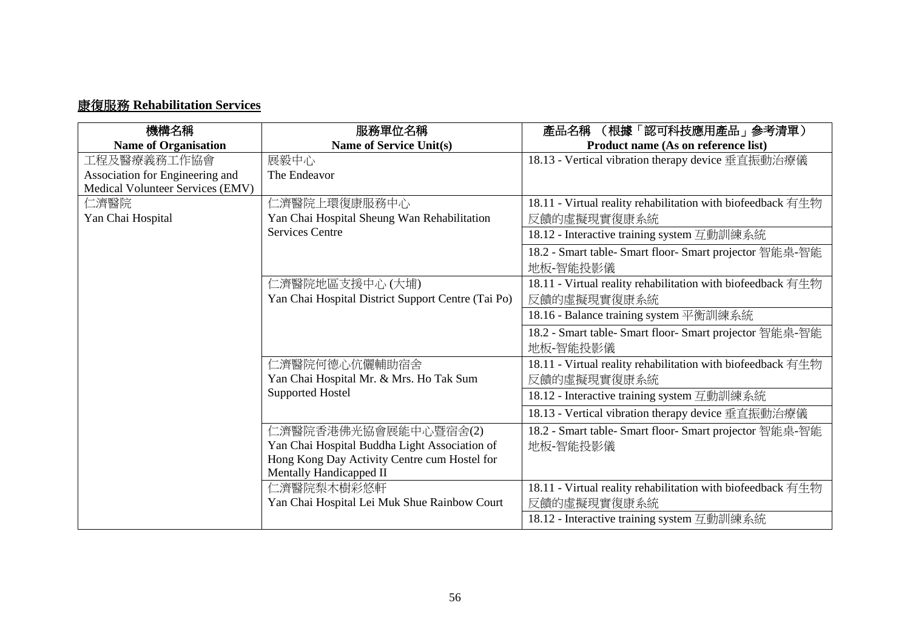## 康復服務 Rehabilitation Services

| 機構名稱<br>Name of Organisation | 服務單位名稱<br>Name of Service Unit(s) | 產品名稱 （根據「認可科技應用產品」參考清單）<br>Product name (As on reference list) |
|---|---|---|
| 工程及醫療義務工作協會<br>Association for Engineering and Medical Volunteer Services (EMV) | 展毅中心<br>The Endeavor | 18.13 - Vertical vibration therapy device 垂直振動治療儀 |
| 仁濟醫院<br>Yan Chai Hospital | 仁濟醫院上環復康服務中心<br>Yan Chai Hospital Sheung Wan Rehabilitation Services Centre | 18.11 - Virtual reality rehabilitation with biofeedback 有生物反饋的虛擬現實復康系統 |
| | | 18.12 - Interactive training system 互動訓練系統 |
| | | 18.2 - Smart table- Smart floor- Smart projector 智能桌-智能地板-智能投影儀 |
| | 仁濟醫院地區支援中心 (大埔)<br>Yan Chai Hospital District Support Centre (Tai Po) | 18.11 - Virtual reality rehabilitation with biofeedback 有生物反饋的虛擬現實復康系統 |
| | | 18.16 - Balance training system 平衡訓練系統 |
| | | 18.2 - Smart table- Smart floor- Smart projector 智能桌-智能地板-智能投影儀 |
| | 仁濟醫院何德心伉儷輔助宿舍<br>Yan Chai Hospital Mr. & Mrs. Ho Tak Sum Supported Hostel | 18.11 - Virtual reality rehabilitation with biofeedback 有生物反饋的虛擬現實復康系統 |
| | | 18.12 - Interactive training system 互動訓練系統 |
| | | 18.13 - Vertical vibration therapy device 垂直振動治療儀 |
| | 仁濟醫院香港佛光協會展能中心暨宿舍(2)<br>Yan Chai Hospital Buddha Light Association of Hong Kong Day Activity Centre cum Hostel for Mentally Handicapped II | 18.2 - Smart table- Smart floor- Smart projector 智能桌-智能地板-智能投影儀 |
| | 仁濟醫院梨木樹彩悠軒<br>Yan Chai Hospital Lei Muk Shue Rainbow Court | 18.11 - Virtual reality rehabilitation with biofeedback 有生物反饋的虛擬現實復康系統 |
| | | 18.12 - Interactive training system 互動訓練系統 |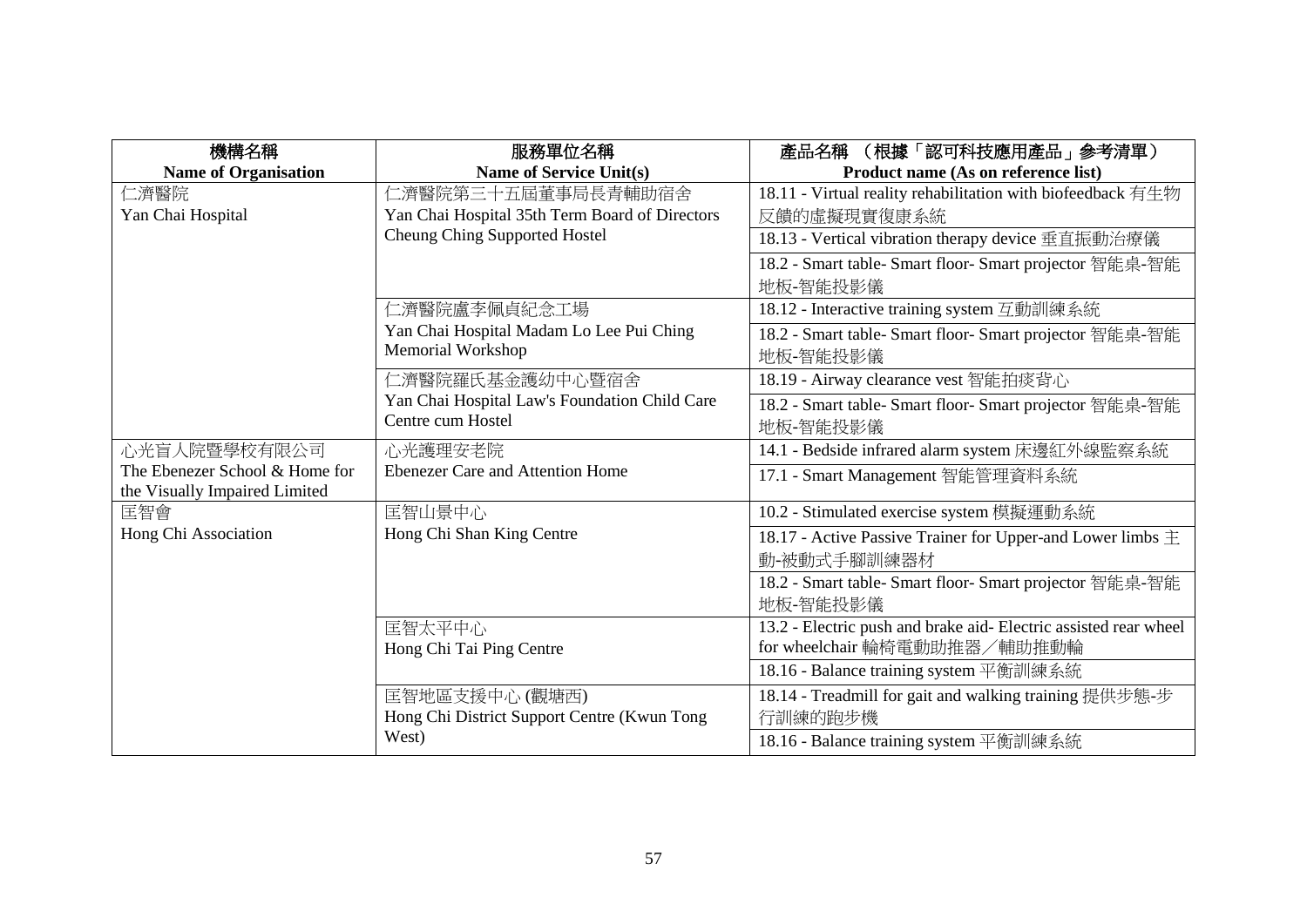| 機構名稱<br>Name of Organisation | 服務單位名稱<br>Name of Service Unit(s) | 產品名稱 （根據「認可科技應用產品」參考清單）<br>Product name (As on reference list) |
|---|---|---|
| 仁濟醫院<br>Yan Chai Hospital | 仁濟醫院第三十五屆董事局長青輔助宿舍<br>Yan Chai Hospital 35th Term Board of Directors Cheung Ching Supported Hostel | 18.11 - Virtual reality rehabilitation with biofeedback 有生物反饋的虛擬現實復康系統 |
| | | 18.13 - Vertical vibration therapy device 垂直振動治療儀 |
| | | 18.2 - Smart table- Smart floor- Smart projector 智能桌-智能地板-智能投影儀 |
| | 仁濟醫院盧李佩貞紀念工場<br>Yan Chai Hospital Madam Lo Lee Pui Ching Memorial Workshop | 18.12 - Interactive training system 互動訓練系統 |
| | | 18.2 - Smart table- Smart floor- Smart projector 智能桌-智能地板-智能投影儀 |
| | 仁濟醫院羅氏基金護幼中心暨宿舍<br>Yan Chai Hospital Law's Foundation Child Care Centre cum Hostel | 18.19 - Airway clearance vest 智能拍痰背心 |
| | | 18.2 - Smart table- Smart floor- Smart projector 智能桌-智能地板-智能投影儀 |
| 心光盲人院暨學校有限公司<br>The Ebenezer School & Home for the Visually Impaired Limited | 心光護理安老院<br>Ebenezer Care and Attention Home | 14.1 - Bedside infrared alarm system 床邊紅外線監察系統 |
| | | 17.1 - Smart Management 智能管理資料系統 |
| 匡智會<br>Hong Chi Association | 匡智山景中心<br>Hong Chi Shan King Centre | 10.2 - Stimulated exercise system 模擬運動系統 |
| | | 18.17 - Active Passive Trainer for Upper-and Lower limbs 主動-被動式手腳訓練器材 |
| | | 18.2 - Smart table- Smart floor- Smart projector 智能桌-智能地板-智能投影儀 |
| | 匡智太平中心<br>Hong Chi Tai Ping Centre | 13.2 - Electric push and brake aid- Electric assisted rear wheel for wheelchair 輪椅電動助推器／輔助推動輪 |
| | | 18.16 - Balance training system 平衡訓練系統 |
| | 匡智地區支援中心 (觀塘西)<br>Hong Chi District Support Centre (Kwun Tong West) | 18.14 - Treadmill for gait and walking training 提供步態-步行訓練的跑步機 |
| | | 18.16 - Balance training system 平衡訓練系統 |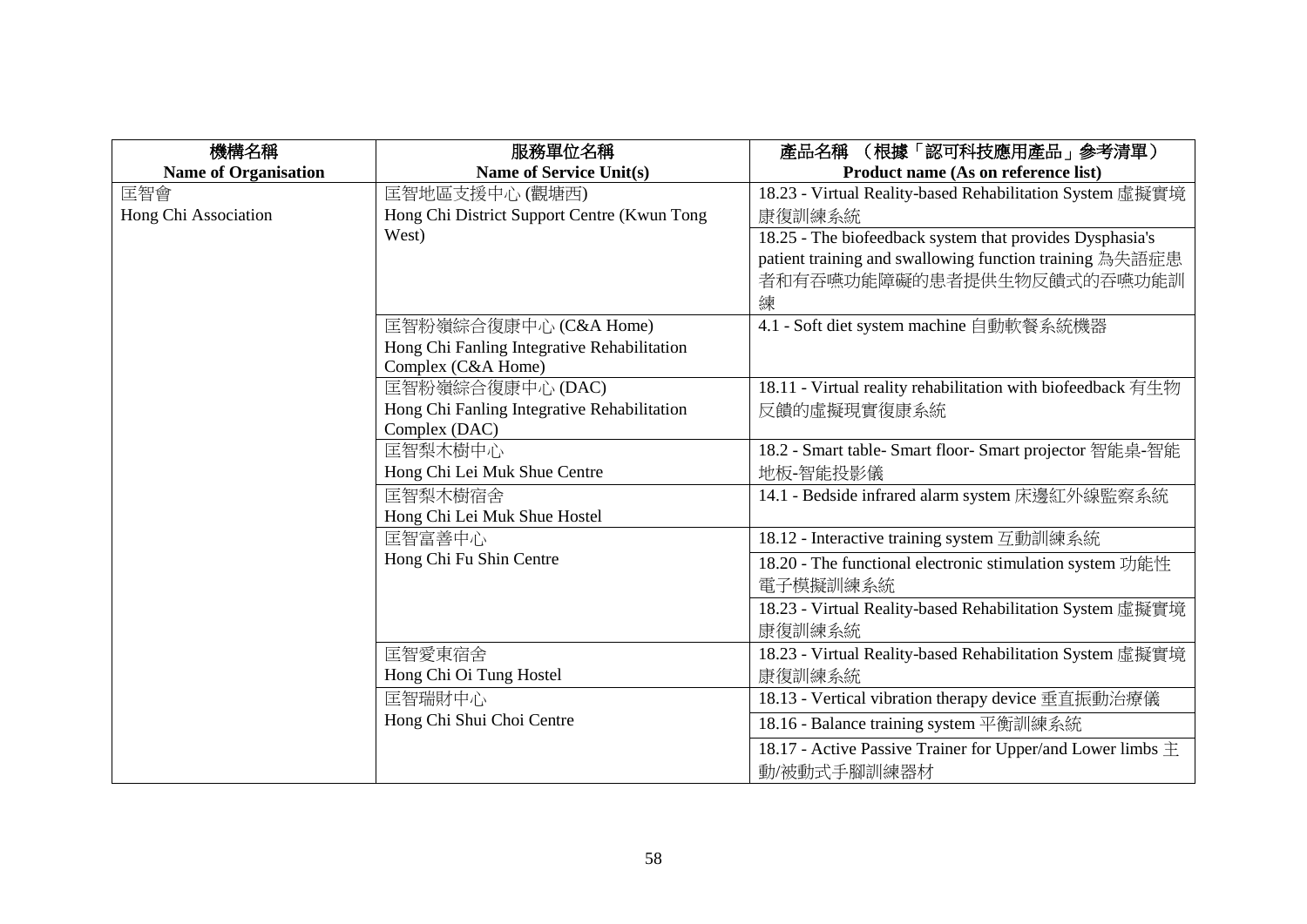| 機構名稱<br>**Name of Organisation** | 服務單位名稱<br>**Name of Service Unit(s)** | 產品名稱 （根據「認可科技應用產品」參考清單）<br>**Product name (As on reference list)** |
|---|---|---|
| 匡智會<br>Hong Chi Association | 匡智地區支援中心 (觀塘西)<br>Hong Chi District Support Centre (Kwun Tong West) | 18.23 - Virtual Reality-based Rehabilitation System 虛擬實境康復訓練系統 |
| | | 18.25 - The biofeedback system that provides Dysphasia's patient training and swallowing function training 為失語症患者和有吞嚥功能障礙的患者提供生物反饋式的吞嚥功能訓練 |
| | 匡智粉嶺綜合復康中心 (C&A Home)<br>Hong Chi Fanling Integrative Rehabilitation Complex (C&A Home) | 4.1 - Soft diet system machine 自動軟餐系統機器 |
| | 匡智粉嶺綜合復康中心 (DAC)<br>Hong Chi Fanling Integrative Rehabilitation Complex (DAC) | 18.11 - Virtual reality rehabilitation with biofeedback 有生物反饋的虛擬現實復康系統 |
| | 匡智梨木樹中心<br>Hong Chi Lei Muk Shue Centre | 18.2 - Smart table- Smart floor- Smart projector 智能桌-智能地板-智能投影儀 |
| | 匡智梨木樹宿舍<br>Hong Chi Lei Muk Shue Hostel | 14.1 - Bedside infrared alarm system 床邊紅外線監察系統 |
| | 匡智富善中心<br>Hong Chi Fu Shin Centre | 18.12 - Interactive training system 互動訓練系統 |
| | | 18.20 - The functional electronic stimulation system 功能性電子模擬訓練系統 |
| | | 18.23 - Virtual Reality-based Rehabilitation System 虛擬實境康復訓練系統 |
| | 匡智愛東宿舍<br>Hong Chi Oi Tung Hostel | 18.23 - Virtual Reality-based Rehabilitation System 虛擬實境康復訓練系統 |
| | 匡智瑞財中心<br>Hong Chi Shui Choi Centre | 18.13 - Vertical vibration therapy device 垂直振動治療儀 |
| | | 18.16 - Balance training system 平衡訓練系統 |
| | | 18.17 - Active Passive Trainer for Upper/and Lower limbs 主動/被動式手腳訓練器材 |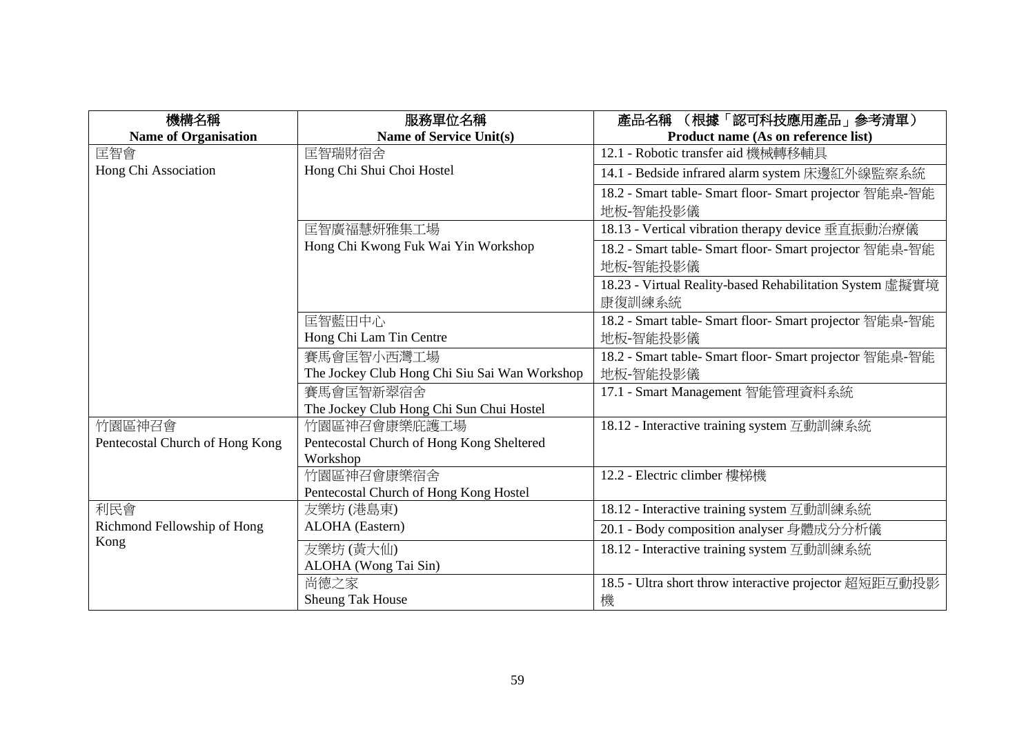| 機構名稱<br>**Name of Organisation** | 服務單位名稱<br>**Name of Service Unit(s)** | 產品名稱 （根據「認可科技應用產品」參考清單）<br>**Product name (As on reference list)** |
|---|---|---|
| 匡智會<br>Hong Chi Association | 匡智瑞財宿舍<br>Hong Chi Shui Choi Hostel | 12.1 - Robotic transfer aid 機械轉移輔具 |
| | | 14.1 - Bedside infrared alarm system 床邊紅外線監察系統 |
| | | 18.2 - Smart table- Smart floor- Smart projector 智能桌-智能地板-智能投影儀 |
| | 匡智廣福慧妍雅集工場<br>Hong Chi Kwong Fuk Wai Yin Workshop | 18.13 - Vertical vibration therapy device 垂直振動治療儀 |
| | | 18.2 - Smart table- Smart floor- Smart projector 智能桌-智能地板-智能投影儀 |
| | | 18.23 - Virtual Reality-based Rehabilitation System 虛擬實境康復訓練系統 |
| | 匡智藍田中心<br>Hong Chi Lam Tin Centre | 18.2 - Smart table- Smart floor- Smart projector 智能桌-智能地板-智能投影儀 |
| | 賽馬會匡智小西灣工場<br>The Jockey Club Hong Chi Siu Sai Wan Workshop | 18.2 - Smart table- Smart floor- Smart projector 智能桌-智能地板-智能投影儀 |
| | 賽馬會匡智新翠宿舍<br>The Jockey Club Hong Chi Sun Chui Hostel | 17.1 - Smart Management 智能管理資料系統 |
| 竹園區神召會<br>Pentecostal Church of Hong Kong | 竹園區神召會康樂庇護工場<br>Pentecostal Church of Hong Kong Sheltered Workshop | 18.12 - Interactive training system 互動訓練系統 |
| | 竹園區神召會康樂宿舍<br>Pentecostal Church of Hong Kong Hostel | 12.2 - Electric climber 樓梯機 |
| 利民會<br>Richmond Fellowship of Hong Kong | 友樂坊 (港島東)<br>ALOHA (Eastern) | 18.12 - Interactive training system 互動訓練系統 |
| | | 20.1 - Body composition analyser 身體成分分析儀 |
| | 友樂坊 (黃大仙)<br>ALOHA (Wong Tai Sin) | 18.12 - Interactive training system 互動訓練系統 |
| | 尚德之家<br>Sheung Tak House | 18.5 - Ultra short throw interactive projector 超短距互動投影機 |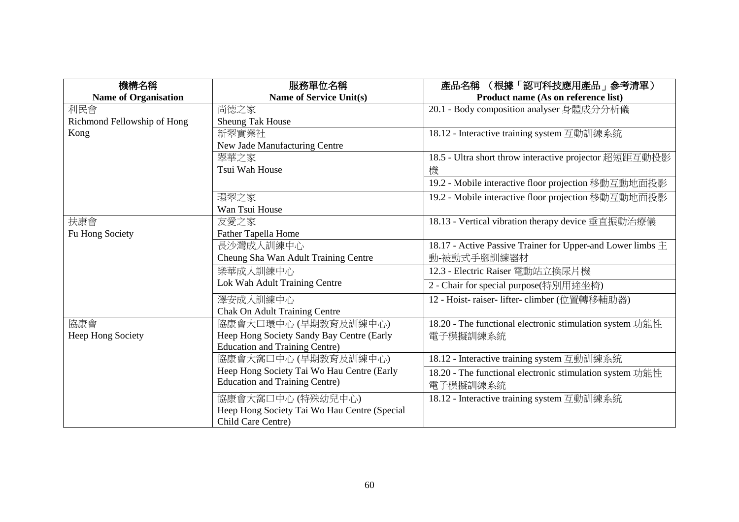| 機構名稱<br>Name of Organisation | 服務單位名稱<br>Name of Service Unit(s) | 產品名稱 （根據「認可科技應用產品」參考清單）<br>Product name (As on reference list) |
|---|---|---|
| 利民會<br>Richmond Fellowship of Hong Kong | 尚德之家<br>Sheung Tak House | 20.1 - Body composition analyser 身體成分分析儀 |
| | 新翠實業社<br>New Jade Manufacturing Centre | 18.12 - Interactive training system 互動訓練系統 |
| | 翠華之家<br>Tsui Wah House | 18.5 - Ultra short throw interactive projector 超短距互動投影機 |
| | | 19.2 - Mobile interactive floor projection 移動互動地面投影 |
| | 環翠之家<br>Wan Tsui House | 19.2 - Mobile interactive floor projection 移動互動地面投影 |
| 扶康會<br>Fu Hong Society | 友愛之家<br>Father Tapella Home | 18.13 - Vertical vibration therapy device 垂直振動治療儀 |
| | 長沙灣成人訓練中心<br>Cheung Sha Wan Adult Training Centre | 18.17 - Active Passive Trainer for Upper-and Lower limbs 主動-被動式手腳訓練器材 |
| | 樂華成人訓練中心<br>Lok Wah Adult Training Centre | 12.3 - Electric Raiser 電動站立換尿片機 |
| | | 2 - Chair for special purpose(特別用途坐椅) |
| | 澤安成人訓練中心<br>Chak On Adult Training Centre | 12 - Hoist- raiser- lifter- climber (位置轉移輔助器) |
| 協康會<br>Heep Hong Society | 協康會大口環中心 (早期教育及訓練中心)<br>Heep Hong Society Sandy Bay Centre (Early Education and Training Centre) | 18.20 - The functional electronic stimulation system 功能性電子模擬訓練系統 |
| | 協康會大窩口中心 (早期教育及訓練中心)<br>Heep Hong Society Tai Wo Hau Centre (Early Education and Training Centre) | 18.12 - Interactive training system 互動訓練系統 |
| | | 18.20 - The functional electronic stimulation system 功能性電子模擬訓練系統 |
| | 協康會大窩口中心 (特殊幼兒中心)<br>Heep Hong Society Tai Wo Hau Centre (Special Child Care Centre) | 18.12 - Interactive training system 互動訓練系統 |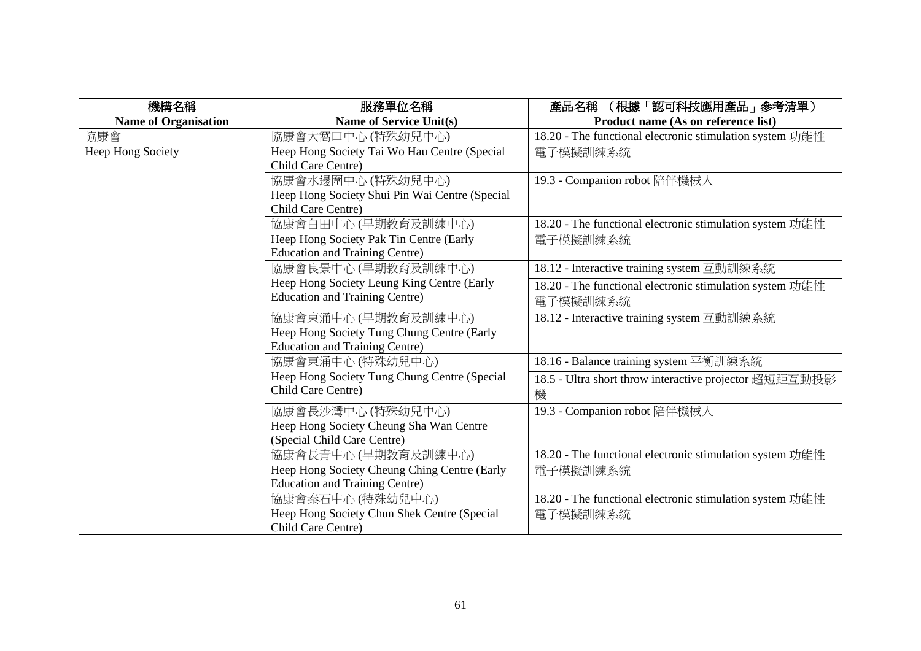| 機構名稱<br>**Name of Organisation** | 服務單位名稱<br>**Name of Service Unit(s)** | 產品名稱 （根據「認可科技應用產品」參考清單）<br>**Product name (As on reference list)** |
|---|---|---|
| 協康會<br>Heep Hong Society | 協康會大窩口中心 (特殊幼兒中心)<br>Heep Hong Society Tai Wo Hau Centre (Special Child Care Centre) | 18.20 - The functional electronic stimulation system 功能性電子模擬訓練系統 |
| | 協康會水邊圍中心 (特殊幼兒中心)<br>Heep Hong Society Shui Pin Wai Centre (Special Child Care Centre) | 19.3 - Companion robot 陪伴機械人 |
| | 協康會白田中心 (早期教育及訓練中心)<br>Heep Hong Society Pak Tin Centre (Early Education and Training Centre) | 18.20 - The functional electronic stimulation system 功能性電子模擬訓練系統 |
| | 協康會良景中心 (早期教育及訓練中心)<br>Heep Hong Society Leung King Centre (Early Education and Training Centre) | 18.12 - Interactive training system 互動訓練系統 |
| | | 18.20 - The functional electronic stimulation system 功能性電子模擬訓練系統 |
| | 協康會東涌中心 (早期教育及訓練中心)<br>Heep Hong Society Tung Chung Centre (Early Education and Training Centre) | 18.12 - Interactive training system 互動訓練系統 |
| | 協康會東涌中心 (特殊幼兒中心)<br>Heep Hong Society Tung Chung Centre (Special Child Care Centre) | 18.16 - Balance training system 平衡訓練系統 |
| | | 18.5 - Ultra short throw interactive projector 超短距互動投影機 |
| | 協康會長沙灣中心 (特殊幼兒中心)<br>Heep Hong Society Cheung Sha Wan Centre (Special Child Care Centre) | 19.3 - Companion robot 陪伴機械人 |
| | 協康會長青中心 (早期教育及訓練中心)<br>Heep Hong Society Cheung Ching Centre (Early Education and Training Centre) | 18.20 - The functional electronic stimulation system 功能性電子模擬訓練系統 |
| | 協康會秦石中心 (特殊幼兒中心)<br>Heep Hong Society Chun Shek Centre (Special Child Care Centre) | 18.20 - The functional electronic stimulation system 功能性電子模擬訓練系統 |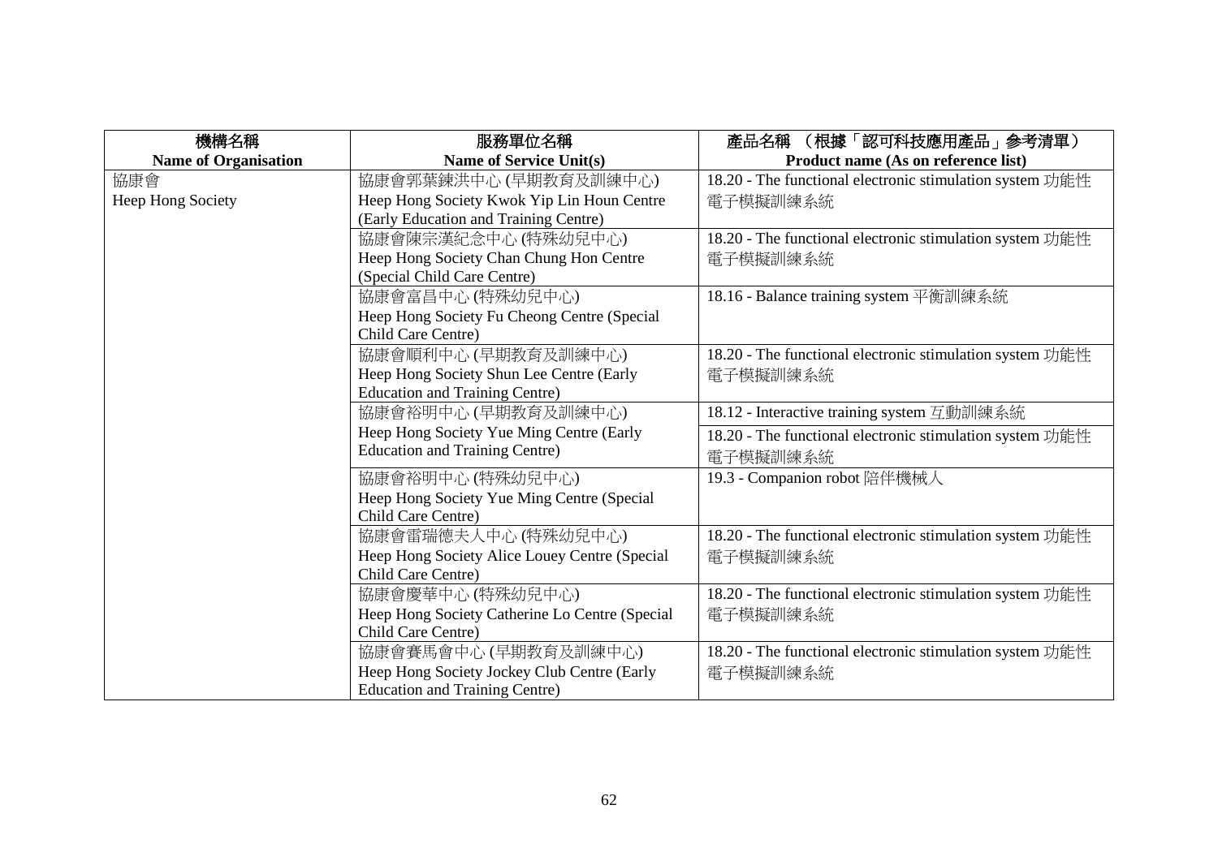| 機構名稱<br>**Name of Organisation** | 服務單位名稱<br>**Name of Service Unit(s)** | 產品名稱 （根據「認可科技應用產品」參考清單）<br>**Product name (As on reference list)** |
|---|---|---|
| 協康會<br>Heep Hong Society | 協康會郭葉鍊洪中心 (早期教育及訓練中心)<br>Heep Hong Society Kwok Yip Lin Houn Centre (Early Education and Training Centre) | 18.20 - The functional electronic stimulation system 功能性電子模擬訓練系統 |
| | 協康會陳宗漢紀念中心 (特殊幼兒中心)<br>Heep Hong Society Chan Chung Hon Centre (Special Child Care Centre) | 18.20 - The functional electronic stimulation system 功能性電子模擬訓練系統 |
| | 協康會富昌中心 (特殊幼兒中心)<br>Heep Hong Society Fu Cheong Centre (Special Child Care Centre) | 18.16 - Balance training system 平衡訓練系統 |
| | 協康會順利中心 (早期教育及訓練中心)<br>Heep Hong Society Shun Lee Centre (Early Education and Training Centre) | 18.20 - The functional electronic stimulation system 功能性電子模擬訓練系統 |
| | 協康會裕明中心 (早期教育及訓練中心)<br>Heep Hong Society Yue Ming Centre (Early Education and Training Centre) | 18.12 - Interactive training system 互動訓練系統 |
| | | 18.20 - The functional electronic stimulation system 功能性電子模擬訓練系統 |
| | 協康會裕明中心 (特殊幼兒中心)<br>Heep Hong Society Yue Ming Centre (Special Child Care Centre) | 19.3 - Companion robot 陪伴機械人 |
| | 協康會雷瑞德夫人中心 (特殊幼兒中心)<br>Heep Hong Society Alice Louey Centre (Special Child Care Centre) | 18.20 - The functional electronic stimulation system 功能性電子模擬訓練系統 |
| | 協康會慶華中心 (特殊幼兒中心)<br>Heep Hong Society Catherine Lo Centre (Special Child Care Centre) | 18.20 - The functional electronic stimulation system 功能性電子模擬訓練系統 |
| | 協康會賽馬會中心 (早期教育及訓練中心)<br>Heep Hong Society Jockey Club Centre (Early Education and Training Centre) | 18.20 - The functional electronic stimulation system 功能性電子模擬訓練系統 |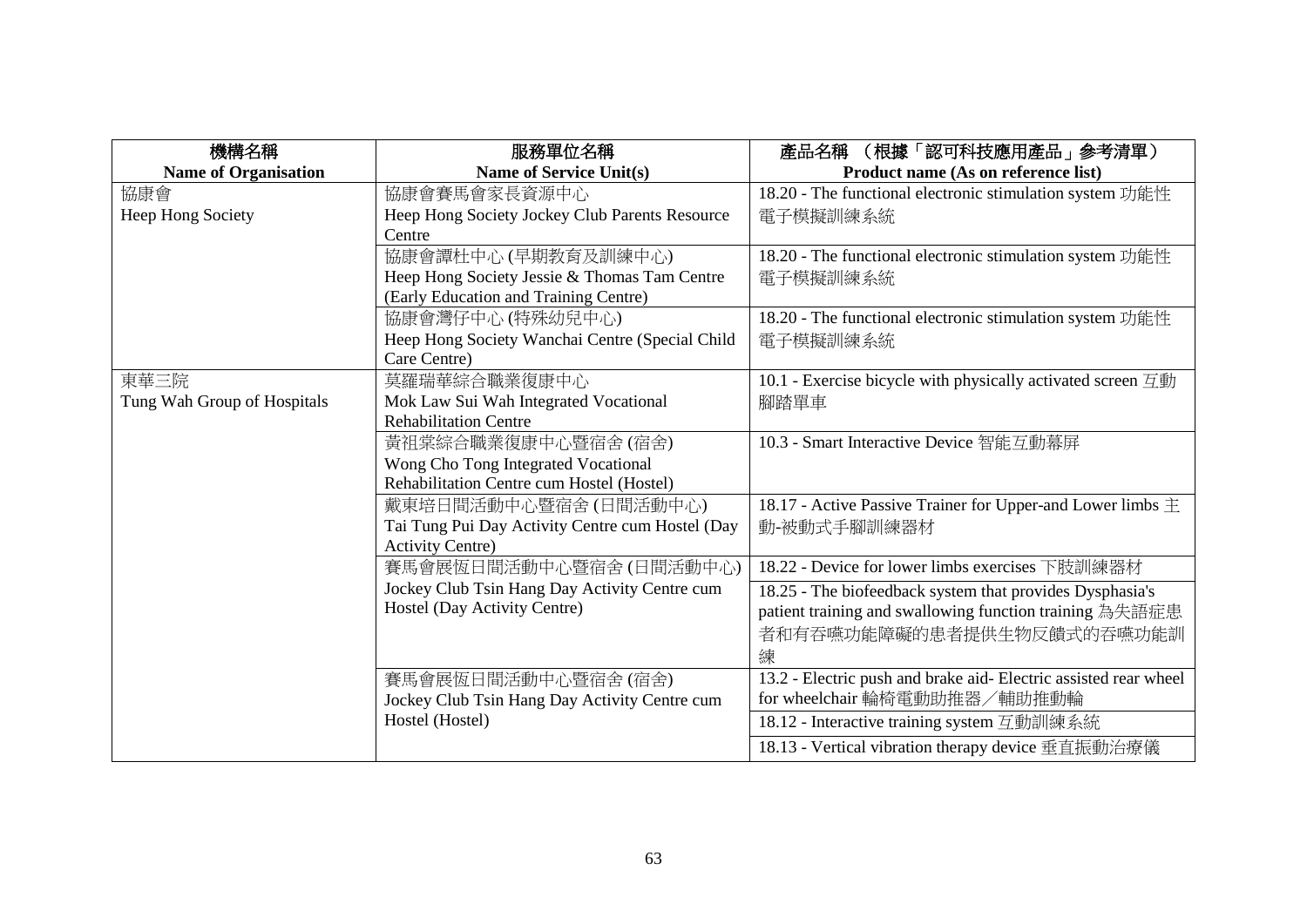| 機構名稱<br>Name of Organisation | 服務單位名稱<br>Name of Service Unit(s) | 產品名稱 （根據「認可科技應用產品」參考清單）<br>Product name (As on reference list) |
|---|---|---|
| 協康會<br>Heep Hong Society | 協康會賽馬會家長資源中心<br>Heep Hong Society Jockey Club Parents Resource Centre | 18.20 - The functional electronic stimulation system 功能性電子模擬訓練系統 |
| | 協康會譚杜中心 (早期教育及訓練中心)<br>Heep Hong Society Jessie & Thomas Tam Centre (Early Education and Training Centre) | 18.20 - The functional electronic stimulation system 功能性電子模擬訓練系統 |
| | 協康會灣仔中心 (特殊幼兒中心)<br>Heep Hong Society Wanchai Centre (Special Child Care Centre) | 18.20 - The functional electronic stimulation system 功能性電子模擬訓練系統 |
| 東華三院<br>Tung Wah Group of Hospitals | 莫羅瑞華綜合職業復康中心<br>Mok Law Sui Wah Integrated Vocational Rehabilitation Centre | 10.1 - Exercise bicycle with physically activated screen 互動腳踏單車 |
| | 黃祖棠綜合職業復康中心暨宿舍 (宿舍)<br>Wong Cho Tong Integrated Vocational Rehabilitation Centre cum Hostel (Hostel) | 10.3 - Smart Interactive Device 智能互動幕屏 |
| | 戴東培日間活動中心暨宿舍 (日間活動中心)<br>Tai Tung Pui Day Activity Centre cum Hostel (Day Activity Centre) | 18.17 - Active Passive Trainer for Upper-and Lower limbs 主動-被動式手腳訓練器材 |
| | 賽馬會展恆日間活動中心暨宿舍 (日間活動中心)<br>Jockey Club Tsin Hang Day Activity Centre cum Hostel (Day Activity Centre) | 18.22 - Device for lower limbs exercises 下肢訓練器材 |
| | | 18.25 - The biofeedback system that provides Dysphasia's patient training and swallowing function training 為失語症患者和有吞嚥功能障礙的患者提供生物反饋式的吞嚥功能訓練 |
| | 賽馬會展恆日間活動中心暨宿舍 (宿舍)<br>Jockey Club Tsin Hang Day Activity Centre cum Hostel (Hostel) | 13.2 - Electric push and brake aid- Electric assisted rear wheel for wheelchair 輪椅電動助推器／輔助推動輪 |
| | | 18.12 - Interactive training system 互動訓練系統 |
| | | 18.13 - Vertical vibration therapy device 垂直振動治療儀 |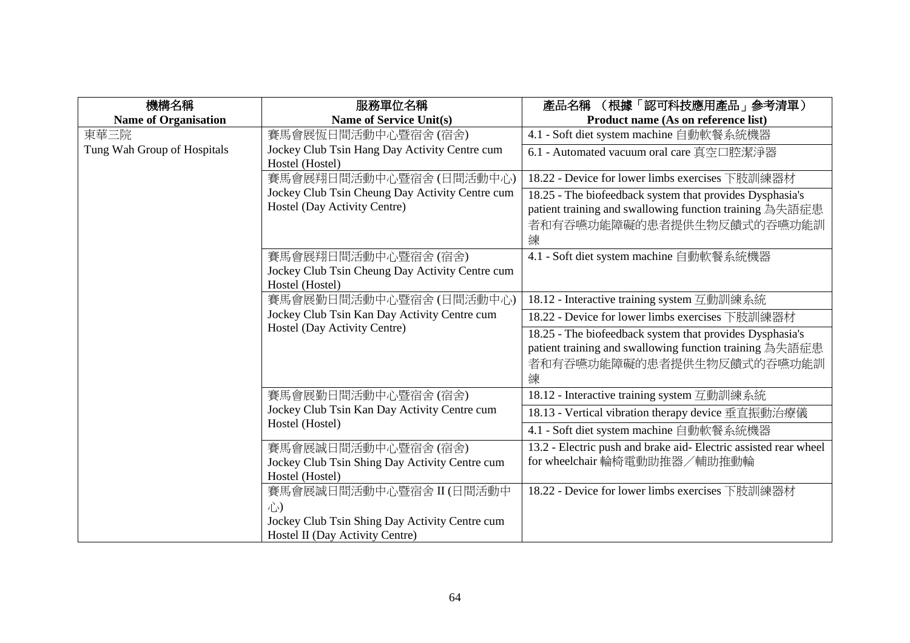| 機構名稱<br>Name of Organisation | 服務單位名稱<br>Name of Service Unit(s) | 產品名稱 （根據「認可科技應用產品」參考清單）<br>Product name (As on reference list) |
|---|---|---|
| 東華三院<br>Tung Wah Group of Hospitals | 賽馬會展恆日間活動中心暨宿舍 (宿舍)<br>Jockey Club Tsin Hang Day Activity Centre cum Hostel (Hostel) | 4.1 - Soft diet system machine 自動軟餐系統機器 |
| | | 6.1 - Automated vacuum oral care 真空口腔潔淨器 |
| | 賽馬會展翔日間活動中心暨宿舍 (日間活動中心)<br>Jockey Club Tsin Cheung Day Activity Centre cum Hostel (Day Activity Centre) | 18.22 - Device for lower limbs exercises 下肢訓練器材 |
| | | 18.25 - The biofeedback system that provides Dysphasia's patient training and swallowing function training 為失語症患者和有吞嚥功能障礙的患者提供生物反饋式的吞嚥功能訓練 |
| | 賽馬會展翔日間活動中心暨宿舍 (宿舍)<br>Jockey Club Tsin Cheung Day Activity Centre cum Hostel (Hostel) | 4.1 - Soft diet system machine 自動軟餐系統機器 |
| | 賽馬會展勤日間活動中心暨宿舍 (日間活動中心)<br>Jockey Club Tsin Kan Day Activity Centre cum Hostel (Day Activity Centre) | 18.12 - Interactive training system 互動訓練系統 |
| | | 18.22 - Device for lower limbs exercises 下肢訓練器材 |
| | | 18.25 - The biofeedback system that provides Dysphasia's patient training and swallowing function training 為失語症患者和有吞嚥功能障礙的患者提供生物反饋式的吞嚥功能訓練 |
| | 賽馬會展勤日間活動中心暨宿舍 (宿舍)<br>Jockey Club Tsin Kan Day Activity Centre cum Hostel (Hostel) | 18.12 - Interactive training system 互動訓練系統 |
| | | 18.13 - Vertical vibration therapy device 垂直振動治療儀 |
| | | 4.1 - Soft diet system machine 自動軟餐系統機器 |
| | 賽馬會展誠日間活動中心暨宿舍 (宿舍)<br>Jockey Club Tsin Shing Day Activity Centre cum Hostel (Hostel) | 13.2 - Electric push and brake aid- Electric assisted rear wheel for wheelchair 輪椅電動助推器／輔助推動輪 |
| | 賽馬會展誠日間活動中心暨宿舍 II (日間活動中心)<br>Jockey Club Tsin Shing Day Activity Centre cum Hostel II (Day Activity Centre) | 18.22 - Device for lower limbs exercises 下肢訓練器材 |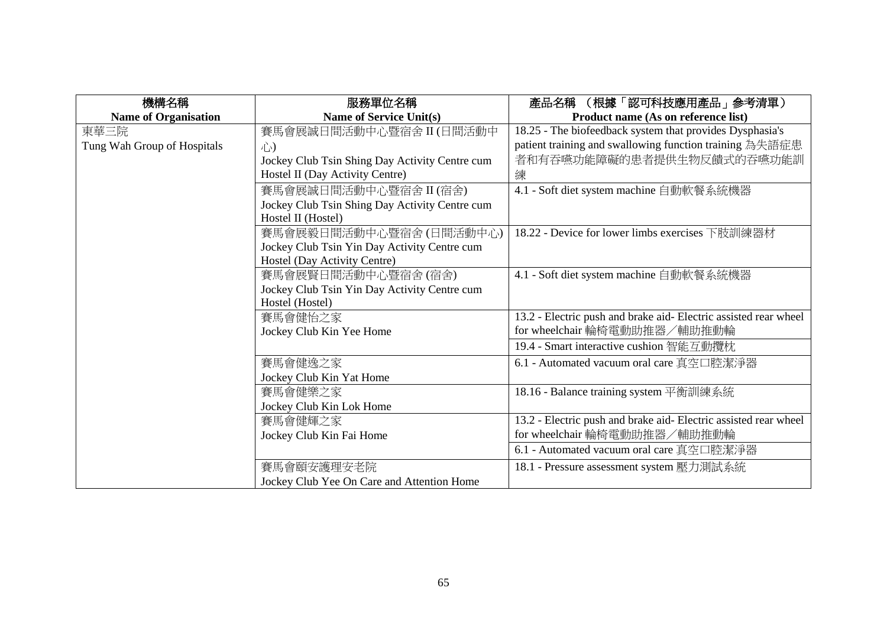| 機構名稱<br>**Name of Organisation** | 服務單位名稱<br>**Name of Service Unit(s)** | 產品名稱 （根據「認可科技應用產品」參考清單）<br>**Product name (As on reference list)** |
|---|---|---|
| 東華三院<br>Tung Wah Group of Hospitals | 賽馬會展誠日間活動中心暨宿舍 II (日間活動中心)<br>Jockey Club Tsin Shing Day Activity Centre cum Hostel II (Day Activity Centre) | 18.25 - The biofeedback system that provides Dysphasia's patient training and swallowing function training 為失語症患者和有吞嚥功能障礙的患者提供生物反饋式的吞嚥功能訓練 |
| | 賽馬會展誠日間活動中心暨宿舍 II (宿舍)<br>Jockey Club Tsin Shing Day Activity Centre cum Hostel II (Hostel) | 4.1 - Soft diet system machine 自動軟餐系統機器 |
| | 賽馬會展毅日間活動中心暨宿舍 (日間活動中心)<br>Jockey Club Tsin Yin Day Activity Centre cum Hostel (Day Activity Centre) | 18.22 - Device for lower limbs exercises 下肢訓練器材 |
| | 賽馬會展賢日間活動中心暨宿舍 (宿舍)<br>Jockey Club Tsin Yin Day Activity Centre cum Hostel (Hostel) | 4.1 - Soft diet system machine 自動軟餐系統機器 |
| | 賽馬會健怡之家<br>Jockey Club Kin Yee Home | 13.2 - Electric push and brake aid- Electric assisted rear wheel for wheelchair 輪椅電動助推器／輔助推動輪 |
| | | 19.4 - Smart interactive cushion 智能互動攬枕 |
| | 賽馬會健逸之家<br>Jockey Club Kin Yat Home | 6.1 - Automated vacuum oral care 真空口腔潔淨器 |
| | 賽馬會健樂之家<br>Jockey Club Kin Lok Home | 18.16 - Balance training system 平衡訓練系統 |
| | 賽馬會健輝之家<br>Jockey Club Kin Fai Home | 13.2 - Electric push and brake aid- Electric assisted rear wheel for wheelchair 輪椅電動助推器／輔助推動輪 |
| | | 6.1 - Automated vacuum oral care 真空口腔潔淨器 |
| | 賽馬會頤安護理安老院<br>Jockey Club Yee On Care and Attention Home | 18.1 - Pressure assessment system 壓力測試系統 |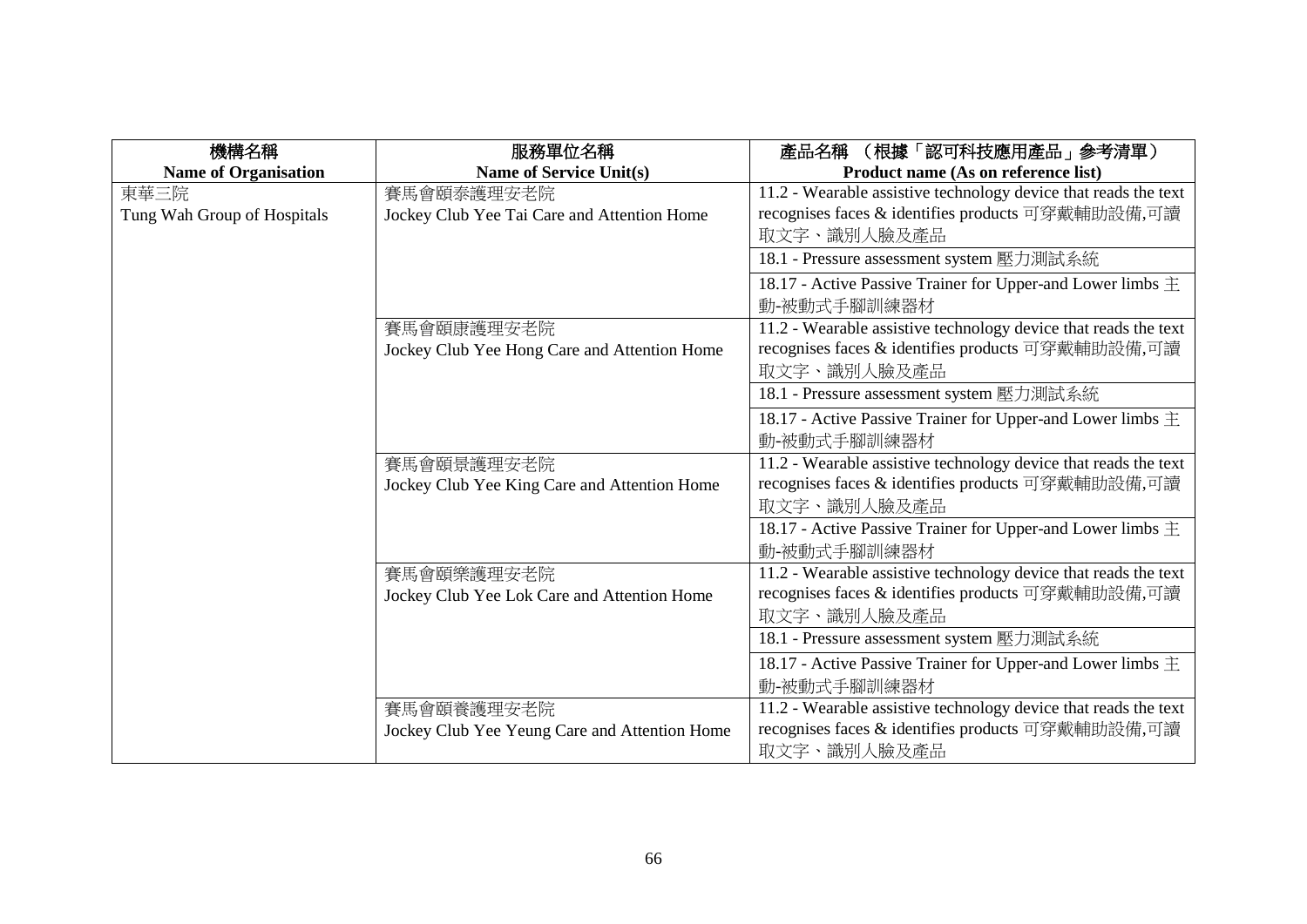| 機構名稱<br>**Name of Organisation** | 服務單位名稱<br>**Name of Service Unit(s)** | 產品名稱 （根據「認可科技應用產品」參考清單）<br>**Product name (As on reference list)** |
|---|---|---|
| 東華三院<br>Tung Wah Group of Hospitals | 賽馬會頤泰護理安老院<br>Jockey Club Yee Tai Care and Attention Home | 11.2 - Wearable assistive technology device that reads the text recognises faces & identifies products 可穿戴輔助設備,可讀取文字、識別人臉及產品 |
| | | 18.1 - Pressure assessment system 壓力測試系統 |
| | | 18.17 - Active Passive Trainer for Upper-and Lower limbs 主動-被動式手腳訓練器材 |
| | 賽馬會頤康護理安老院<br>Jockey Club Yee Hong Care and Attention Home | 11.2 - Wearable assistive technology device that reads the text recognises faces & identifies products 可穿戴輔助設備,可讀取文字、識別人臉及產品 |
| | | 18.1 - Pressure assessment system 壓力測試系統 |
| | | 18.17 - Active Passive Trainer for Upper-and Lower limbs 主動-被動式手腳訓練器材 |
| | 賽馬會頤景護理安老院<br>Jockey Club Yee King Care and Attention Home | 11.2 - Wearable assistive technology device that reads the text recognises faces & identifies products 可穿戴輔助設備,可讀取文字、識別人臉及產品 |
| | | 18.17 - Active Passive Trainer for Upper-and Lower limbs 主動-被動式手腳訓練器材 |
| | 賽馬會頤樂護理安老院<br>Jockey Club Yee Lok Care and Attention Home | 11.2 - Wearable assistive technology device that reads the text recognises faces & identifies products 可穿戴輔助設備,可讀取文字、識別人臉及產品 |
| | | 18.1 - Pressure assessment system 壓力測試系統 |
| | | 18.17 - Active Passive Trainer for Upper-and Lower limbs 主動-被動式手腳訓練器材 |
| | 賽馬會頤養護理安老院<br>Jockey Club Yee Yeung Care and Attention Home | 11.2 - Wearable assistive technology device that reads the text recognises faces & identifies products 可穿戴輔助設備,可讀取文字、識別人臉及產品 |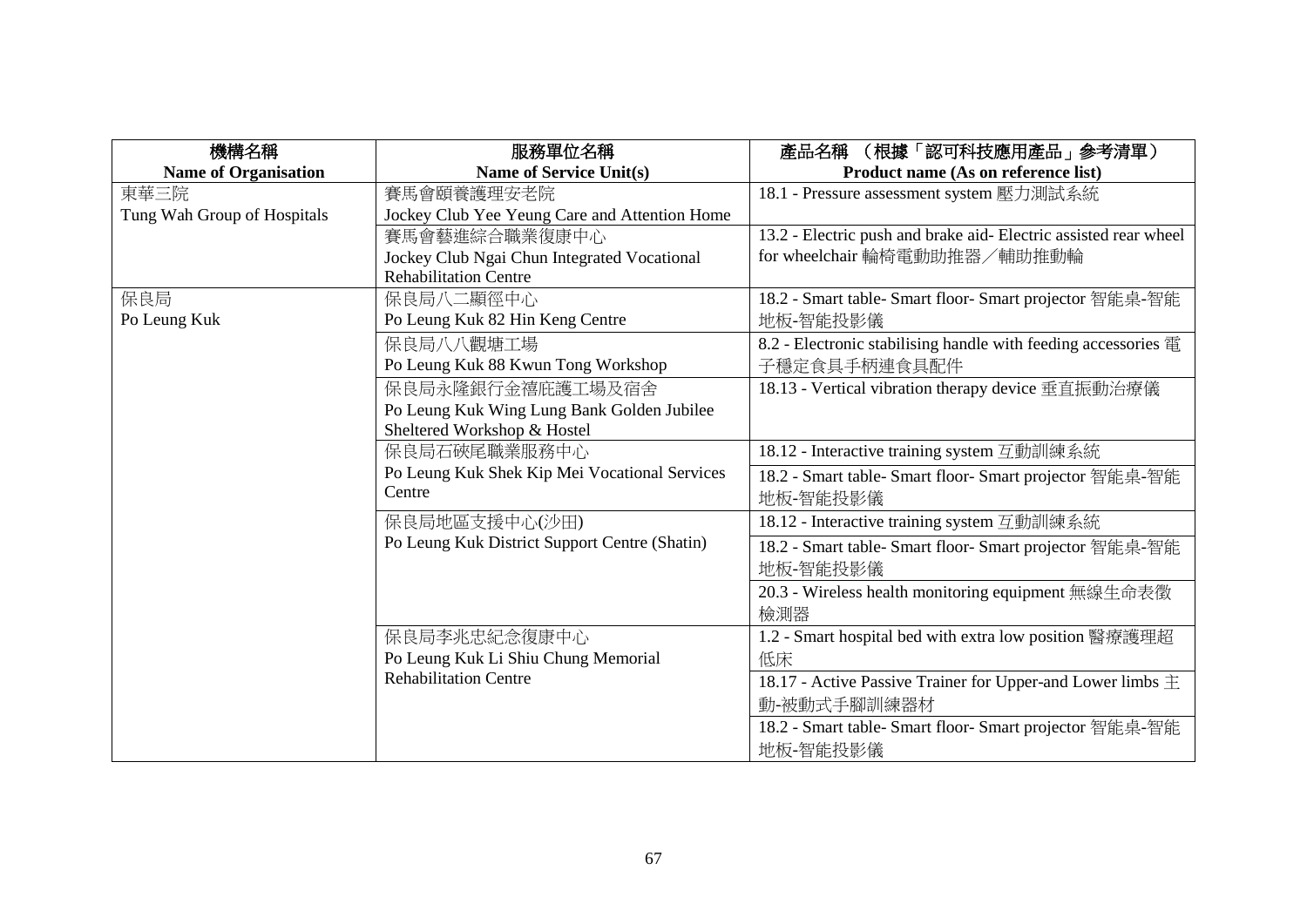| 機構名稱<br>Name of Organisation | 服務單位名稱<br>Name of Service Unit(s) | 產品名稱 （根據「認可科技應用產品」參考清單）<br>Product name (As on reference list) |
|---|---|---|
| 東華三院<br>Tung Wah Group of Hospitals | 賽馬會頤養護理安老院<br>Jockey Club Yee Yeung Care and Attention Home | 18.1 - Pressure assessment system 壓力測試系統 |
| | 賽馬會藝進綜合職業復康中心<br>Jockey Club Ngai Chun Integrated Vocational Rehabilitation Centre | 13.2 - Electric push and brake aid- Electric assisted rear wheel for wheelchair 輪椅電動助推器／輔助推動輪 |
| 保良局<br>Po Leung Kuk | 保良局八二顯徑中心<br>Po Leung Kuk 82 Hin Keng Centre | 18.2 - Smart table- Smart floor- Smart projector 智能桌-智能地板-智能投影儀 |
| | 保良局八八觀塘工場<br>Po Leung Kuk 88 Kwun Tong Workshop | 8.2 - Electronic stabilising handle with feeding accessories 電子穩定食具手柄連食具配件 |
| | 保良局永隆銀行金禧庇護工場及宿舍<br>Po Leung Kuk Wing Lung Bank Golden Jubilee Sheltered Workshop & Hostel | 18.13 - Vertical vibration therapy device 垂直振動治療儀 |
| | 保良局石硤尾職業服務中心<br>Po Leung Kuk Shek Kip Mei Vocational Services Centre | 18.12 - Interactive training system 互動訓練系統 |
| | | 18.2 - Smart table- Smart floor- Smart projector 智能桌-智能地板-智能投影儀 |
| | 保良局地區支援中心(沙田)<br>Po Leung Kuk District Support Centre (Shatin) | 18.12 - Interactive training system 互動訓練系統 |
| | | 18.2 - Smart table- Smart floor- Smart projector 智能桌-智能地板-智能投影儀 |
| | | 20.3 - Wireless health monitoring equipment 無線生命表徵檢測器 |
| | 保良局李兆忠紀念復康中心<br>Po Leung Kuk Li Shiu Chung Memorial Rehabilitation Centre | 1.2 - Smart hospital bed with extra low position 醫療護理超低床 |
| | | 18.17 - Active Passive Trainer for Upper-and Lower limbs 主動-被動式手腳訓練器材 |
| | | 18.2 - Smart table- Smart floor- Smart projector 智能桌-智能地板-智能投影儀 |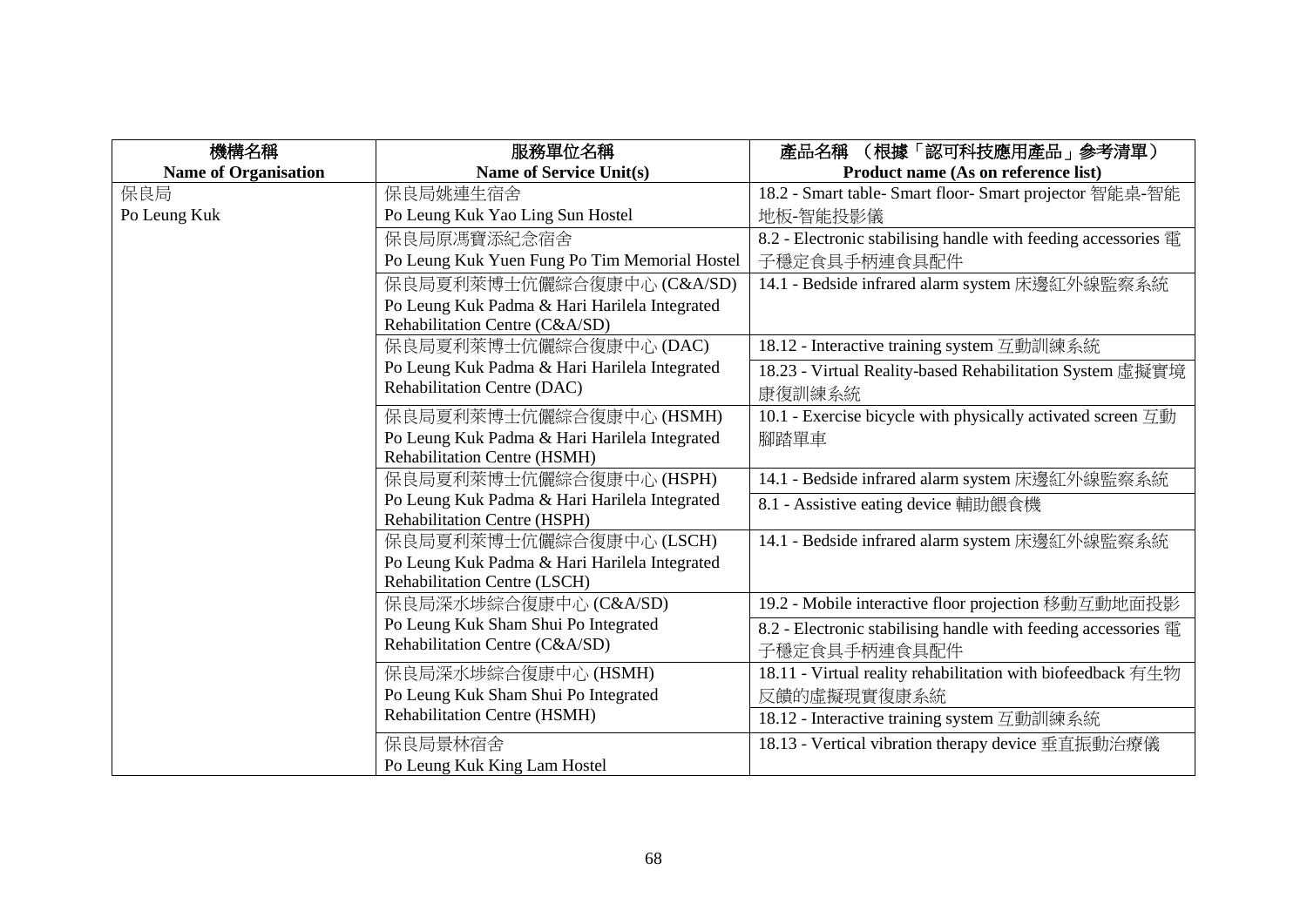| 機構名稱<br>Name of Organisation | 服務單位名稱<br>Name of Service Unit(s) | 產品名稱 （根據「認可科技應用產品」參考清單）<br>Product name (As on reference list) |
|---|---|---|
| 保良局<br>Po Leung Kuk | 保良局姚連生宿舍<br>Po Leung Kuk Yao Ling Sun Hostel | 18.2 - Smart table- Smart floor- Smart projector 智能桌-智能地板-智能投影儀 |
| | 保良局原馮寶添紀念宿舍<br>Po Leung Kuk Yuen Fung Po Tim Memorial Hostel | 8.2 - Electronic stabilising handle with feeding accessories 電子穩定食具手柄連食具配件 |
| | 保良局夏利萊博士伉儷綜合復康中心 (C&A/SD)<br>Po Leung Kuk Padma & Hari Harilela Integrated Rehabilitation Centre (C&A/SD) | 14.1 - Bedside infrared alarm system 床邊紅外線監察系統 |
| | 保良局夏利萊博士伉儷綜合復康中心 (DAC)<br>Po Leung Kuk Padma & Hari Harilela Integrated Rehabilitation Centre (DAC) | 18.12 - Interactive training system 互動訓練系統 |
| | | 18.23 - Virtual Reality-based Rehabilitation System 虛擬實境康復訓練系統 |
| | 保良局夏利萊博士伉儷綜合復康中心 (HSMH)<br>Po Leung Kuk Padma & Hari Harilela Integrated Rehabilitation Centre (HSMH) | 10.1 - Exercise bicycle with physically activated screen 互動腳踏單車 |
| | 保良局夏利萊博士伉儷綜合復康中心 (HSPH)<br>Po Leung Kuk Padma & Hari Harilela Integrated Rehabilitation Centre (HSPH) | 14.1 - Bedside infrared alarm system 床邊紅外線監察系統 |
| | | 8.1 - Assistive eating device 輔助餵食機 |
| | 保良局夏利萊博士伉儷綜合復康中心 (LSCH)<br>Po Leung Kuk Padma & Hari Harilela Integrated Rehabilitation Centre (LSCH) | 14.1 - Bedside infrared alarm system 床邊紅外線監察系統 |
| | 保良局深水埗綜合復康中心 (C&A/SD)<br>Po Leung Kuk Sham Shui Po Integrated Rehabilitation Centre (C&A/SD) | 19.2 - Mobile interactive floor projection 移動互動地面投影 |
| | | 8.2 - Electronic stabilising handle with feeding accessories 電子穩定食具手柄連食具配件 |
| | 保良局深水埗綜合復康中心 (HSMH)<br>Po Leung Kuk Sham Shui Po Integrated Rehabilitation Centre (HSMH) | 18.11 - Virtual reality rehabilitation with biofeedback 有生物反饋的虛擬現實復康系統 |
| | | 18.12 - Interactive training system 互動訓練系統 |
| | 保良局景林宿舍<br>Po Leung Kuk King Lam Hostel | 18.13 - Vertical vibration therapy device 垂直振動治療儀 |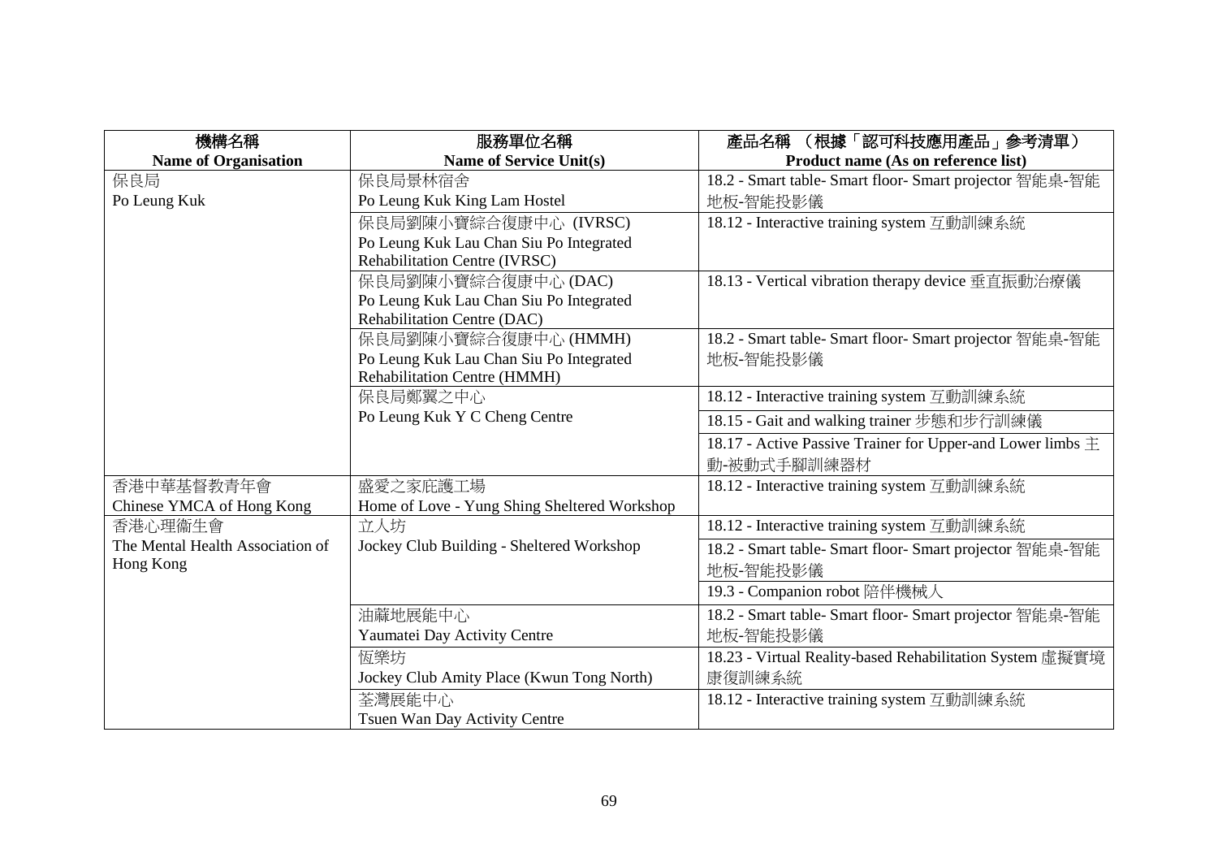| 機構名稱<br>**Name of Organisation** | 服務單位名稱<br>**Name of Service Unit(s)** | 產品名稱 （根據「認可科技應用產品」參考清單）<br>**Product name (As on reference list)** |
|---|---|---|
| 保良局<br>Po Leung Kuk | 保良局景林宿舍<br>Po Leung Kuk King Lam Hostel | 18.2 - Smart table- Smart floor- Smart projector 智能桌-智能地板-智能投影儀 |
| | 保良局劉陳小寶綜合復康中心 (IVRSC)<br>Po Leung Kuk Lau Chan Siu Po Integrated Rehabilitation Centre (IVRSC) | 18.12 - Interactive training system 互動訓練系統 |
| | 保良局劉陳小寶綜合復康中心 (DAC)<br>Po Leung Kuk Lau Chan Siu Po Integrated Rehabilitation Centre (DAC) | 18.13 - Vertical vibration therapy device 垂直振動治療儀 |
| | 保良局劉陳小寶綜合復康中心 (HMMH)<br>Po Leung Kuk Lau Chan Siu Po Integrated Rehabilitation Centre (HMMH) | 18.2 - Smart table- Smart floor- Smart projector 智能桌-智能地板-智能投影儀 |
| | 保良局鄭翼之中心<br>Po Leung Kuk Y C Cheng Centre | 18.12 - Interactive training system 互動訓練系統 |
| | | 18.15 - Gait and walking trainer 步態和步行訓練儀 |
| | | 18.17 - Active Passive Trainer for Upper-and Lower limbs 主動-被動式手腳訓練器材 |
| 香港中華基督教青年會<br>Chinese YMCA of Hong Kong | 盛愛之家庇護工場<br>Home of Love - Yung Shing Sheltered Workshop | 18.12 - Interactive training system 互動訓練系統 |
| 香港心理衞生會<br>The Mental Health Association of Hong Kong | 立人坊<br>Jockey Club Building - Sheltered Workshop | 18.12 - Interactive training system 互動訓練系統 |
| | | 18.2 - Smart table- Smart floor- Smart projector 智能桌-智能地板-智能投影儀 |
| | | 19.3 - Companion robot 陪伴機械人 |
| | 油蔴地展能中心<br>Yaumatei Day Activity Centre | 18.2 - Smart table- Smart floor- Smart projector 智能桌-智能地板-智能投影儀 |
| | 恆樂坊<br>Jockey Club Amity Place (Kwun Tong North) | 18.23 - Virtual Reality-based Rehabilitation System 虛擬實境康復訓練系統 |
| | 荃灣展能中心<br>Tsuen Wan Day Activity Centre | 18.12 - Interactive training system 互動訓練系統 |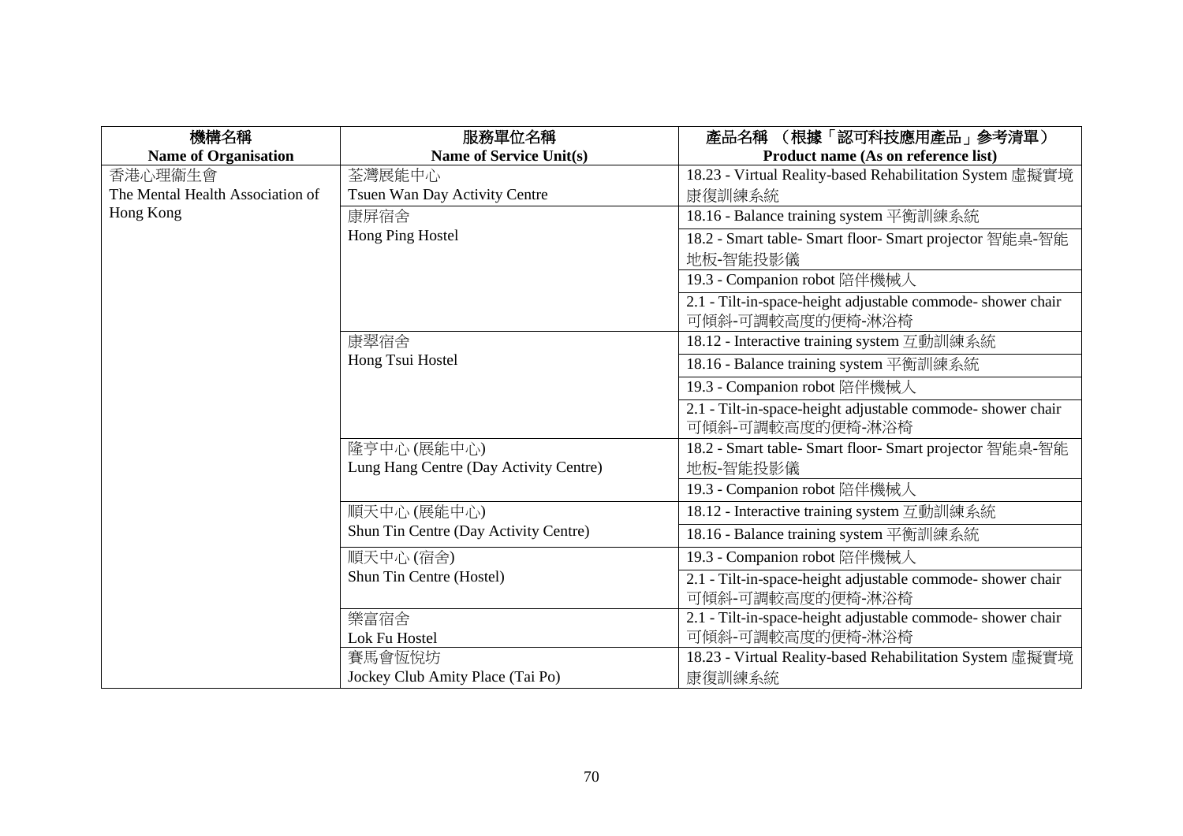| 機構名稱<br>Name of Organisation | 服務單位名稱<br>Name of Service Unit(s) | 產品名稱 （根據「認可科技應用產品」參考清單）<br>Product name (As on reference list) |
|---|---|---|
| 香港心理衞生會<br>The Mental Health Association of Hong Kong | 荃灣展能中心<br>Tsuen Wan Day Activity Centre | 18.23 - Virtual Reality-based Rehabilitation System 虛擬實境康復訓練系統 |
| | 康屏宿舍<br>Hong Ping Hostel | 18.16 - Balance training system 平衡訓練系統 |
| | | 18.2 - Smart table- Smart floor- Smart projector 智能桌-智能地板-智能投影儀 |
| | | 19.3 - Companion robot 陪伴機械人 |
| | | 2.1 - Tilt-in-space-height adjustable commode- shower chair 可傾斜-可調較高度的便椅-淋浴椅 |
| | 康翠宿舍<br>Hong Tsui Hostel | 18.12 - Interactive training system 互動訓練系統 |
| | | 18.16 - Balance training system 平衡訓練系統 |
| | | 19.3 - Companion robot 陪伴機械人 |
| | | 2.1 - Tilt-in-space-height adjustable commode- shower chair 可傾斜-可調較高度的便椅-淋浴椅 |
| | 隆亨中心 (展能中心)<br>Lung Hang Centre (Day Activity Centre) | 18.2 - Smart table- Smart floor- Smart projector 智能桌-智能地板-智能投影儀 |
| | | 19.3 - Companion robot 陪伴機械人 |
| | 順天中心 (展能中心)<br>Shun Tin Centre (Day Activity Centre) | 18.12 - Interactive training system 互動訓練系統 |
| | | 18.16 - Balance training system 平衡訓練系統 |
| | 順天中心 (宿舍)<br>Shun Tin Centre (Hostel) | 19.3 - Companion robot 陪伴機械人 |
| | | 2.1 - Tilt-in-space-height adjustable commode- shower chair 可傾斜-可調較高度的便椅-淋浴椅 |
| | 樂富宿舍<br>Lok Fu Hostel | 2.1 - Tilt-in-space-height adjustable commode- shower chair 可傾斜-可調較高度的便椅-淋浴椅 |
| | 賽馬會恆悅坊<br>Jockey Club Amity Place (Tai Po) | 18.23 - Virtual Reality-based Rehabilitation System 虛擬實境康復訓練系統 |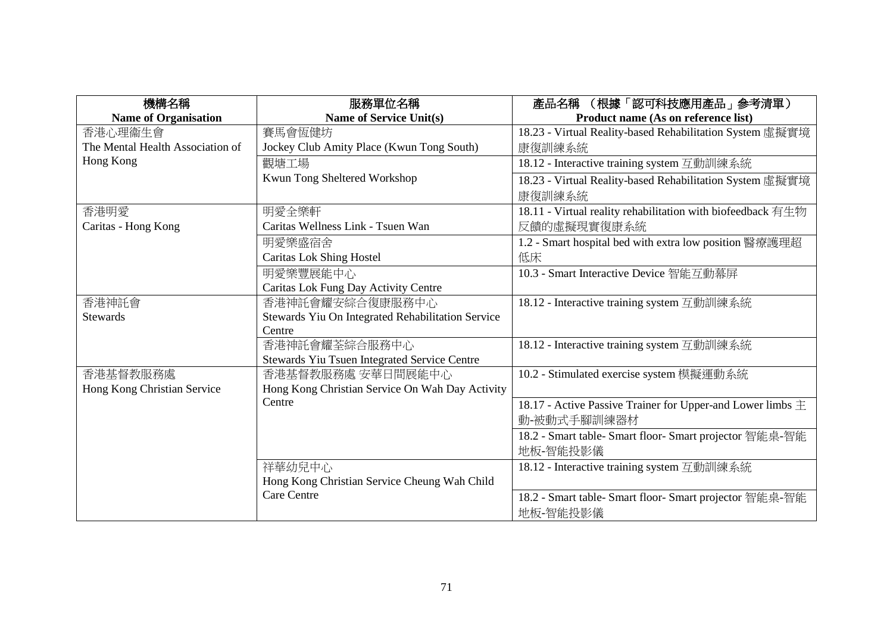| 機構名稱<br>**Name of Organisation** | 服務單位名稱<br>**Name of Service Unit(s)** | 產品名稱 （根據「認可科技應用產品」參考清單）<br>**Product name (As on reference list)** |
|---|---|---|
| 香港心理衞生會<br>The Mental Health Association of Hong Kong | 賽馬會恆健坊<br>Jockey Club Amity Place (Kwun Tong South) | 18.23 - Virtual Reality-based Rehabilitation System 虛擬實境康復訓練系統 |
| | 觀塘工場<br>Kwun Tong Sheltered Workshop | 18.12 - Interactive training system 互動訓練系統 |
| | | 18.23 - Virtual Reality-based Rehabilitation System 虛擬實境康復訓練系統 |
| 香港明愛<br>Caritas - Hong Kong | 明愛全樂軒<br>Caritas Wellness Link - Tsuen Wan | 18.11 - Virtual reality rehabilitation with biofeedback 有生物反饋的虛擬現實復康系統 |
| | 明愛樂盛宿舍<br>Caritas Lok Shing Hostel | 1.2 - Smart hospital bed with extra low position 醫療護理超低床 |
| | 明愛樂豐展能中心<br>Caritas Lok Fung Day Activity Centre | 10.3 - Smart Interactive Device 智能互動幕屏 |
| 香港神託會<br>Stewards | 香港神託會耀安綜合復康服務中心<br>Stewards Yiu On Integrated Rehabilitation Service Centre | 18.12 - Interactive training system 互動訓練系統 |
| | 香港神託會耀荃綜合服務中心<br>Stewards Yiu Tsuen Integrated Service Centre | 18.12 - Interactive training system 互動訓練系統 |
| 香港基督教服務處<br>Hong Kong Christian Service | 香港基督教服務處 安華日間展能中心<br>Hong Kong Christian Service On Wah Day Activity Centre | 10.2 - Stimulated exercise system 模擬運動系統 |
| | | 18.17 - Active Passive Trainer for Upper-and Lower limbs 主動-被動式手腳訓練器材 |
| | | 18.2 - Smart table- Smart floor- Smart projector 智能桌-智能地板-智能投影儀 |
| | 祥華幼兒中心<br>Hong Kong Christian Service Cheung Wah Child Care Centre | 18.12 - Interactive training system 互動訓練系統 |
| | | 18.2 - Smart table- Smart floor- Smart projector 智能桌-智能地板-智能投影儀 |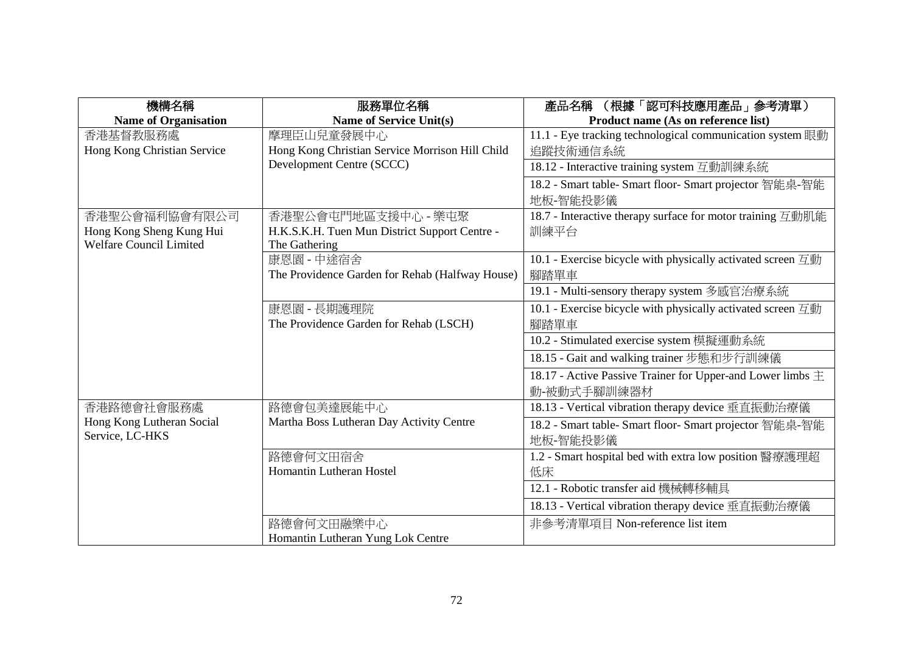| 機構名稱<br>Name of Organisation | 服務單位名稱<br>Name of Service Unit(s) | 產品名稱 （根據「認可科技應用產品」參考清單）<br>Product name (As on reference list) |
|---|---|---|
| 香港基督教服務處<br>Hong Kong Christian Service | 摩理臣山兒童發展中心<br>Hong Kong Christian Service Morrison Hill Child Development Centre (SCCC) | 11.1 - Eye tracking technological communication system 眼動追蹤技術通信系統 |
| | | 18.12 - Interactive training system 互動訓練系統 |
| | | 18.2 - Smart table- Smart floor- Smart projector 智能桌-智能地板-智能投影儀 |
| 香港聖公會福利協會有限公司<br>Hong Kong Sheng Kung Hui Welfare Council Limited | 香港聖公會屯門地區支援中心 - 樂屯聚<br>H.K.S.K.H. Tuen Mun District Support Centre - The Gathering | 18.7 - Interactive therapy surface for motor training 互動肌能訓練平台 |
| | 康恩園 - 中途宿舍<br>The Providence Garden for Rehab (Halfway House) | 10.1 - Exercise bicycle with physically activated screen 互動腳踏單車 |
| | | 19.1 - Multi-sensory therapy system 多感官治療系統 |
| | 康恩園 - 長期護理院<br>The Providence Garden for Rehab (LSCH) | 10.1 - Exercise bicycle with physically activated screen 互動腳踏單車 |
| | | 10.2 - Stimulated exercise system 模擬運動系統 |
| | | 18.15 - Gait and walking trainer 步態和步行訓練儀 |
| | | 18.17 - Active Passive Trainer for Upper-and Lower limbs 主動-被動式手腳訓練器材 |
| 香港路德會社會服務處<br>Hong Kong Lutheran Social Service, LC-HKS | 路德會包美達展能中心<br>Martha Boss Lutheran Day Activity Centre | 18.13 - Vertical vibration therapy device 垂直振動治療儀 |
| | | 18.2 - Smart table- Smart floor- Smart projector 智能桌-智能地板-智能投影儀 |
| | 路德會何文田宿舍<br>Homantin Lutheran Hostel | 1.2 - Smart hospital bed with extra low position 醫療護理超低床 |
| | | 12.1 - Robotic transfer aid 機械轉移輔具 |
| | | 18.13 - Vertical vibration therapy device 垂直振動治療儀 |
| | 路德會何文田融樂中心<br>Homantin Lutheran Yung Lok Centre | 非參考清單項目 Non-reference list item |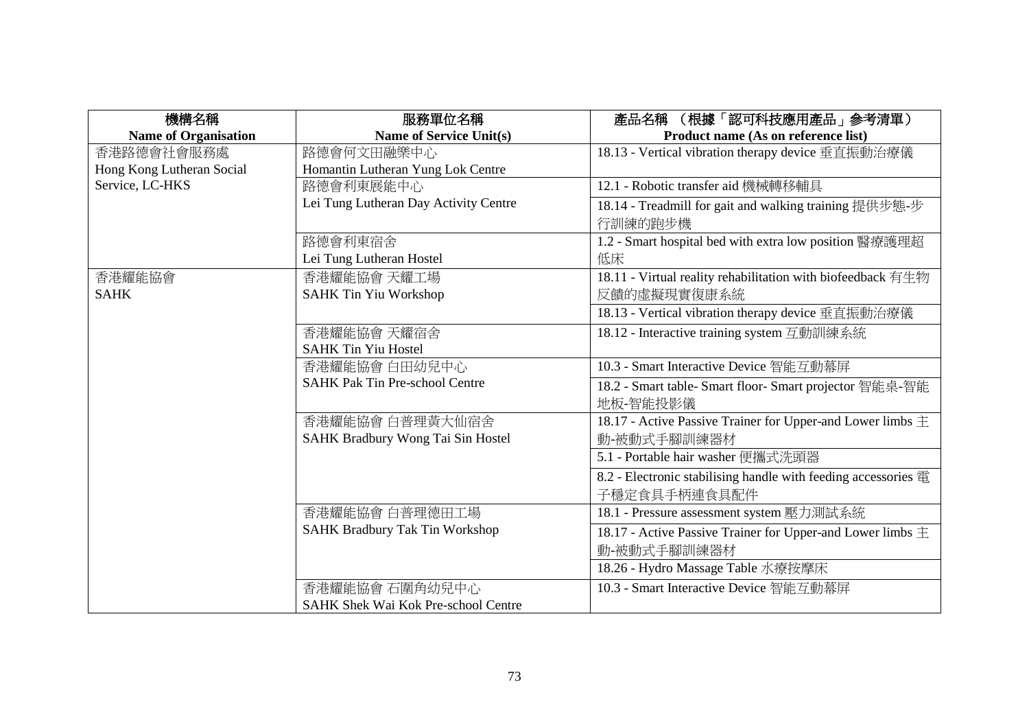| 機構名稱<br>Name of Organisation | 服務單位名稱<br>Name of Service Unit(s) | 產品名稱 （根據「認可科技應用產品」參考清單）<br>Product name (As on reference list) |
|---|---|---|
| 香港路德會社會服務處<br>Hong Kong Lutheran Social Service, LC-HKS | 路德會何文田融樂中心<br>Homantin Lutheran Yung Lok Centre | 18.13 - Vertical vibration therapy device 垂直振動治療儀 |
| | 路德會利東展能中心<br>Lei Tung Lutheran Day Activity Centre | 12.1 - Robotic transfer aid 機械轉移輔具 |
| | | 18.14 - Treadmill for gait and walking training 提供步態-步行訓練的跑步機 |
| | 路德會利東宿舍<br>Lei Tung Lutheran Hostel | 1.2 - Smart hospital bed with extra low position 醫療護理超低床 |
| 香港耀能協會<br>SAHK | 香港耀能協會 天耀工場<br>SAHK Tin Yiu Workshop | 18.11 - Virtual reality rehabilitation with biofeedback 有生物反饋的虛擬現實復康系統 |
| | | 18.13 - Vertical vibration therapy device 垂直振動治療儀 |
| | 香港耀能協會 天耀宿舍<br>SAHK Tin Yiu Hostel | 18.12 - Interactive training system 互動訓練系統 |
| | 香港耀能協會 白田幼兒中心<br>SAHK Pak Tin Pre-school Centre | 10.3 - Smart Interactive Device 智能互動幕屏 |
| | | 18.2 - Smart table- Smart floor- Smart projector 智能桌-智能地板-智能投影儀 |
| | 香港耀能協會 白普理黃大仙宿舍<br>SAHK Bradbury Wong Tai Sin Hostel | 18.17 - Active Passive Trainer for Upper-and Lower limbs 主動-被動式手腳訓練器材 |
| | | 5.1 - Portable hair washer 便攜式洗頭器 |
| | | 8.2 - Electronic stabilising handle with feeding accessories 電子穩定食具手柄連食具配件 |
| | 香港耀能協會 白普理德田工場<br>SAHK Bradbury Tak Tin Workshop | 18.1 - Pressure assessment system 壓力測試系統 |
| | | 18.17 - Active Passive Trainer for Upper-and Lower limbs 主動-被動式手腳訓練器材 |
| | | 18.26 - Hydro Massage Table 水療按摩床 |
| | 香港耀能協會 石圍角幼兒中心<br>SAHK Shek Wai Kok Pre-school Centre | 10.3 - Smart Interactive Device 智能互動幕屏 |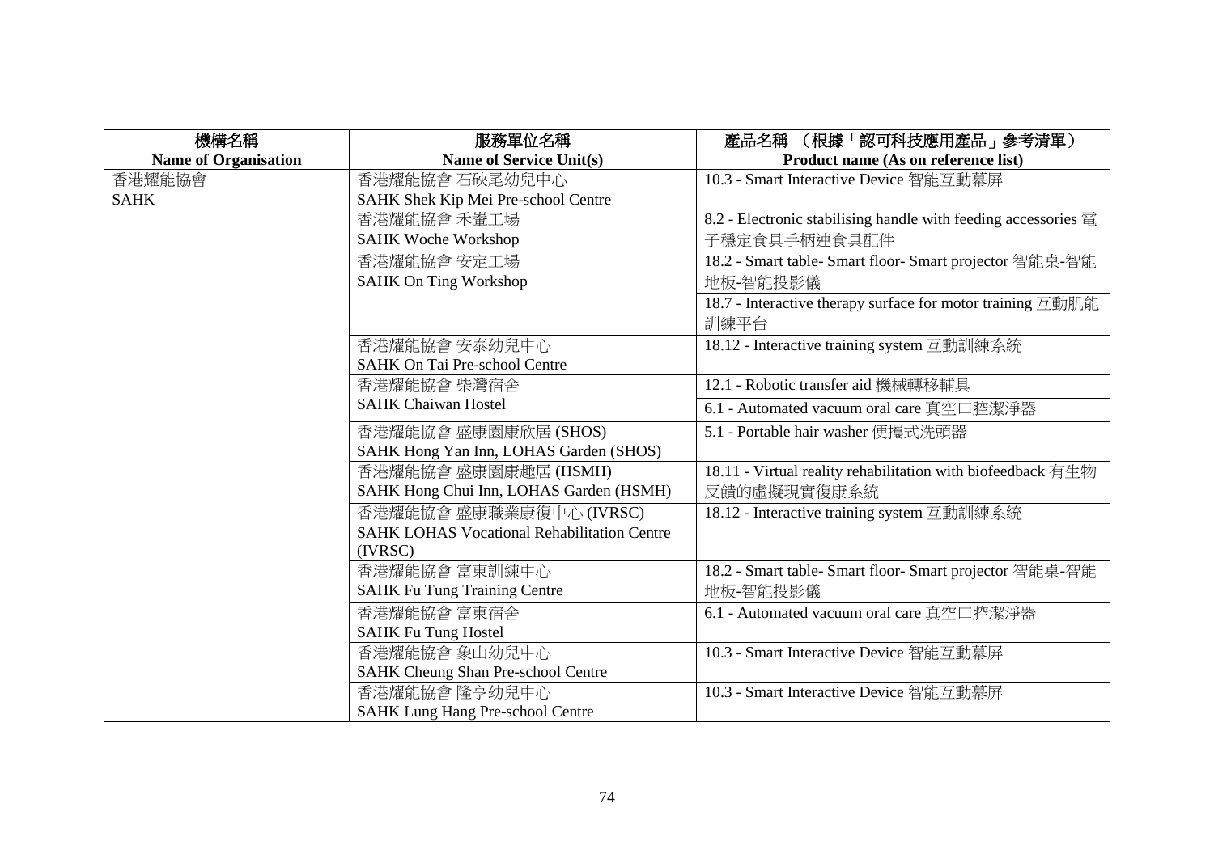| 機構名稱<br>Name of Organisation | 服務單位名稱<br>Name of Service Unit(s) | 產品名稱 （根據「認可科技應用產品」參考清單）<br>Product name (As on reference list) |
|---|---|---|
| 香港耀能協會<br>SAHK | 香港耀能協會 石硤尾幼兒中心<br>SAHK Shek Kip Mei Pre-school Centre | 10.3 - Smart Interactive Device 智能互動幕屏 |
| | 香港耀能協會 禾輋工場<br>SAHK Woche Workshop | 8.2 - Electronic stabilising handle with feeding accessories 電子穩定食具手柄連食具配件 |
| | 香港耀能協會 安定工場<br>SAHK On Ting Workshop | 18.2 - Smart table- Smart floor- Smart projector 智能桌-智能地板-智能投影儀 |
| | | 18.7 - Interactive therapy surface for motor training 互動肌能訓練平台 |
| | 香港耀能協會 安泰幼兒中心<br>SAHK On Tai Pre-school Centre | 18.12 - Interactive training system 互動訓練系統 |
| | 香港耀能協會 柴灣宿舍<br>SAHK Chaiwan Hostel | 12.1 - Robotic transfer aid 機械轉移輔具 |
| | | 6.1 - Automated vacuum oral care 真空口腔潔淨器 |
| | 香港耀能協會 盛康園康欣居 (SHOS)<br>SAHK Hong Yan Inn, LOHAS Garden (SHOS) | 5.1 - Portable hair washer 便攜式洗頭器 |
| | 香港耀能協會 盛康園康趣居 (HSMH)<br>SAHK Hong Chui Inn, LOHAS Garden (HSMH) | 18.11 - Virtual reality rehabilitation with biofeedback 有生物反饋的虛擬現實復康系統 |
| | 香港耀能協會 盛康職業康復中心 (IVRSC)<br>SAHK LOHAS Vocational Rehabilitation Centre (IVRSC) | 18.12 - Interactive training system 互動訓練系統 |
| | 香港耀能協會 富東訓練中心<br>SAHK Fu Tung Training Centre | 18.2 - Smart table- Smart floor- Smart projector 智能桌-智能地板-智能投影儀 |
| | 香港耀能協會 富東宿舍<br>SAHK Fu Tung Hostel | 6.1 - Automated vacuum oral care 真空口腔潔淨器 |
| | 香港耀能協會 象山幼兒中心<br>SAHK Cheung Shan Pre-school Centre | 10.3 - Smart Interactive Device 智能互動幕屏 |
| | 香港耀能協會 隆亨幼兒中心<br>SAHK Lung Hang Pre-school Centre | 10.3 - Smart Interactive Device 智能互動幕屏 |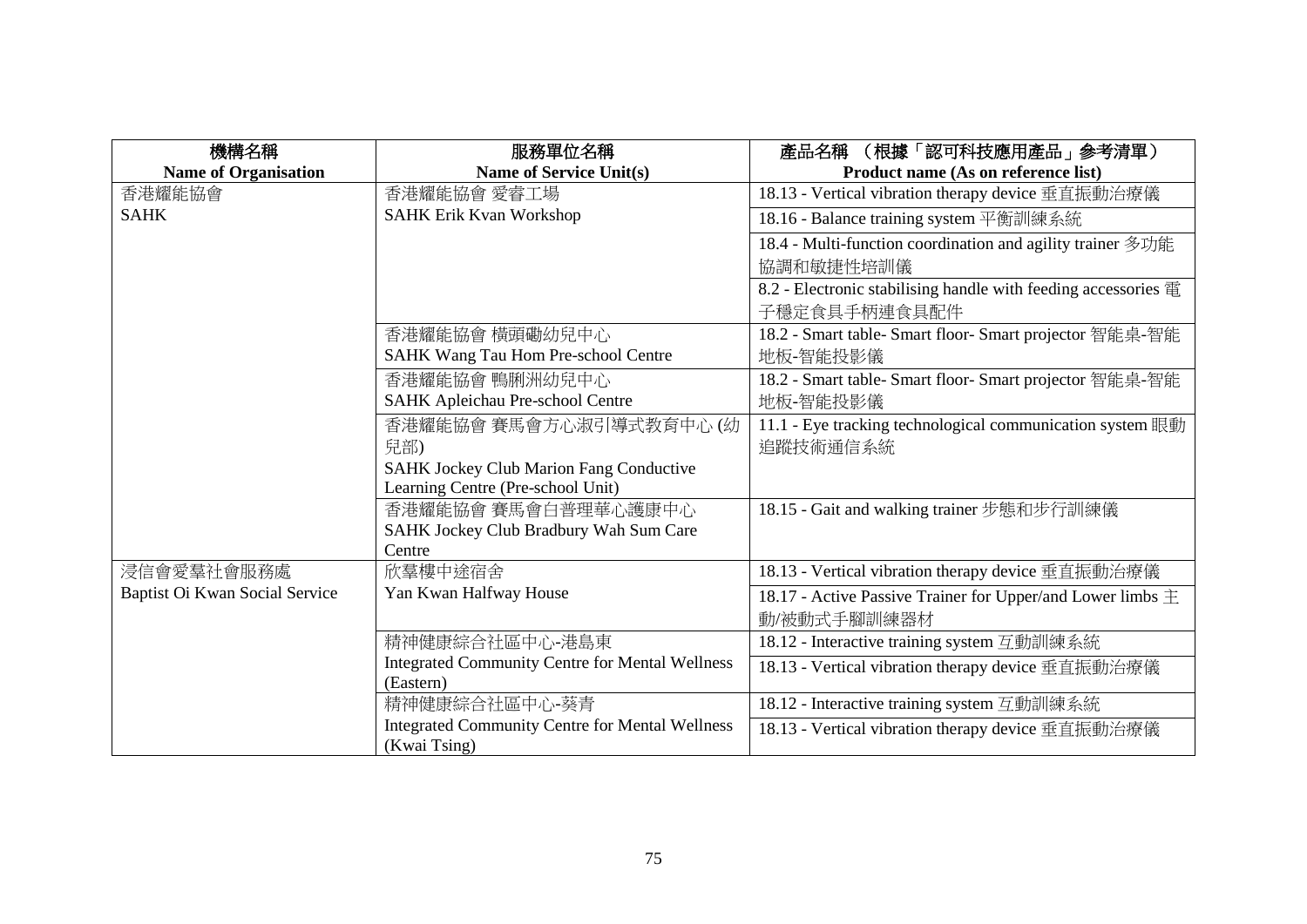| 機構名稱<br>**Name of Organisation** | 服務單位名稱<br>**Name of Service Unit(s)** | 產品名稱 （根據「認可科技應用產品」參考清單）<br>**Product name (As on reference list)** |
|---|---|---|
| 香港耀能協會<br>SAHK | 香港耀能協會 愛睿工場<br>SAHK Erik Kvan Workshop | 18.13 - Vertical vibration therapy device 垂直振動治療儀 |
| | | 18.16 - Balance training system 平衡訓練系統 |
| | | 18.4 - Multi-function coordination and agility trainer 多功能協調和敏捷性培訓儀 |
| | | 8.2 - Electronic stabilising handle with feeding accessories 電子穩定食具手柄連食具配件 |
| | 香港耀能協會 橫頭磡幼兒中心<br>SAHK Wang Tau Hom Pre-school Centre | 18.2 - Smart table- Smart floor- Smart projector 智能桌-智能地板-智能投影儀 |
| | 香港耀能協會 鴨脷洲幼兒中心<br>SAHK Apleichau Pre-school Centre | 18.2 - Smart table- Smart floor- Smart projector 智能桌-智能地板-智能投影儀 |
| | 香港耀能協會 賽馬會方心淑引導式教育中心 (幼兒部)<br>SAHK Jockey Club Marion Fang Conductive Learning Centre (Pre-school Unit) | 11.1 - Eye tracking technological communication system 眼動追蹤技術通信系統 |
| | 香港耀能協會 賽馬會白普理華心護康中心<br>SAHK Jockey Club Bradbury Wah Sum Care Centre | 18.15 - Gait and walking trainer 步態和步行訓練儀 |
| 浸信會愛羣社會服務處<br>Baptist Oi Kwan Social Service | 欣羣樓中途宿舍<br>Yan Kwan Halfway House | 18.13 - Vertical vibration therapy device 垂直振動治療儀 |
| | | 18.17 - Active Passive Trainer for Upper/and Lower limbs 主動/被動式手腳訓練器材 |
| | 精神健康綜合社區中心-港島東<br>Integrated Community Centre for Mental Wellness (Eastern) | 18.12 - Interactive training system 互動訓練系統 |
| | | 18.13 - Vertical vibration therapy device 垂直振動治療儀 |
| | 精神健康綜合社區中心-葵青<br>Integrated Community Centre for Mental Wellness (Kwai Tsing) | 18.12 - Interactive training system 互動訓練系統 |
| | | 18.13 - Vertical vibration therapy device 垂直振動治療儀 |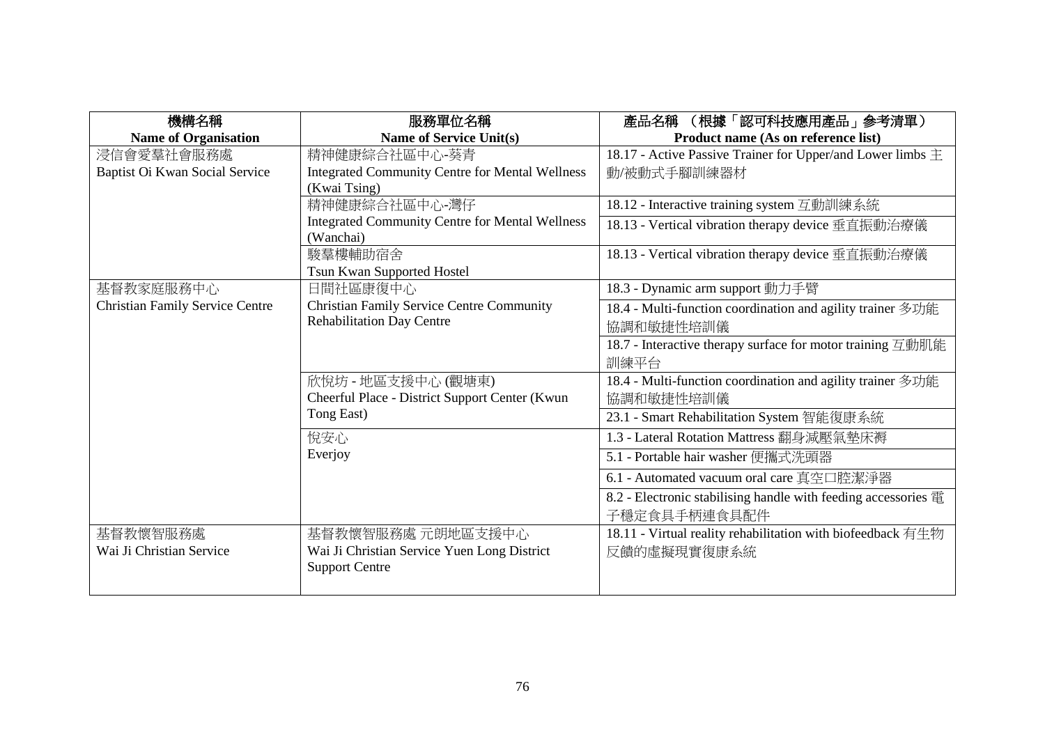| 機構名稱<br>**Name of Organisation** | 服務單位名稱<br>**Name of Service Unit(s)** | 產品名稱 （根據「認可科技應用產品」參考清單）<br>**Product name (As on reference list)** |
|---|---|---|
| 浸信會愛羣社會服務處<br>Baptist Oi Kwan Social Service | 精神健康綜合社區中心-葵青<br>Integrated Community Centre for Mental Wellness (Kwai Tsing) | 18.17 - Active Passive Trainer for Upper/and Lower limbs 主動/被動式手腳訓練器材 |
| | 精神健康綜合社區中心-灣仔<br>Integrated Community Centre for Mental Wellness (Wanchai) | 18.12 - Interactive training system 互動訓練系統 |
| | | 18.13 - Vertical vibration therapy device 垂直振動治療儀 |
| | 駿羣樓輔助宿舍<br>Tsun Kwan Supported Hostel | 18.13 - Vertical vibration therapy device 垂直振動治療儀 |
| 基督教家庭服務中心<br>Christian Family Service Centre | 日間社區康復中心<br>Christian Family Service Centre Community Rehabilitation Day Centre | 18.3 - Dynamic arm support 動力手臂 |
| | | 18.4 - Multi-function coordination and agility trainer 多功能協調和敏捷性培訓儀 |
| | | 18.7 - Interactive therapy surface for motor training 互動肌能訓練平台 |
| | 欣悅坊 - 地區支援中心 (觀塘東)<br>Cheerful Place - District Support Center (Kwun Tong East) | 18.4 - Multi-function coordination and agility trainer 多功能協調和敏捷性培訓儀 |
| | | 23.1 - Smart Rehabilitation System 智能復康系統 |
| | 悅安心<br>Everjoy | 1.3 - Lateral Rotation Mattress 翻身減壓氣墊床褥 |
| | | 5.1 - Portable hair washer 便攜式洗頭器 |
| | | 6.1 - Automated vacuum oral care 真空口腔潔淨器 |
| | | 8.2 - Electronic stabilising handle with feeding accessories 電子穩定食具手柄連食具配件 |
| 基督教懷智服務處<br>Wai Ji Christian Service | 基督教懷智服務處 元朗地區支援中心<br>Wai Ji Christian Service Yuen Long District Support Centre | 18.11 - Virtual reality rehabilitation with biofeedback 有生物反饋的虛擬現實復康系統 |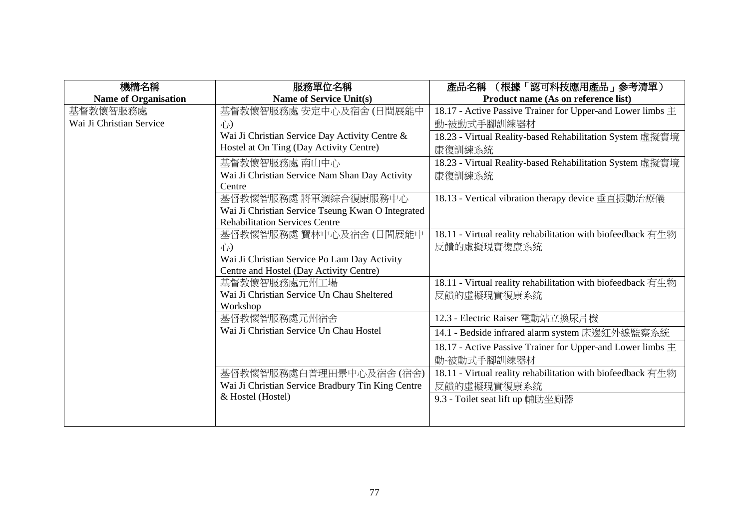| 機構名稱<br>Name of Organisation | 服務單位名稱<br>Name of Service Unit(s) | 產品名稱 （根據「認可科技應用產品」參考清單）<br>Product name (As on reference list) |
|---|---|---|
| 基督教懷智服務處<br>Wai Ji Christian Service | 基督教懷智服務處 安定中心及宿舍 (日間展能中心)<br>Wai Ji Christian Service Day Activity Centre & Hostel at On Ting (Day Activity Centre) | 18.17 - Active Passive Trainer for Upper-and Lower limbs 主動-被動式手腳訓練器材 |
| | | 18.23 - Virtual Reality-based Rehabilitation System 虛擬實境康復訓練系統 |
| | 基督教懷智服務處 南山中心<br>Wai Ji Christian Service Nam Shan Day Activity Centre | 18.23 - Virtual Reality-based Rehabilitation System 虛擬實境康復訓練系統 |
| | 基督教懷智服務處 將軍澳綜合復康服務中心<br>Wai Ji Christian Service Tseung Kwan O Integrated Rehabilitation Services Centre | 18.13 - Vertical vibration therapy device 垂直振動治療儀 |
| | 基督教懷智服務處 寶林中心及宿舍 (日間展能中心)<br>Wai Ji Christian Service Po Lam Day Activity Centre and Hostel (Day Activity Centre) | 18.11 - Virtual reality rehabilitation with biofeedback 有生物反饋的虛擬現實復康系統 |
| | 基督教懷智服務處元州工場<br>Wai Ji Christian Service Un Chau Sheltered Workshop | 18.11 - Virtual reality rehabilitation with biofeedback 有生物反饋的虛擬現實復康系統 |
| | 基督教懷智服務處元州宿舍<br>Wai Ji Christian Service Un Chau Hostel | 12.3 - Electric Raiser 電動站立換尿片機 |
| | | 14.1 - Bedside infrared alarm system 床邊紅外線監察系統 |
| | | 18.17 - Active Passive Trainer for Upper-and Lower limbs 主動-被動式手腳訓練器材 |
| | 基督教懷智服務處白普理田景中心及宿舍 (宿舍)<br>Wai Ji Christian Service Bradbury Tin King Centre & Hostel (Hostel) | 18.11 - Virtual reality rehabilitation with biofeedback 有生物反饋的虛擬現實復康系統 |
| | | 9.3 - Toilet seat lift up 輔助坐廁器 |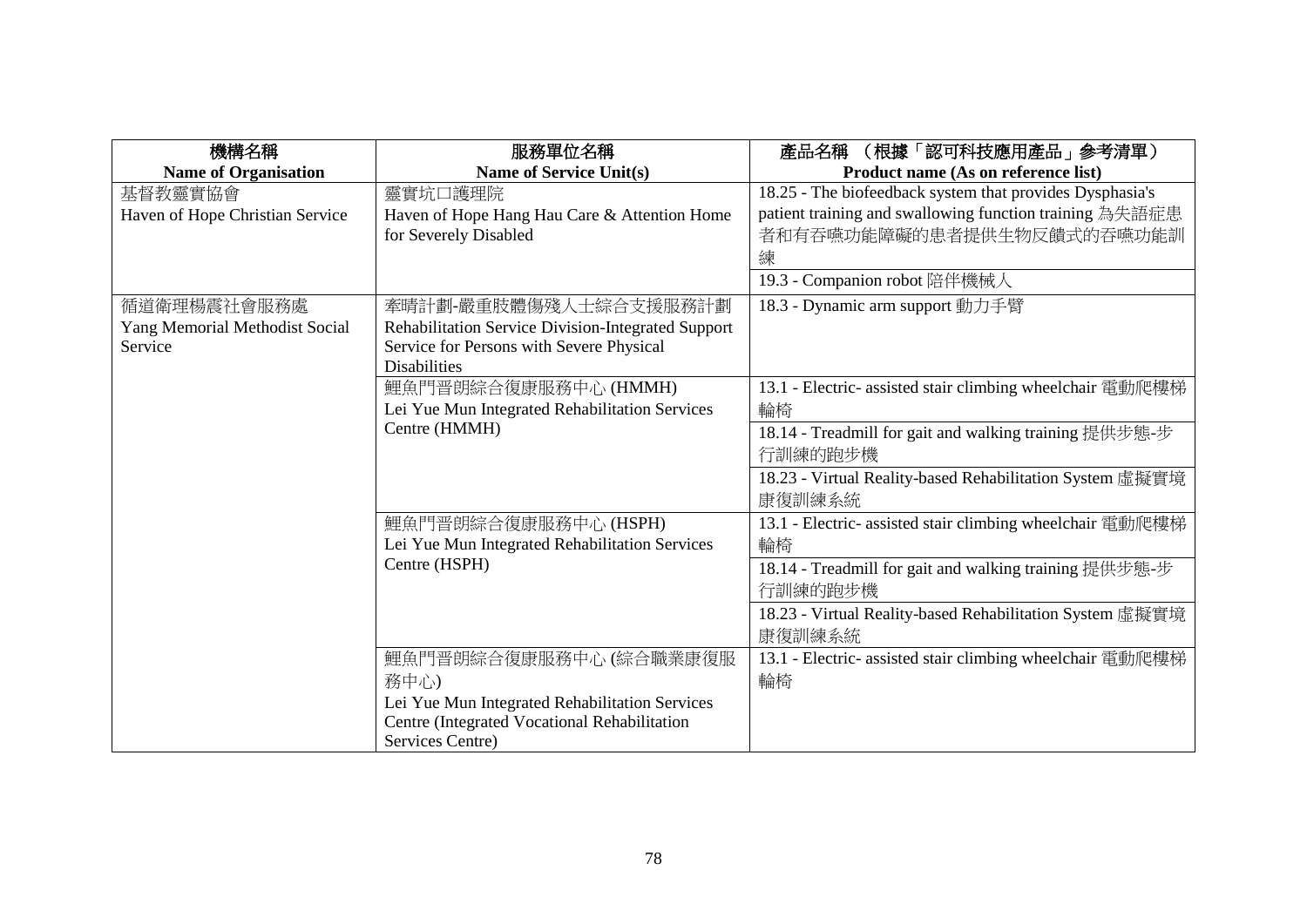| 機構名稱<br>Name of Organisation | 服務單位名稱<br>Name of Service Unit(s) | 產品名稱 （根據「認可科技應用產品」參考清單）<br>Product name (As on reference list) |
|---|---|---|
| 基督教靈實協會<br>Haven of Hope Christian Service | 靈實坑口護理院<br>Haven of Hope Hang Hau Care & Attention Home for Severely Disabled | 18.25 - The biofeedback system that provides Dysphasia's patient training and swallowing function training 為失語症患者和有吞嚥功能障礙的患者提供生物反饋式的吞嚥功能訓練 |
| | | 19.3 - Companion robot 陪伴機械人 |
| 循道衛理楊震社會服務處<br>Yang Memorial Methodist Social Service | 牽晴計劃-嚴重肢體傷殘人士綜合支援服務計劃<br>Rehabilitation Service Division-Integrated Support Service for Persons with Severe Physical Disabilities | 18.3 - Dynamic arm support 動力手臂 |
| | 鯉魚門晉朗綜合復康服務中心 (HMMH)<br>Lei Yue Mun Integrated Rehabilitation Services Centre (HMMH) | 13.1 - Electric- assisted stair climbing wheelchair 電動爬樓梯輪椅 |
| | | 18.14 - Treadmill for gait and walking training 提供步態-步行訓練的跑步機 |
| | | 18.23 - Virtual Reality-based Rehabilitation System 虛擬實境康復訓練系統 |
| | 鯉魚門晉朗綜合復康服務中心 (HSPH)<br>Lei Yue Mun Integrated Rehabilitation Services Centre (HSPH) | 13.1 - Electric- assisted stair climbing wheelchair 電動爬樓梯輪椅 |
| | | 18.14 - Treadmill for gait and walking training 提供步態-步行訓練的跑步機 |
| | | 18.23 - Virtual Reality-based Rehabilitation System 虛擬實境康復訓練系統 |
| | 鯉魚門晉朗綜合復康服務中心 (綜合職業康復服務中心)<br>Lei Yue Mun Integrated Rehabilitation Services Centre (Integrated Vocational Rehabilitation Services Centre) | 13.1 - Electric- assisted stair climbing wheelchair 電動爬樓梯輪椅 |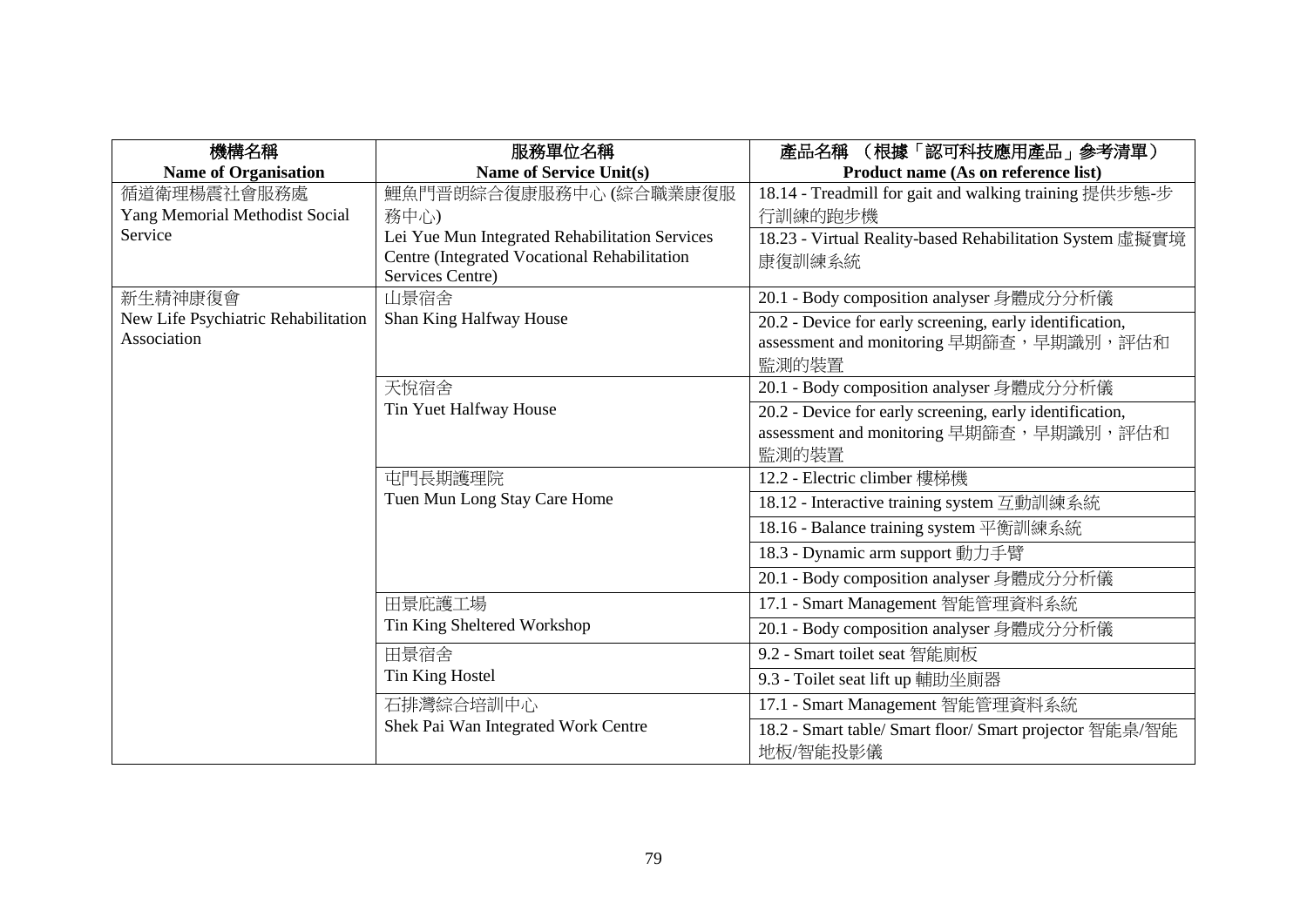| 機構名稱<br>**Name of Organisation** | 服務單位名稱<br>**Name of Service Unit(s)** | 產品名稱 （根據「認可科技應用產品」參考清單）<br>**Product name (As on reference list)** |
|---|---|---|
| 循道衛理楊震社會服務處<br>Yang Memorial Methodist Social Service | 鯉魚門晉朗綜合復康服務中心 (綜合職業康復服務中心)<br>Lei Yue Mun Integrated Rehabilitation Services Centre (Integrated Vocational Rehabilitation Services Centre) | 18.14 - Treadmill for gait and walking training 提供步態-步行訓練的跑步機 |
| | | 18.23 - Virtual Reality-based Rehabilitation System 虛擬實境康復訓練系統 |
| 新生精神康復會<br>New Life Psychiatric Rehabilitation Association | 山景宿舍<br>Shan King Halfway House | 20.1 - Body composition analyser 身體成分分析儀 |
| | | 20.2 - Device for early screening, early identification, assessment and monitoring 早期篩查，早期識別，評估和監測的裝置 |
| | 天悅宿舍<br>Tin Yuet Halfway House | 20.1 - Body composition analyser 身體成分分析儀 |
| | | 20.2 - Device for early screening, early identification, assessment and monitoring 早期篩查，早期識別，評估和監測的裝置 |
| | 屯門長期護理院<br>Tuen Mun Long Stay Care Home | 12.2 - Electric climber 樓梯機 |
| | | 18.12 - Interactive training system 互動訓練系統 |
| | | 18.16 - Balance training system 平衡訓練系統 |
| | | 18.3 - Dynamic arm support 動力手臂 |
| | | 20.1 - Body composition analyser 身體成分分析儀 |
| | 田景庇護工場<br>Tin King Sheltered Workshop | 17.1 - Smart Management 智能管理資料系統 |
| | | 20.1 - Body composition analyser 身體成分分析儀 |
| | 田景宿舍<br>Tin King Hostel | 9.2 - Smart toilet seat 智能廁板 |
| | | 9.3 - Toilet seat lift up 輔助坐廁器 |
| | 石排灣綜合培訓中心<br>Shek Pai Wan Integrated Work Centre | 17.1 - Smart Management 智能管理資料系統 |
| | | 18.2 - Smart table/ Smart floor/ Smart projector 智能桌/智能地板/智能投影儀 |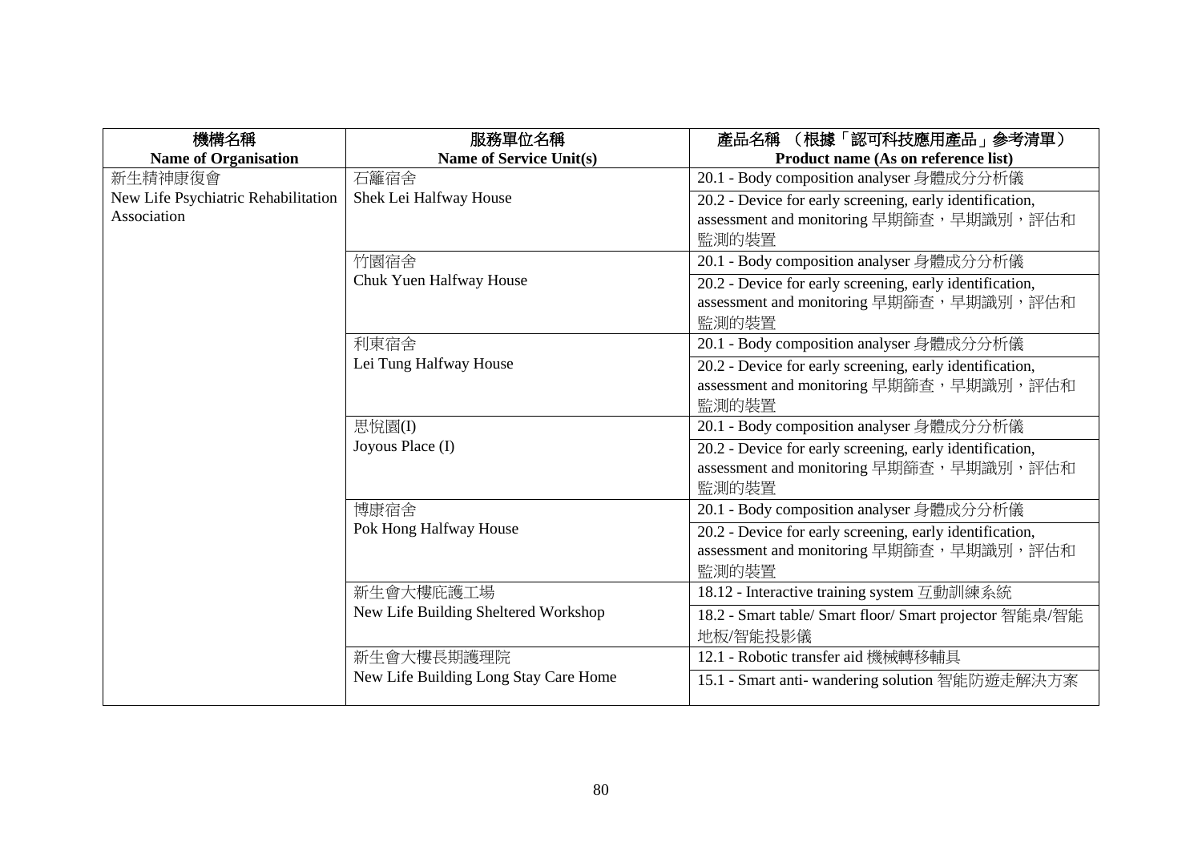| 機構名稱<br>Name of Organisation | 服務單位名稱<br>Name of Service Unit(s) | 產品名稱 （根據「認可科技應用產品」參考清單）<br>Product name (As on reference list) |
|---|---|---|
| 新生精神康復會<br>New Life Psychiatric Rehabilitation Association | 石籬宿舍<br>Shek Lei Halfway House | 20.1 - Body composition analyser 身體成分分析儀 |
| | | 20.2 - Device for early screening, early identification, assessment and monitoring 早期篩查，早期識別，評估和監測的裝置 |
| | 竹園宿舍<br>Chuk Yuen Halfway House | 20.1 - Body composition analyser 身體成分分析儀 |
| | | 20.2 - Device for early screening, early identification, assessment and monitoring 早期篩查，早期識別，評估和監測的裝置 |
| | 利東宿舍<br>Lei Tung Halfway House | 20.1 - Body composition analyser 身體成分分析儀 |
| | | 20.2 - Device for early screening, early identification, assessment and monitoring 早期篩查，早期識別，評估和監測的裝置 |
| | 思悅園(I)<br>Joyous Place (I) | 20.1 - Body composition analyser 身體成分分析儀 |
| | | 20.2 - Device for early screening, early identification, assessment and monitoring 早期篩查，早期識別，評估和監測的裝置 |
| | 博康宿舍<br>Pok Hong Halfway House | 20.1 - Body composition analyser 身體成分分析儀 |
| | | 20.2 - Device for early screening, early identification, assessment and monitoring 早期篩查，早期識別，評估和監測的裝置 |
| | 新生會大樓庇護工場<br>New Life Building Sheltered Workshop | 18.12 - Interactive training system 互動訓練系統 |
| | | 18.2 - Smart table/ Smart floor/ Smart projector 智能桌/智能地板/智能投影儀 |
| | 新生會大樓長期護理院<br>New Life Building Long Stay Care Home | 12.1 - Robotic transfer aid 機械轉移輔具 |
| | | 15.1 - Smart anti- wandering solution 智能防遊走解決方案 |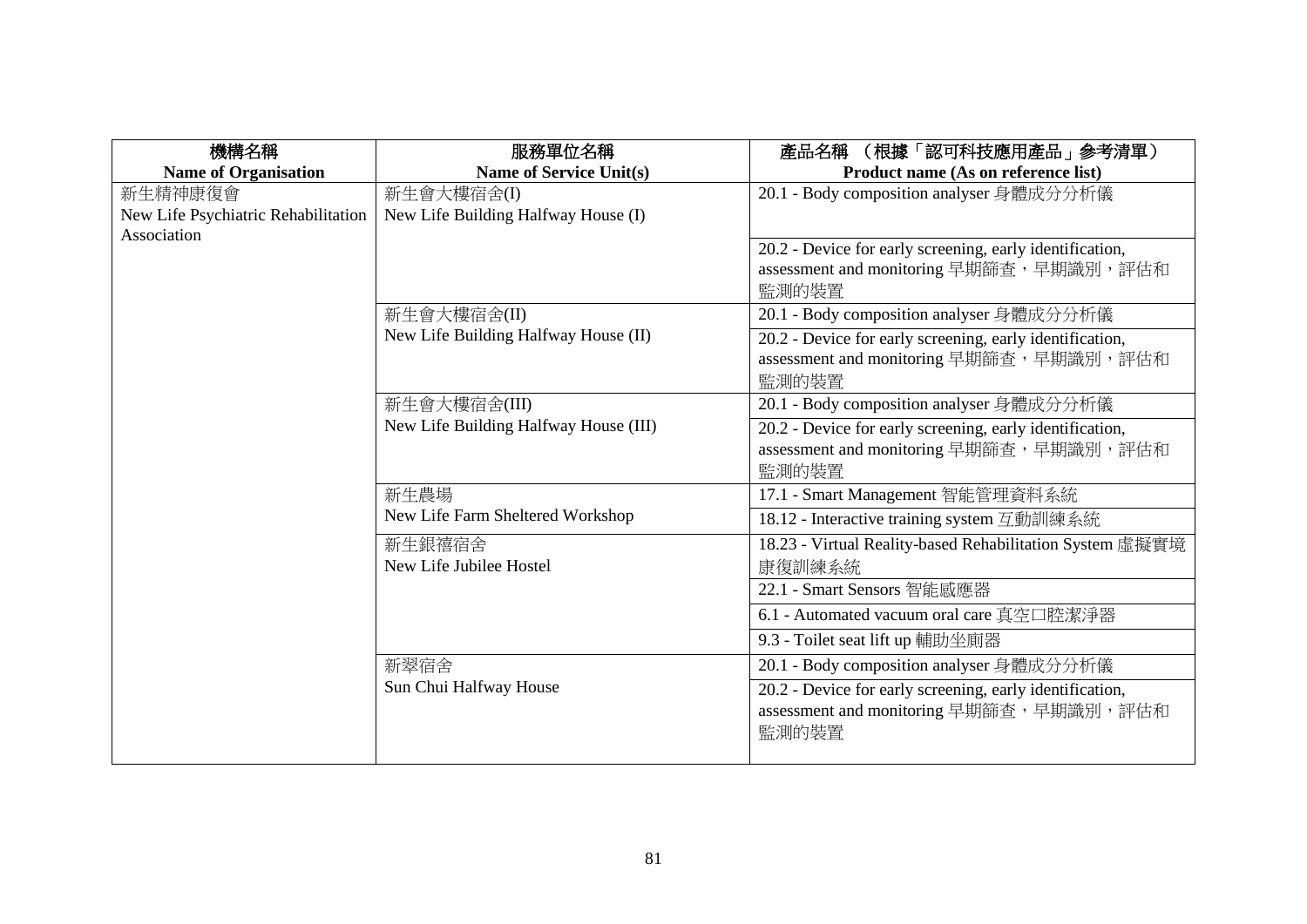| 機構名稱<br>Name of Organisation | 服務單位名稱<br>Name of Service Unit(s) | 產品名稱 （根據「認可科技應用產品」參考清單）<br>Product name (As on reference list) |
|---|---|---|
| 新生精神康復會<br>New Life Psychiatric Rehabilitation Association | 新生會大樓宿舍(I)<br>New Life Building Halfway House (I) | 20.1 - Body composition analyser 身體成分分析儀 |
| | | 20.2 - Device for early screening, early identification, assessment and monitoring 早期篩查，早期識別，評估和監測的裝置 |
| | 新生會大樓宿舍(II)<br>New Life Building Halfway House (II) | 20.1 - Body composition analyser 身體成分分析儀 |
| | | 20.2 - Device for early screening, early identification, assessment and monitoring 早期篩查，早期識別，評估和監測的裝置 |
| | 新生會大樓宿舍(III)<br>New Life Building Halfway House (III) | 20.1 - Body composition analyser 身體成分分析儀 |
| | | 20.2 - Device for early screening, early identification, assessment and monitoring 早期篩查，早期識別，評估和監測的裝置 |
| | 新生農場<br>New Life Farm Sheltered Workshop | 17.1 - Smart Management 智能管理資料系統 |
| | | 18.12 - Interactive training system 互動訓練系統 |
| | 新生銀禧宿舍<br>New Life Jubilee Hostel | 18.23 - Virtual Reality-based Rehabilitation System 虛擬實境康復訓練系統 |
| | | 22.1 - Smart Sensors 智能感應器 |
| | | 6.1 - Automated vacuum oral care 真空口腔潔淨器 |
| | | 9.3 - Toilet seat lift up 輔助坐廁器 |
| | 新翠宿舍<br>Sun Chui Halfway House | 20.1 - Body composition analyser 身體成分分析儀 |
| | | 20.2 - Device for early screening, early identification, assessment and monitoring 早期篩查，早期識別，評估和監測的裝置 |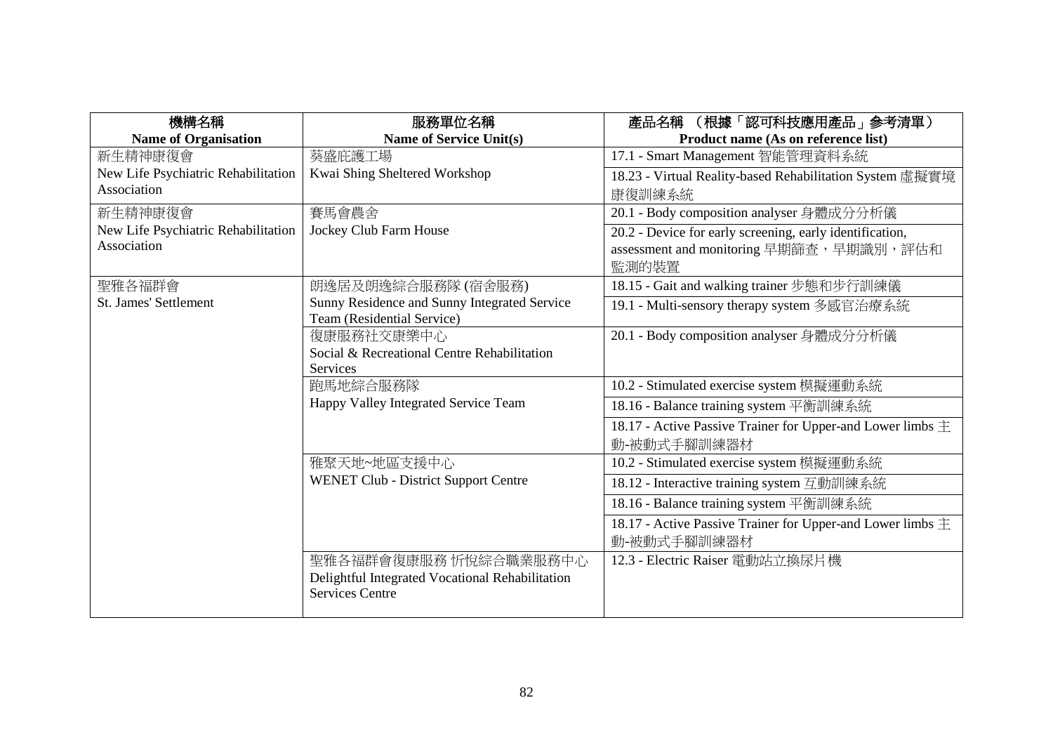| 機構名稱<br>Name of Organisation | 服務單位名稱<br>Name of Service Unit(s) | 產品名稱 （根據「認可科技應用產品」參考清單）<br>Product name (As on reference list) |
|---|---|---|
| 新生精神康復會<br>New Life Psychiatric Rehabilitation Association | 葵盛庇護工場<br>Kwai Shing Sheltered Workshop | 17.1 - Smart Management 智能管理資料系統 |
| | | 18.23 - Virtual Reality-based Rehabilitation System 虛擬實境康復訓練系統 |
| 新生精神康復會<br>New Life Psychiatric Rehabilitation Association | 賽馬會農舍<br>Jockey Club Farm House | 20.1 - Body composition analyser 身體成分分析儀 |
| | | 20.2 - Device for early screening, early identification, assessment and monitoring 早期篩查，早期識別，評估和監測的裝置 |
| 聖雅各福群會<br>St. James' Settlement | 朗逸居及朗逸綜合服務隊 (宿舍服務)<br>Sunny Residence and Sunny Integrated Service Team (Residential Service) | 18.15 - Gait and walking trainer 步態和步行訓練儀 |
| | | 19.1 - Multi-sensory therapy system 多感官治療系統 |
| | 復康服務社交康樂中心<br>Social & Recreational Centre Rehabilitation Services | 20.1 - Body composition analyser 身體成分分析儀 |
| | 跑馬地綜合服務隊<br>Happy Valley Integrated Service Team | 10.2 - Stimulated exercise system 模擬運動系統 |
| | | 18.16 - Balance training system 平衡訓練系統 |
| | | 18.17 - Active Passive Trainer for Upper-and Lower limbs 主動-被動式手腳訓練器材 |
| | 雅聚天地~地區支援中心<br>WENET Club - District Support Centre | 10.2 - Stimulated exercise system 模擬運動系統 |
| | | 18.12 - Interactive training system 互動訓練系統 |
| | | 18.16 - Balance training system 平衡訓練系統 |
| | | 18.17 - Active Passive Trainer for Upper-and Lower limbs 主動-被動式手腳訓練器材 |
| | 聖雅各福群會復康服務 忻悅綜合職業服務中心<br>Delightful Integrated Vocational Rehabilitation Services Centre | 12.3 - Electric Raiser 電動站立換尿片機 |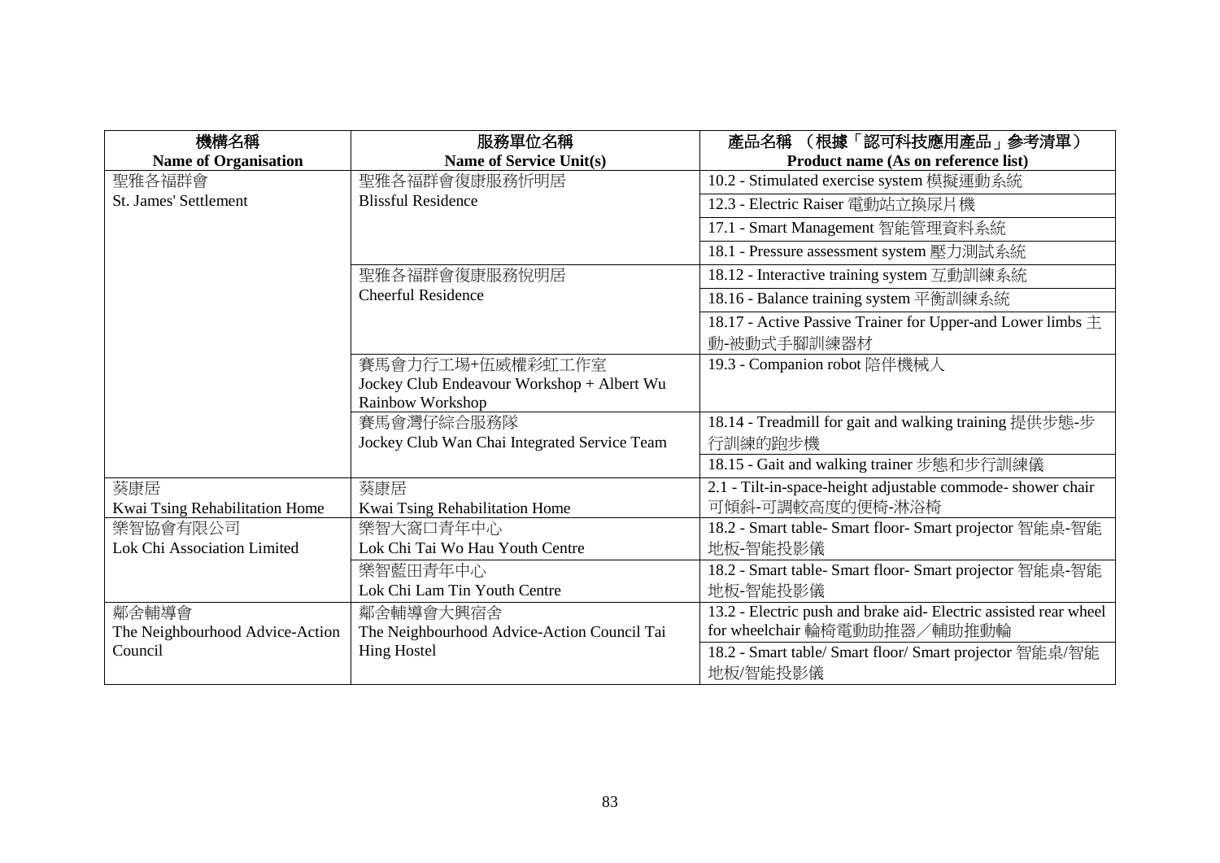| 機構名稱<br>**Name of Organisation** | 服務單位名稱<br>**Name of Service Unit(s)** | 產品名稱 （根據「認可科技應用產品」參考清單）<br>**Product name (As on reference list)** |
|---|---|---|
| 聖雅各福群會<br>St. James' Settlement | 聖雅各福群會復康服務忻明居<br>Blissful Residence | 10.2 - Stimulated exercise system 模擬運動系統 |
| | | 12.3 - Electric Raiser 電動站立換尿片機 |
| | | 17.1 - Smart Management 智能管理資料系統 |
| | | 18.1 - Pressure assessment system 壓力測試系統 |
| | 聖雅各福群會復康服務悅明居<br>Cheerful Residence | 18.12 - Interactive training system 互動訓練系統 |
| | | 18.16 - Balance training system 平衡訓練系統 |
| | | 18.17 - Active Passive Trainer for Upper-and Lower limbs 主動-被動式手腳訓練器材 |
| | 賽馬會力行工場+伍威權彩虹工作室<br>Jockey Club Endeavour Workshop + Albert Wu Rainbow Workshop | 19.3 - Companion robot 陪伴機械人 |
| | 賽馬會灣仔綜合服務隊<br>Jockey Club Wan Chai Integrated Service Team | 18.14 - Treadmill for gait and walking training 提供步態-步行訓練的跑步機 |
| | | 18.15 - Gait and walking trainer 步態和步行訓練儀 |
| 葵康居<br>Kwai Tsing Rehabilitation Home | 葵康居<br>Kwai Tsing Rehabilitation Home | 2.1 - Tilt-in-space-height adjustable commode- shower chair 可傾斜-可調較高度的便椅-淋浴椅 |
| 樂智協會有限公司<br>Lok Chi Association Limited | 樂智大窩口青年中心<br>Lok Chi Tai Wo Hau Youth Centre | 18.2 - Smart table- Smart floor- Smart projector 智能桌-智能地板-智能投影儀 |
| | 樂智藍田青年中心<br>Lok Chi Lam Tin Youth Centre | 18.2 - Smart table- Smart floor- Smart projector 智能桌-智能地板-智能投影儀 |
| 鄰舍輔導會<br>The Neighbourhood Advice-Action Council | 鄰舍輔導會大興宿舍<br>The Neighbourhood Advice-Action Council Tai Hing Hostel | 13.2 - Electric push and brake aid- Electric assisted rear wheel for wheelchair 輪椅電動助推器／輔助推動輪 |
| | | 18.2 - Smart table/ Smart floor/ Smart projector 智能桌/智能地板/智能投影儀 |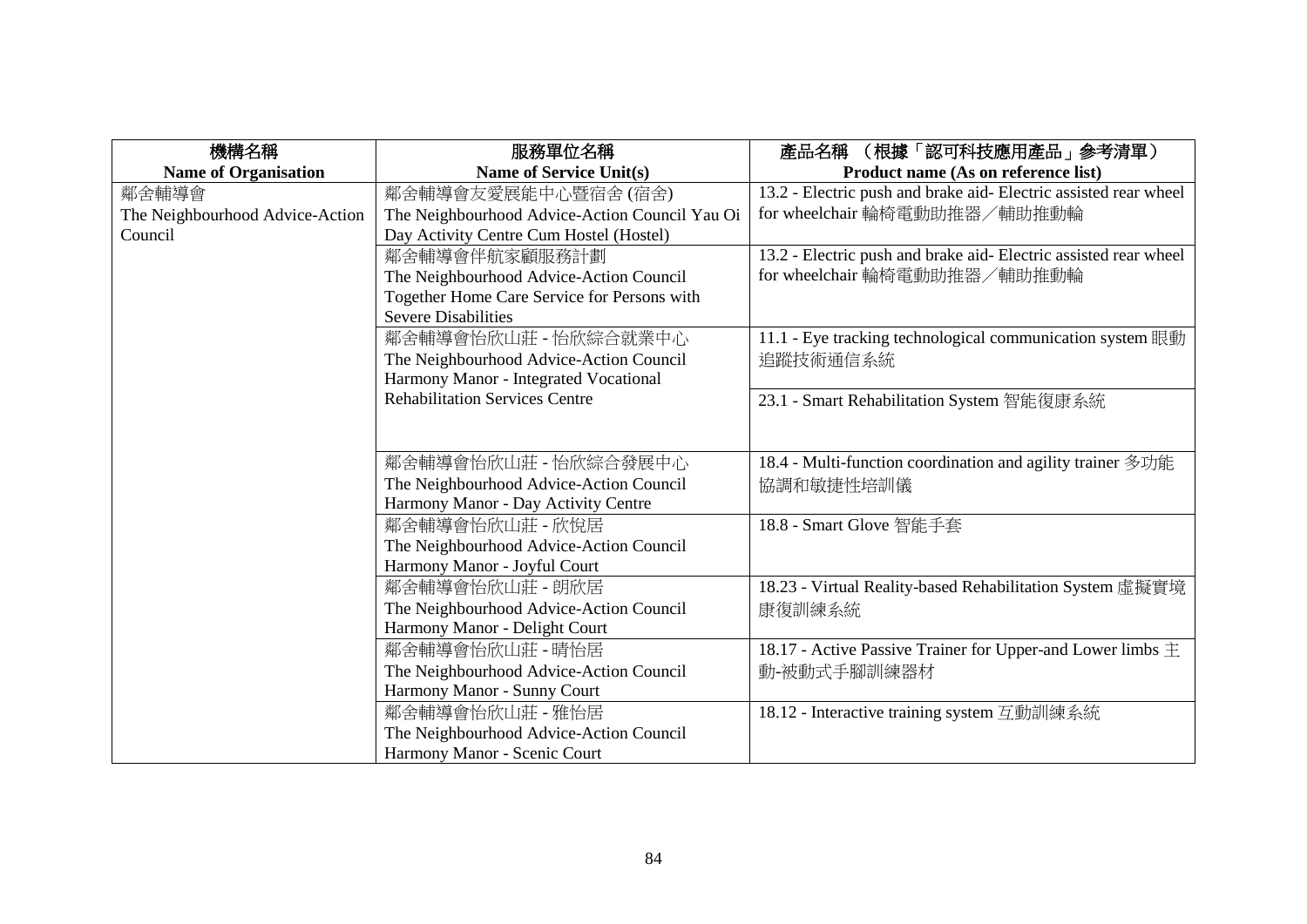| 機構名稱<br>**Name of Organisation** | 服務單位名稱<br>**Name of Service Unit(s)** | 產品名稱 （根據「認可科技應用產品」參考清單）<br>**Product name (As on reference list)** |
|---|---|---|
| 鄰舍輔導會<br>The Neighbourhood Advice-Action Council | 鄰舍輔導會友愛展能中心暨宿舍 (宿舍)<br>The Neighbourhood Advice-Action Council Yau Oi Day Activity Centre Cum Hostel (Hostel) | 13.2 - Electric push and brake aid- Electric assisted rear wheel for wheelchair 輪椅電動助推器／輔助推動輪 |
| | 鄰舍輔導會伴航家顧服務計劃<br>The Neighbourhood Advice-Action Council Together Home Care Service for Persons with Severe Disabilities | 13.2 - Electric push and brake aid- Electric assisted rear wheel for wheelchair 輪椅電動助推器／輔助推動輪 |
| | 鄰舍輔導會怡欣山莊 - 怡欣綜合就業中心<br>The Neighbourhood Advice-Action Council Harmony Manor - Integrated Vocational Rehabilitation Services Centre | 11.1 - Eye tracking technological communication system 眼動追蹤技術通信系統 |
| | | 23.1 - Smart Rehabilitation System 智能復康系統 |
| | 鄰舍輔導會怡欣山莊 - 怡欣綜合發展中心<br>The Neighbourhood Advice-Action Council Harmony Manor - Day Activity Centre | 18.4 - Multi-function coordination and agility trainer 多功能協調和敏捷性培訓儀 |
| | 鄰舍輔導會怡欣山莊 - 欣悅居<br>The Neighbourhood Advice-Action Council Harmony Manor - Joyful Court | 18.8 - Smart Glove 智能手套 |
| | 鄰舍輔導會怡欣山莊 - 朗欣居<br>The Neighbourhood Advice-Action Council Harmony Manor - Delight Court | 18.23 - Virtual Reality-based Rehabilitation System 虛擬實境康復訓練系統 |
| | 鄰舍輔導會怡欣山莊 - 晴怡居<br>The Neighbourhood Advice-Action Council Harmony Manor - Sunny Court | 18.17 - Active Passive Trainer for Upper-and Lower limbs 主動-被動式手腳訓練器材 |
| | 鄰舍輔導會怡欣山莊 - 雅怡居<br>The Neighbourhood Advice-Action Council Harmony Manor - Scenic Court | 18.12 - Interactive training system 互動訓練系統 |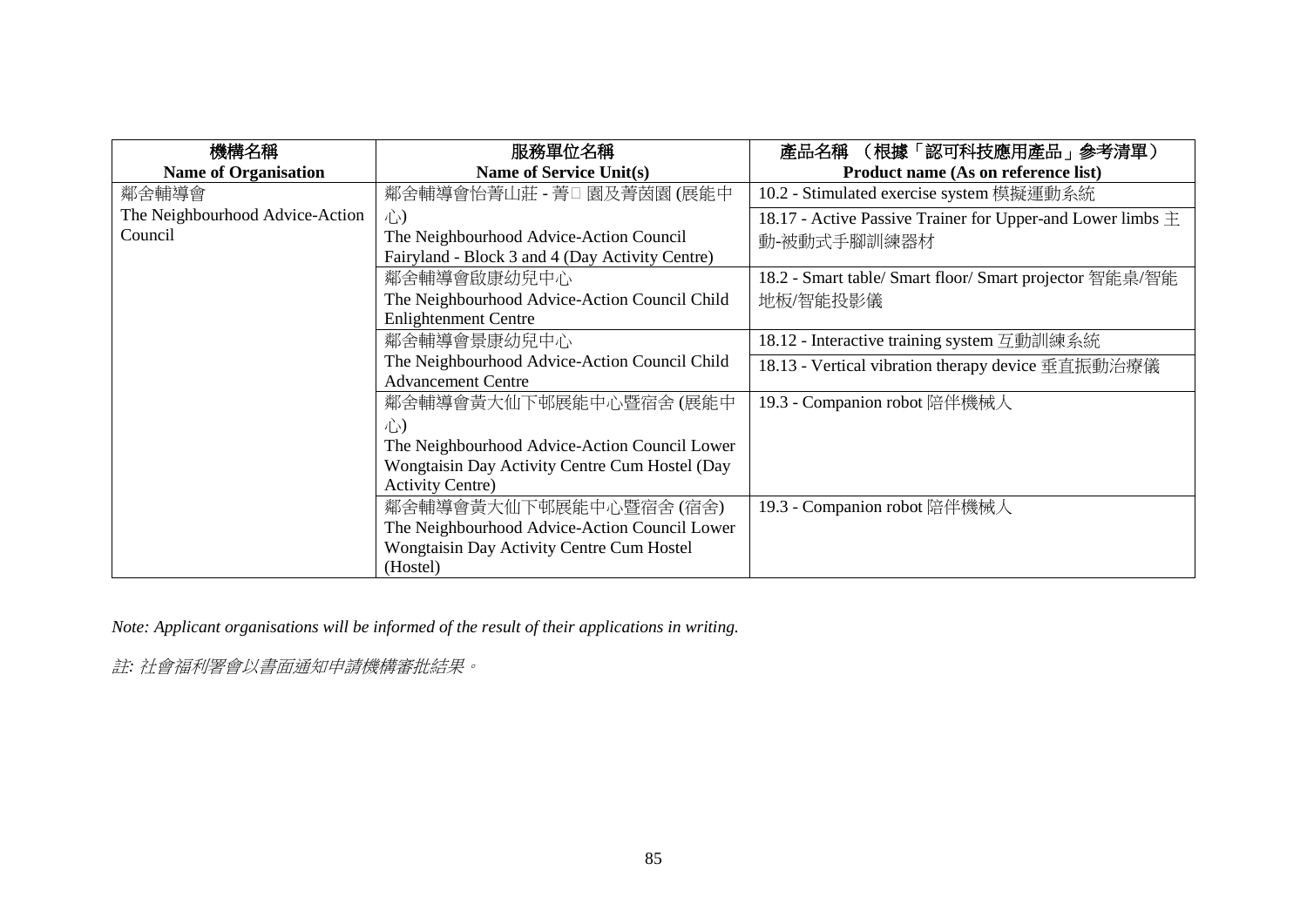| 機構名稱<br>**Name of Organisation** | 服務單位名稱<br>**Name of Service Unit(s)** | 產品名稱 （根據「認可科技應用產品」參考清單）<br>**Product name (As on reference list)** |
|---|---|---|
| 鄰舍輔導會<br>The Neighbourhood Advice-Action Council | 鄰舍輔導會怡菁山莊 - 菁□園及菁茵園 (展能中心)<br>The Neighbourhood Advice-Action Council Fairyland - Block 3 and 4 (Day Activity Centre) | 10.2 - Stimulated exercise system 模擬運動系統 |
| | | 18.17 - Active Passive Trainer for Upper-and Lower limbs 主動-被動式手腳訓練器材 |
| | 鄰舍輔導會啟康幼兒中心<br>The Neighbourhood Advice-Action Council Child Enlightenment Centre | 18.2 - Smart table/ Smart floor/ Smart projector 智能桌/智能地板/智能投影儀 |
| | 鄰舍輔導會景康幼兒中心<br>The Neighbourhood Advice-Action Council Child Advancement Centre | 18.12 - Interactive training system 互動訓練系統 |
| | | 18.13 - Vertical vibration therapy device 垂直振動治療儀 |
| | 鄰舍輔導會黃大仙下邨展能中心暨宿舍 (展能中心)<br>The Neighbourhood Advice-Action Council Lower Wongtaisin Day Activity Centre Cum Hostel (Day Activity Centre) | 19.3 - Companion robot 陪伴機械人 |
| | 鄰舍輔導會黃大仙下邨展能中心暨宿舍 (宿舍)<br>The Neighbourhood Advice-Action Council Lower Wongtaisin Day Activity Centre Cum Hostel (Hostel) | 19.3 - Companion robot 陪伴機械人 |

*Note: Applicant organisations will be informed of the result of their applications in writing.*

*註: 社會福利署會以書面通知申請機構審批結果。*